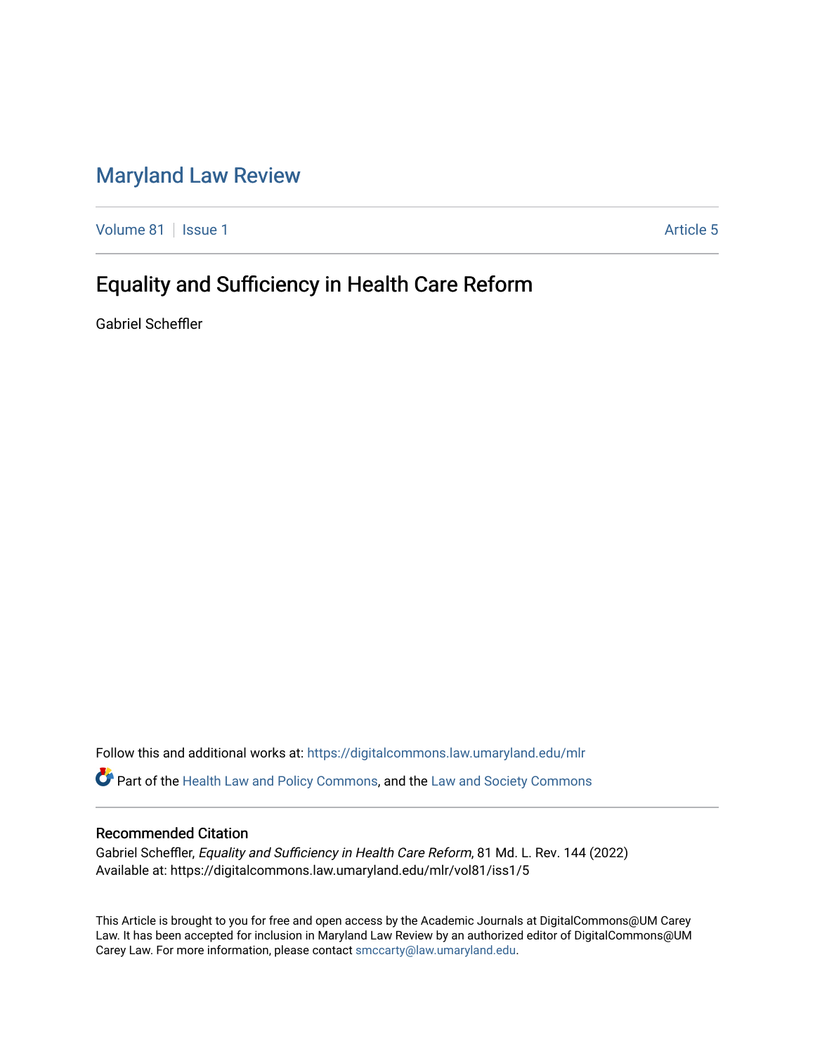# Maryland Law Review

Volume 81 | Issue 1 | Article 5

## Equality and Sufficiency in Health Care Reform

Gabriel Scheffler

Follow this and additional works at: https://digitalcommons.law.umaryland.edu/mlr

Part of the Health Law and Policy Commons, and the Law and Society Commons

### Recommended Citation

Gabriel Scheffler, *Equality and Sufficiency in Health Care Reform*, 81 Md. L. Rev. 144 (2022)
Available at: https://digitalcommons.law.umaryland.edu/mlr/vol81/iss1/5

This Article is brought to you for free and open access by the Academic Journals at DigitalCommons@UM Carey Law. It has been accepted for inclusion in Maryland Law Review by an authorized editor of DigitalCommons@UM Carey Law. For more information, please contact smccarty@law.umaryland.edu.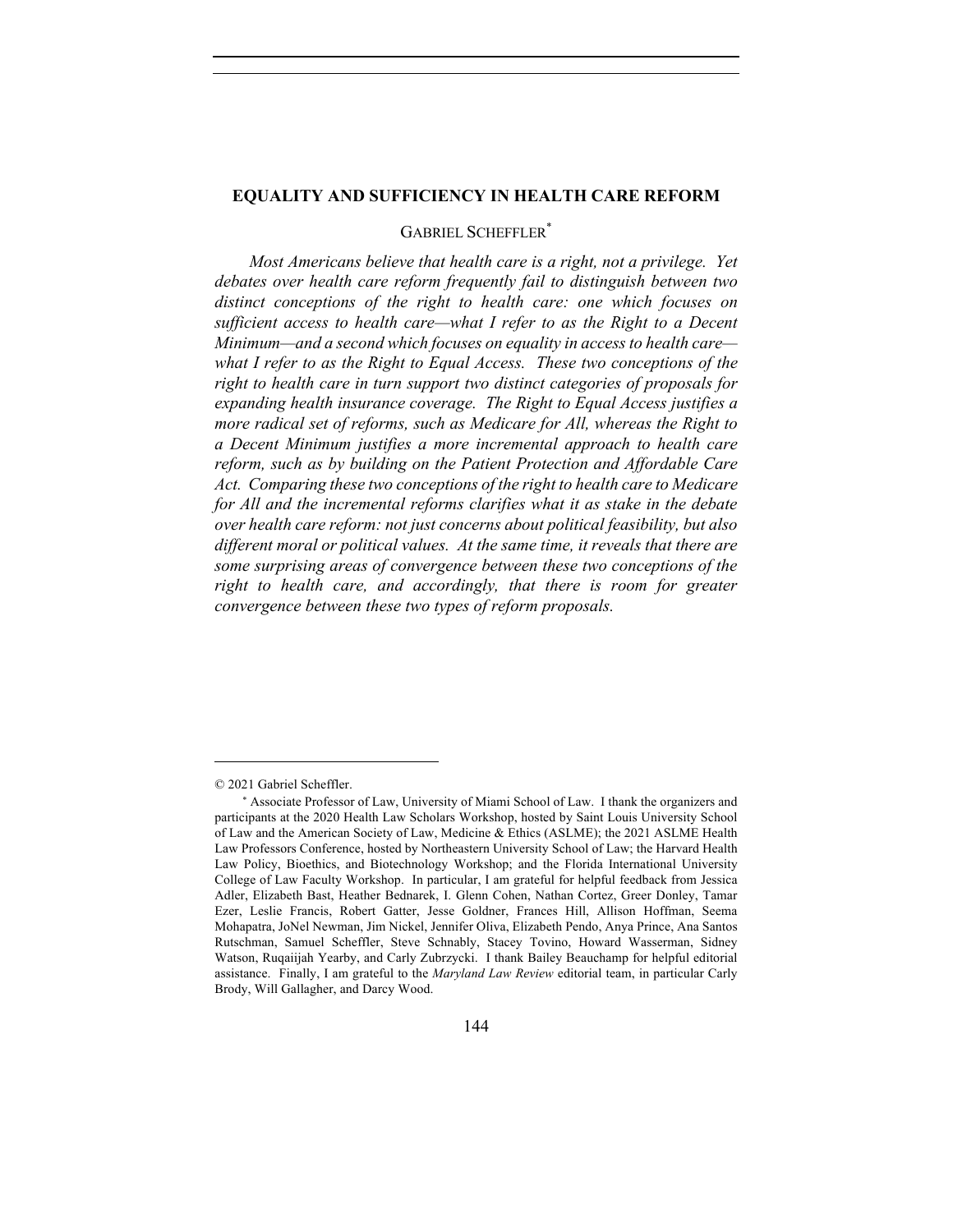# EQUALITY AND SUFFICIENCY IN HEALTH CARE REFORM

GABRIEL SCHEFFLER[*]

*Most Americans believe that health care is a right, not a privilege. Yet debates over health care reform frequently fail to distinguish between two distinct conceptions of the right to health care: one which focuses on sufficient access to health care—what I refer to as the Right to a Decent Minimum—and a second which focuses on equality in access to health care—what I refer to as the Right to Equal Access. These two conceptions of the right to health care in turn support two distinct categories of proposals for expanding health insurance coverage. The Right to Equal Access justifies a more radical set of reforms, such as Medicare for All, whereas the Right to a Decent Minimum justifies a more incremental approach to health care reform, such as by building on the Patient Protection and Affordable Care Act. Comparing these two conceptions of the right to health care to Medicare for All and the incremental reforms clarifies what it as stake in the debate over health care reform: not just concerns about political feasibility, but also different moral or political values. At the same time, it reveals that there are some surprising areas of convergence between these two conceptions of the right to health care, and accordingly, that there is room for greater convergence between these two types of reform proposals.*

---

© 2021 Gabriel Scheffler.

[*] Associate Professor of Law, University of Miami School of Law. I thank the organizers and participants at the 2020 Health Law Scholars Workshop, hosted by Saint Louis University School of Law and the American Society of Law, Medicine & Ethics (ASLME); the 2021 ASLME Health Law Professors Conference, hosted by Northeastern University School of Law; the Harvard Health Law Policy, Bioethics, and Biotechnology Workshop; and the Florida International University College of Law Faculty Workshop. In particular, I am grateful for helpful feedback from Jessica Adler, Elizabeth Bast, Heather Bednarek, I. Glenn Cohen, Nathan Cortez, Greer Donley, Tamar Ezer, Leslie Francis, Robert Gatter, Jesse Goldner, Frances Hill, Allison Hoffman, Seema Mohapatra, JoNel Newman, Jim Nickel, Jennifer Oliva, Elizabeth Pendo, Anya Prince, Ana Santos Rutschman, Samuel Scheffler, Steve Schnably, Stacey Tovino, Howard Wasserman, Sidney Watson, Ruqaiijah Yearby, and Carly Zubrzycki. I thank Bailey Beauchamp for helpful editorial assistance. Finally, I am grateful to the *Maryland Law Review* editorial team, in particular Carly Brody, Will Gallagher, and Darcy Wood.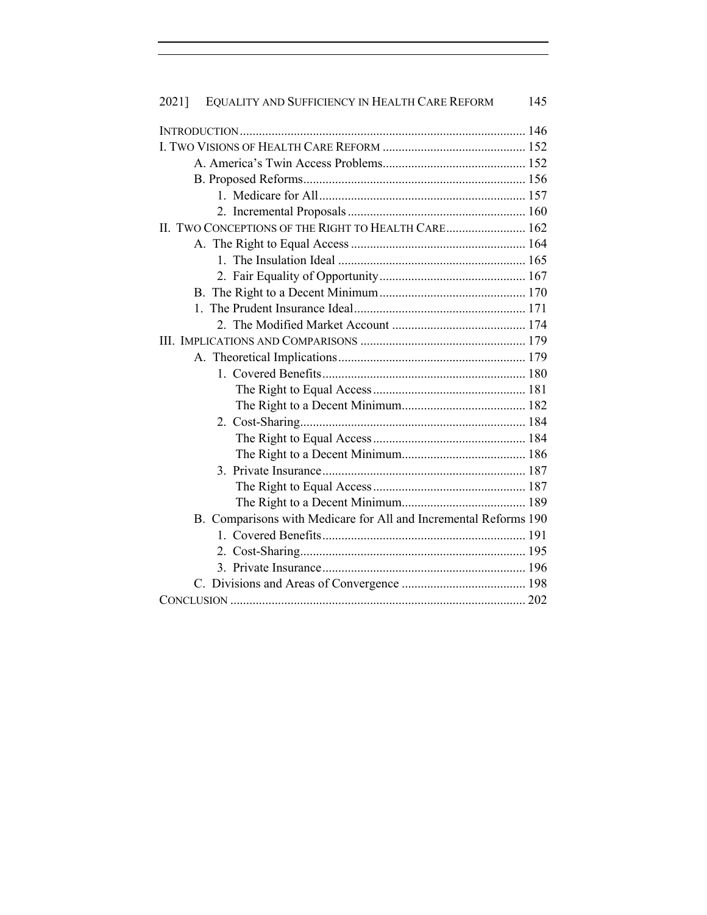INTRODUCTION ........................................................................................ 146

I. TWO VISIONS OF HEALTH CARE REFORM ............................................ 152

- A. America's Twin Access Problems............................................ 152
- B. Proposed Reforms..................................................................... 156
  - 1. Medicare for All................................................................ 157
  - 2. Incremental Proposals........................................................ 160

II. TWO CONCEPTIONS OF THE RIGHT TO HEALTH CARE......................... 162

- A. The Right to Equal Access....................................................... 164
  - 1. The Insulation Ideal ........................................................... 165
  - 2. Fair Equality of Opportunity.............................................. 167
- B. The Right to a Decent Minimum.............................................. 170
  - 1. The Prudent Insurance Ideal..................................................... 171
  - 2. The Modified Market Account .......................................... 174

III. IMPLICATIONS AND COMPARISONS ................................................... 179

- A. Theoretical Implications........................................................... 179
  - 1. Covered Benefits................................................................ 180
    - The Right to Equal Access................................................ 181
    - The Right to a Decent Minimum....................................... 182
  - 2. Cost-Sharing....................................................................... 184
    - The Right to Equal Access................................................ 184
    - The Right to a Decent Minimum....................................... 186
  - 3. Private Insurance................................................................ 187
    - The Right to Equal Access................................................ 187
    - The Right to a Decent Minimum....................................... 189
- B. Comparisons with Medicare for All and Incremental Reforms 190
  - 1. Covered Benefits................................................................ 191
  - 2. Cost-Sharing....................................................................... 195
  - 3. Private Insurance................................................................ 196
- C. Divisions and Areas of Convergence ....................................... 198

CONCLUSION ............................................................................................ 202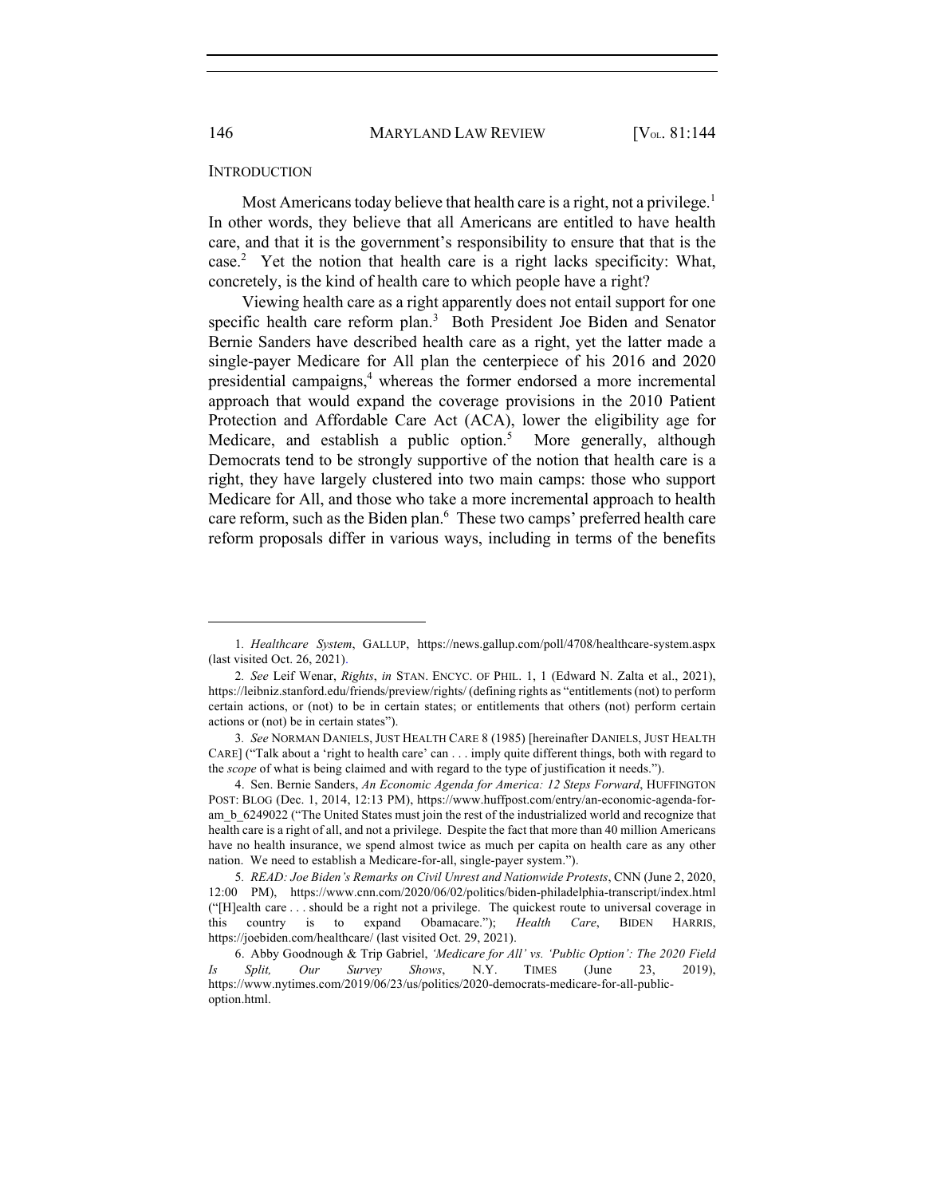## INTRODUCTION

Most Americans today believe that health care is a right, not a privilege.[1] In other words, they believe that all Americans are entitled to have health care, and that it is the government's responsibility to ensure that that is the case.[2] Yet the notion that health care is a right lacks specificity: What, concretely, is the kind of health care to which people have a right?

Viewing health care as a right apparently does not entail support for one specific health care reform plan.[3] Both President Joe Biden and Senator Bernie Sanders have described health care as a right, yet the latter made a single-payer Medicare for All plan the centerpiece of his 2016 and 2020 presidential campaigns,[4] whereas the former endorsed a more incremental approach that would expand the coverage provisions in the 2010 Patient Protection and Affordable Care Act (ACA), lower the eligibility age for Medicare, and establish a public option.[5] More generally, although Democrats tend to be strongly supportive of the notion that health care is a right, they have largely clustered into two main camps: those who support Medicare for All, and those who take a more incremental approach to health care reform, such as the Biden plan.[6] These two camps' preferred health care reform proposals differ in various ways, including in terms of the benefits

---

1. *Healthcare System*, GALLUP, https://news.gallup.com/poll/4708/healthcare-system.aspx (last visited Oct. 26, 2021).

2. *See* Leif Wenar, *Rights*, *in* STAN. ENCYC. OF PHIL. 1, 1 (Edward N. Zalta et al., 2021), https://leibniz.stanford.edu/friends/preview/rights/ (defining rights as "entitlements (not) to perform certain actions, or (not) to be in certain states; or entitlements that others (not) perform certain actions or (not) be in certain states").

3. *See* NORMAN DANIELS, JUST HEALTH CARE 8 (1985) [hereinafter DANIELS, JUST HEALTH CARE] ("Talk about a 'right to health care' can . . . imply quite different things, both with regard to the *scope* of what is being claimed and with regard to the type of justification it needs.").

4. Sen. Bernie Sanders, *An Economic Agenda for America: 12 Steps Forward*, HUFFINGTON POST: BLOG (Dec. 1, 2014, 12:13 PM), https://www.huffpost.com/entry/an-economic-agenda-for-am_b_6249022 ("The United States must join the rest of the industrialized world and recognize that health care is a right of all, and not a privilege. Despite the fact that more than 40 million Americans have no health insurance, we spend almost twice as much per capita on health care as any other nation. We need to establish a Medicare-for-all, single-payer system.").

5. *READ: Joe Biden's Remarks on Civil Unrest and Nationwide Protests*, CNN (June 2, 2020, 12:00 PM), https://www.cnn.com/2020/06/02/politics/biden-philadelphia-transcript/index.html ("[H]ealth care . . . should be a right not a privilege. The quickest route to universal coverage in this country is to expand Obamacare."); *Health Care*, BIDEN HARRIS, https://joebiden.com/healthcare/ (last visited Oct. 29, 2021).

6. Abby Goodnough & Trip Gabriel, *'Medicare for All' vs. 'Public Option': The 2020 Field Is Split, Our Survey Shows*, N.Y. TIMES (June 23, 2019), https://www.nytimes.com/2019/06/23/us/politics/2020-democrats-medicare-for-all-public-option.html.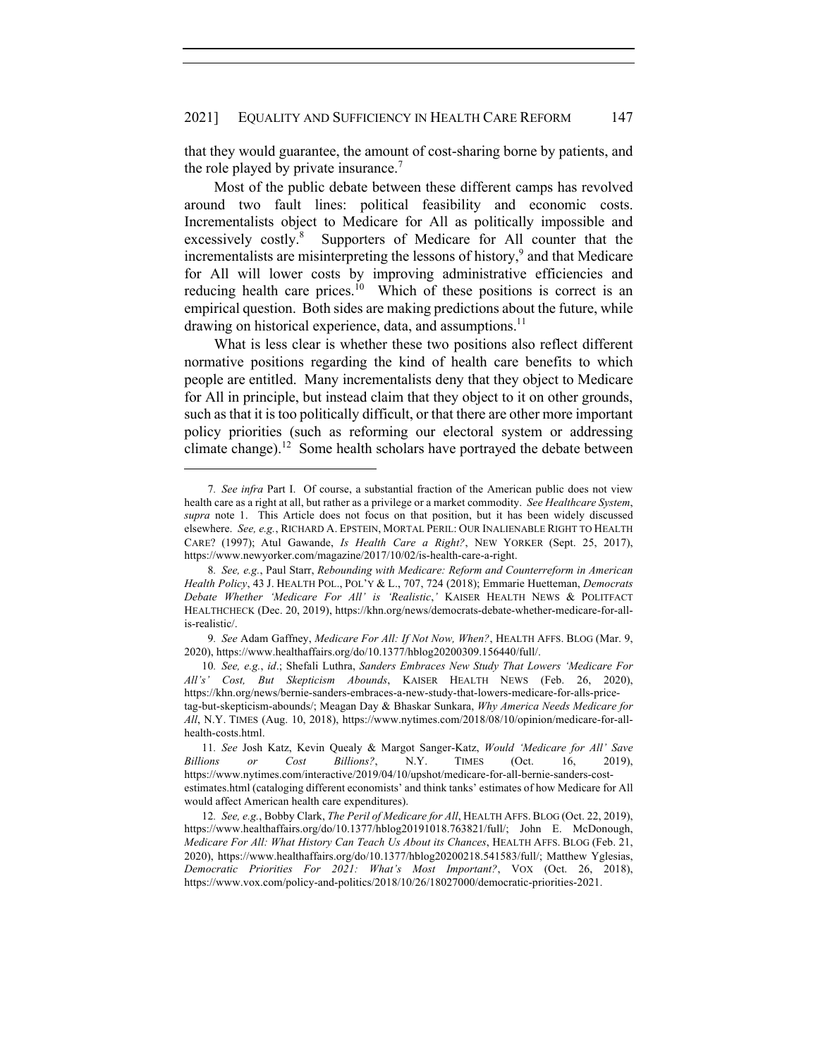that they would guarantee, the amount of cost-sharing borne by patients, and the role played by private insurance.[7]

Most of the public debate between these different camps has revolved around two fault lines: political feasibility and economic costs. Incrementalists object to Medicare for All as politically impossible and excessively costly.[8] Supporters of Medicare for All counter that the incrementalists are misinterpreting the lessons of history,[9] and that Medicare for All will lower costs by improving administrative efficiencies and reducing health care prices.[10] Which of these positions is correct is an empirical question. Both sides are making predictions about the future, while drawing on historical experience, data, and assumptions.[11]

What is less clear is whether these two positions also reflect different normative positions regarding the kind of health care benefits to which people are entitled. Many incrementalists deny that they object to Medicare for All in principle, but instead claim that they object to it on other grounds, such as that it is too politically difficult, or that there are other more important policy priorities (such as reforming our electoral system or addressing climate change).[12] Some health scholars have portrayed the debate between

---

7. *See infra* Part I. Of course, a substantial fraction of the American public does not view health care as a right at all, but rather as a privilege or a market commodity. *See Healthcare System*, *supra* note 1. This Article does not focus on that position, but it has been widely discussed elsewhere. *See, e.g.*, RICHARD A. EPSTEIN, MORTAL PERIL: OUR INALIENABLE RIGHT TO HEALTH CARE? (1997); Atul Gawande, *Is Health Care a Right?*, NEW YORKER (Sept. 25, 2017), https://www.newyorker.com/magazine/2017/10/02/is-health-care-a-right.

8. *See, e.g.*, Paul Starr, *Rebounding with Medicare: Reform and Counterreform in American Health Policy*, 43 J. HEALTH POL., POL'Y & L., 707, 724 (2018); Emmarie Huetteman, *Democrats Debate Whether 'Medicare For All' is 'Realistic*,*'* KAISER HEALTH NEWS & POLITFACT HEALTHCHECK (Dec. 20, 2019), https://khn.org/news/democrats-debate-whether-medicare-for-all-is-realistic/.

9. *See* Adam Gaffney, *Medicare For All: If Not Now, When?*, HEALTH AFFS. BLOG (Mar. 9, 2020), https://www.healthaffairs.org/do/10.1377/hblog20200309.156440/full/.

10. *See, e.g.*, *id*.; Shefali Luthra, *Sanders Embraces New Study That Lowers 'Medicare For All's' Cost, But Skepticism Abounds*, KAISER HEALTH NEWS (Feb. 26, 2020), https://khn.org/news/bernie-sanders-embraces-a-new-study-that-lowers-medicare-for-alls-price-tag-but-skepticism-abounds/; Meagan Day & Bhaskar Sunkara, *Why America Needs Medicare for All*, N.Y. TIMES (Aug. 10, 2018), https://www.nytimes.com/2018/08/10/opinion/medicare-for-all-health-costs.html.

11. *See* Josh Katz, Kevin Quealy & Margot Sanger-Katz, *Would 'Medicare for All' Save Billions or Cost Billions?*, N.Y. TIMES (Oct. 16, 2019), https://www.nytimes.com/interactive/2019/04/10/upshot/medicare-for-all-bernie-sanders-cost-estimates.html (cataloging different economists' and think tanks' estimates of how Medicare for All would affect American health care expenditures).

12. *See, e.g.*, Bobby Clark, *The Peril of Medicare for All*, HEALTH AFFS. BLOG (Oct. 22, 2019), https://www.healthaffairs.org/do/10.1377/hblog20191018.763821/full/; John E. McDonough, *Medicare For All: What History Can Teach Us About its Chances*, HEALTH AFFS. BLOG (Feb. 21, 2020), https://www.healthaffairs.org/do/10.1377/hblog20200218.541583/full/; Matthew Yglesias, *Democratic Priorities For 2021: What's Most Important?*, VOX (Oct. 26, 2018), https://www.vox.com/policy-and-politics/2018/10/26/18027000/democratic-priorities-2021.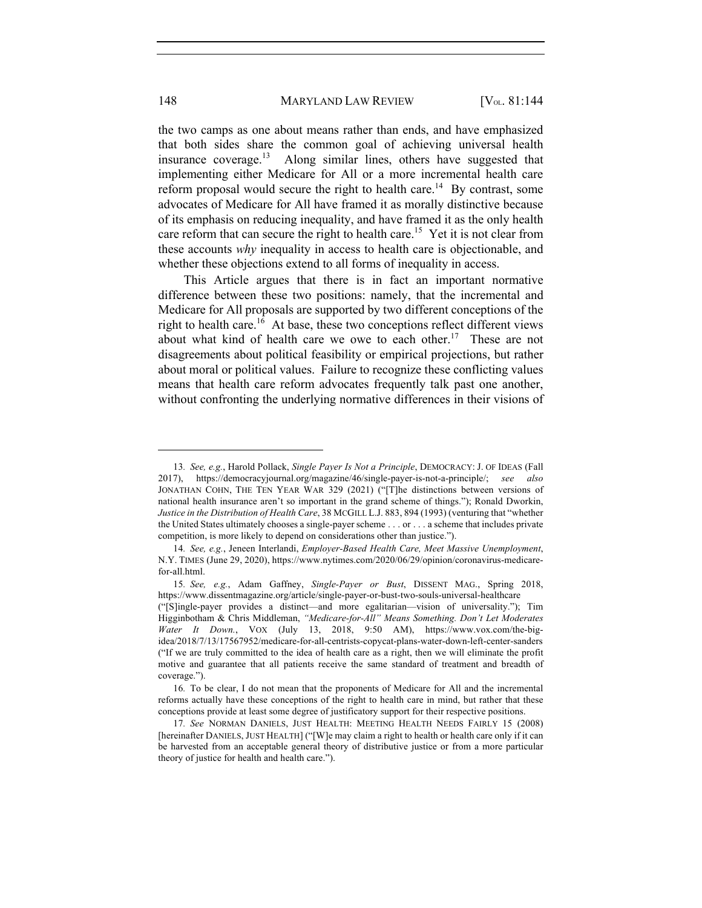the two camps as one about means rather than ends, and have emphasized that both sides share the common goal of achieving universal health insurance coverage.[13] Along similar lines, others have suggested that implementing either Medicare for All or a more incremental health care reform proposal would secure the right to health care.[14] By contrast, some advocates of Medicare for All have framed it as morally distinctive because of its emphasis on reducing inequality, and have framed it as the only health care reform that can secure the right to health care.[15] Yet it is not clear from these accounts *why* inequality in access to health care is objectionable, and whether these objections extend to all forms of inequality in access.

This Article argues that there is in fact an important normative difference between these two positions: namely, that the incremental and Medicare for All proposals are supported by two different conceptions of the right to health care.[16] At base, these two conceptions reflect different views about what kind of health care we owe to each other.[17] These are not disagreements about political feasibility or empirical projections, but rather about moral or political values. Failure to recognize these conflicting values means that health care reform advocates frequently talk past one another, without confronting the underlying normative differences in their visions of

---

13. *See, e.g.*, Harold Pollack, *Single Payer Is Not a Principle*, DEMOCRACY: J. OF IDEAS (Fall 2017), https://democracyjournal.org/magazine/46/single-payer-is-not-a-principle/; *see also* JONATHAN COHN, THE TEN YEAR WAR 329 (2021) ("[T]he distinctions between versions of national health insurance aren't so important in the grand scheme of things."); Ronald Dworkin, *Justice in the Distribution of Health Care*, 38 MCGILL L.J. 883, 894 (1993) (venturing that "whether the United States ultimately chooses a single-payer scheme . . . or . . . a scheme that includes private competition, is more likely to depend on considerations other than justice.").

14. *See, e.g.*, Jeneen Interlandi, *Employer-Based Health Care, Meet Massive Unemployment*, N.Y. TIMES (June 29, 2020), https://www.nytimes.com/2020/06/29/opinion/coronavirus-medicare-for-all.html.

15. *See, e.g.*, Adam Gaffney, *Single-Payer or Bust*, DISSENT MAG., Spring 2018, https://www.dissentmagazine.org/article/single-payer-or-bust-two-souls-universal-healthcare ("[S]ingle-payer provides a distinct—and more egalitarian—vision of universality."); Tim Higginbotham & Chris Middleman, *"Medicare-for-All" Means Something. Don't Let Moderates Water It Down.*, VOX (July 13, 2018, 9:50 AM), https://www.vox.com/the-big-idea/2018/7/13/17567952/medicare-for-all-centrists-copycat-plans-water-down-left-center-sanders ("If we are truly committed to the idea of health care as a right, then we will eliminate the profit motive and guarantee that all patients receive the same standard of treatment and breadth of coverage.").

16. To be clear, I do not mean that the proponents of Medicare for All and the incremental reforms actually have these conceptions of the right to health care in mind, but rather that these conceptions provide at least some degree of justificatory support for their respective positions.

17. *See* NORMAN DANIELS, JUST HEALTH: MEETING HEALTH NEEDS FAIRLY 15 (2008) [hereinafter DANIELS, JUST HEALTH] ("[W]e may claim a right to health or health care only if it can be harvested from an acceptable general theory of distributive justice or from a more particular theory of justice for health and health care.").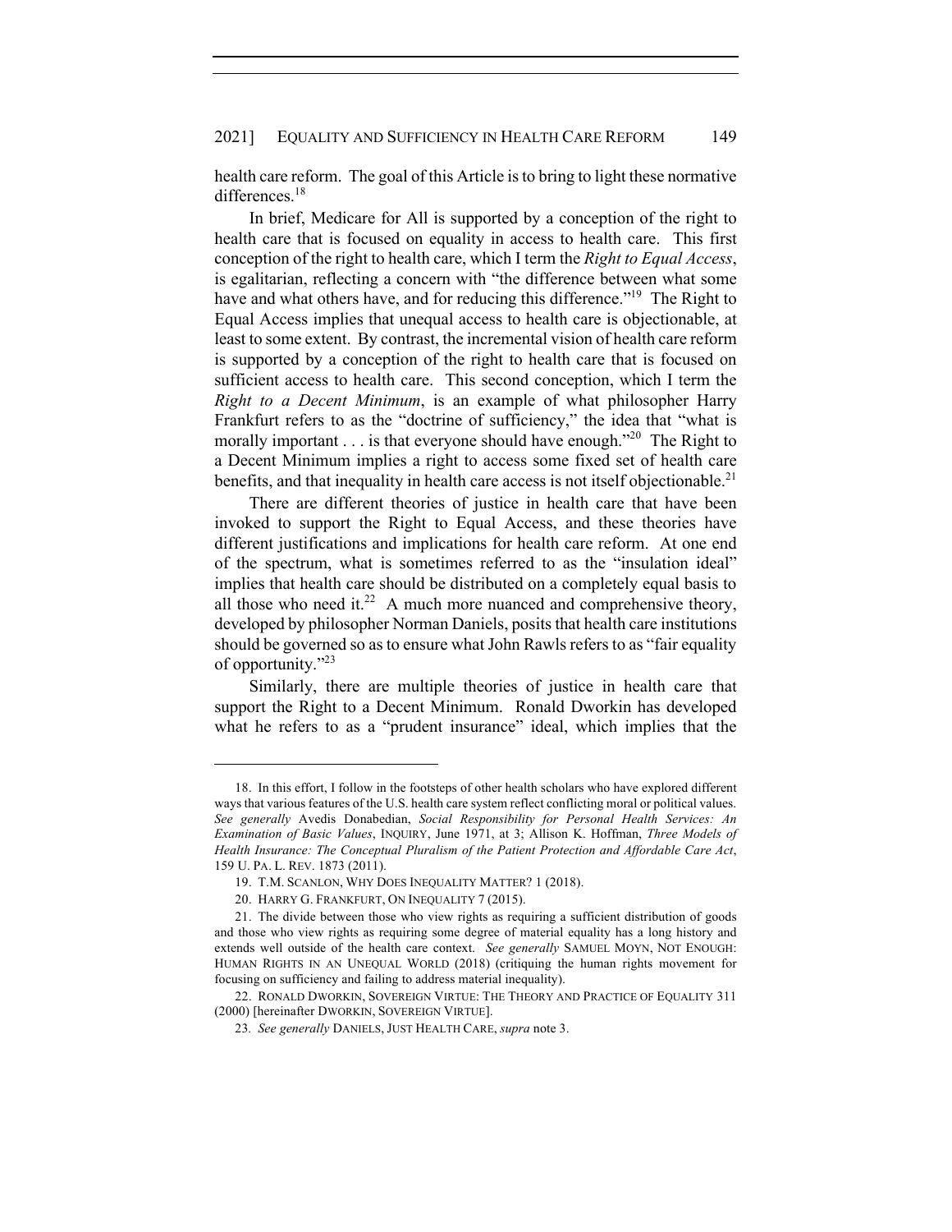health care reform. The goal of this Article is to bring to light these normative differences.[18]

In brief, Medicare for All is supported by a conception of the right to health care that is focused on equality in access to health care. This first conception of the right to health care, which I term the *Right to Equal Access*, is egalitarian, reflecting a concern with "the difference between what some have and what others have, and for reducing this difference."[19] The Right to Equal Access implies that unequal access to health care is objectionable, at least to some extent. By contrast, the incremental vision of health care reform is supported by a conception of the right to health care that is focused on sufficient access to health care. This second conception, which I term the *Right to a Decent Minimum*, is an example of what philosopher Harry Frankfurt refers to as the "doctrine of sufficiency," the idea that "what is morally important . . . is that everyone should have enough."[20] The Right to a Decent Minimum implies a right to access some fixed set of health care benefits, and that inequality in health care access is not itself objectionable.[21]

There are different theories of justice in health care that have been invoked to support the Right to Equal Access, and these theories have different justifications and implications for health care reform. At one end of the spectrum, what is sometimes referred to as the "insulation ideal" implies that health care should be distributed on a completely equal basis to all those who need it.[22] A much more nuanced and comprehensive theory, developed by philosopher Norman Daniels, posits that health care institutions should be governed so as to ensure what John Rawls refers to as "fair equality of opportunity."[23]

Similarly, there are multiple theories of justice in health care that support the Right to a Decent Minimum. Ronald Dworkin has developed what he refers to as a "prudent insurance" ideal, which implies that the

---

18. In this effort, I follow in the footsteps of other health scholars who have explored different ways that various features of the U.S. health care system reflect conflicting moral or political values. *See generally* Avedis Donabedian, *Social Responsibility for Personal Health Services: An Examination of Basic Values*, INQUIRY, June 1971, at 3; Allison K. Hoffman, *Three Models of Health Insurance: The Conceptual Pluralism of the Patient Protection and Affordable Care Act*, 159 U. PA. L. REV. 1873 (2011).

19. T.M. SCANLON, WHY DOES INEQUALITY MATTER? 1 (2018).

20. HARRY G. FRANKFURT, ON INEQUALITY 7 (2015).

21. The divide between those who view rights as requiring a sufficient distribution of goods and those who view rights as requiring some degree of material equality has a long history and extends well outside of the health care context. *See generally* SAMUEL MOYN, NOT ENOUGH: HUMAN RIGHTS IN AN UNEQUAL WORLD (2018) (critiquing the human rights movement for focusing on sufficiency and failing to address material inequality).

22. RONALD DWORKIN, SOVEREIGN VIRTUE: THE THEORY AND PRACTICE OF EQUALITY 311 (2000) [hereinafter DWORKIN, SOVEREIGN VIRTUE].

23. *See generally* DANIELS, JUST HEALTH CARE, *supra* note 3.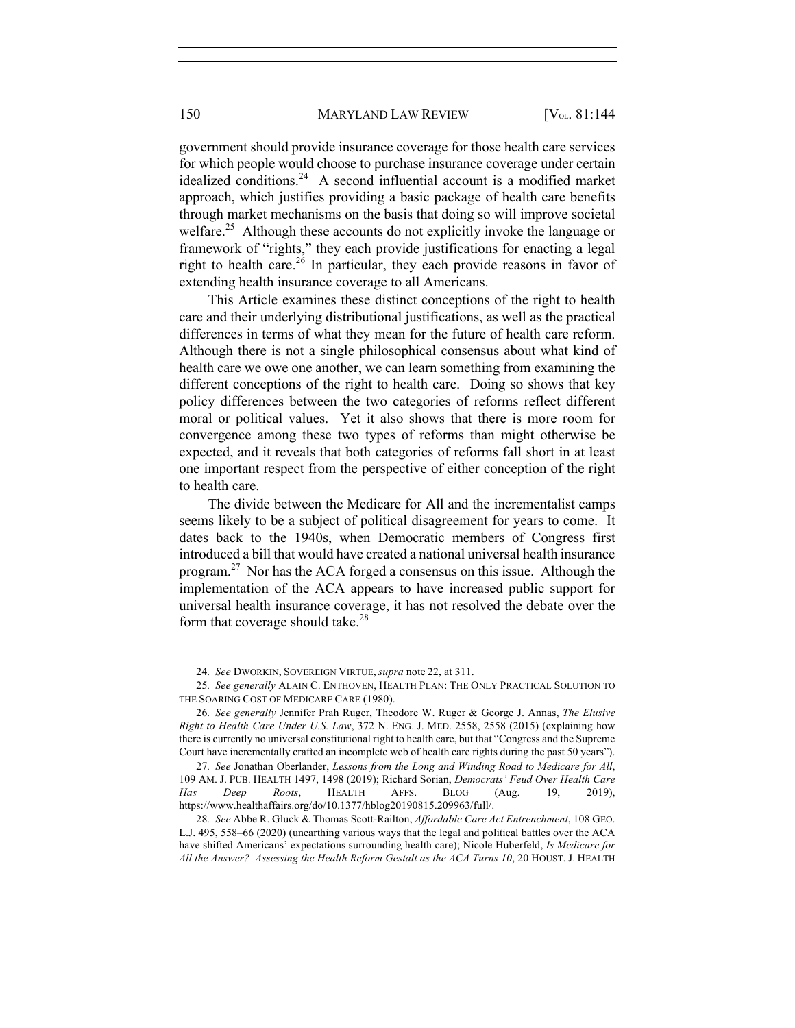government should provide insurance coverage for those health care services for which people would choose to purchase insurance coverage under certain idealized conditions.[24] A second influential account is a modified market approach, which justifies providing a basic package of health care benefits through market mechanisms on the basis that doing so will improve societal welfare.[25] Although these accounts do not explicitly invoke the language or framework of "rights," they each provide justifications for enacting a legal right to health care.[26] In particular, they each provide reasons in favor of extending health insurance coverage to all Americans.

This Article examines these distinct conceptions of the right to health care and their underlying distributional justifications, as well as the practical differences in terms of what they mean for the future of health care reform. Although there is not a single philosophical consensus about what kind of health care we owe one another, we can learn something from examining the different conceptions of the right to health care. Doing so shows that key policy differences between the two categories of reforms reflect different moral or political values. Yet it also shows that there is more room for convergence among these two types of reforms than might otherwise be expected, and it reveals that both categories of reforms fall short in at least one important respect from the perspective of either conception of the right to health care.

The divide between the Medicare for All and the incrementalist camps seems likely to be a subject of political disagreement for years to come. It dates back to the 1940s, when Democratic members of Congress first introduced a bill that would have created a national universal health insurance program.[27] Nor has the ACA forged a consensus on this issue. Although the implementation of the ACA appears to have increased public support for universal health insurance coverage, it has not resolved the debate over the form that coverage should take.[28]

---

24. *See* DWORKIN, SOVEREIGN VIRTUE, *supra* note 22, at 311.

25. *See generally* ALAIN C. ENTHOVEN, HEALTH PLAN: THE ONLY PRACTICAL SOLUTION TO THE SOARING COST OF MEDICARE CARE (1980).

26. *See generally* Jennifer Prah Ruger, Theodore W. Ruger & George J. Annas, *The Elusive Right to Health Care Under U.S. Law*, 372 N. ENG. J. MED. 2558, 2558 (2015) (explaining how there is currently no universal constitutional right to health care, but that "Congress and the Supreme Court have incrementally crafted an incomplete web of health care rights during the past 50 years").

27. *See* Jonathan Oberlander, *Lessons from the Long and Winding Road to Medicare for All*, 109 AM. J. PUB. HEALTH 1497, 1498 (2019); Richard Sorian, *Democrats' Feud Over Health Care Has Deep Roots*, HEALTH AFFS. BLOG (Aug. 19, 2019), https://www.healthaffairs.org/do/10.1377/hblog20190815.209963/full/.

28. *See* Abbe R. Gluck & Thomas Scott-Railton, *Affordable Care Act Entrenchment*, 108 GEO. L.J. 495, 558–66 (2020) (unearthing various ways that the legal and political battles over the ACA have shifted Americans' expectations surrounding health care); Nicole Huberfeld, *Is Medicare for All the Answer? Assessing the Health Reform Gestalt as the ACA Turns 10*, 20 HOUST. J. HEALTH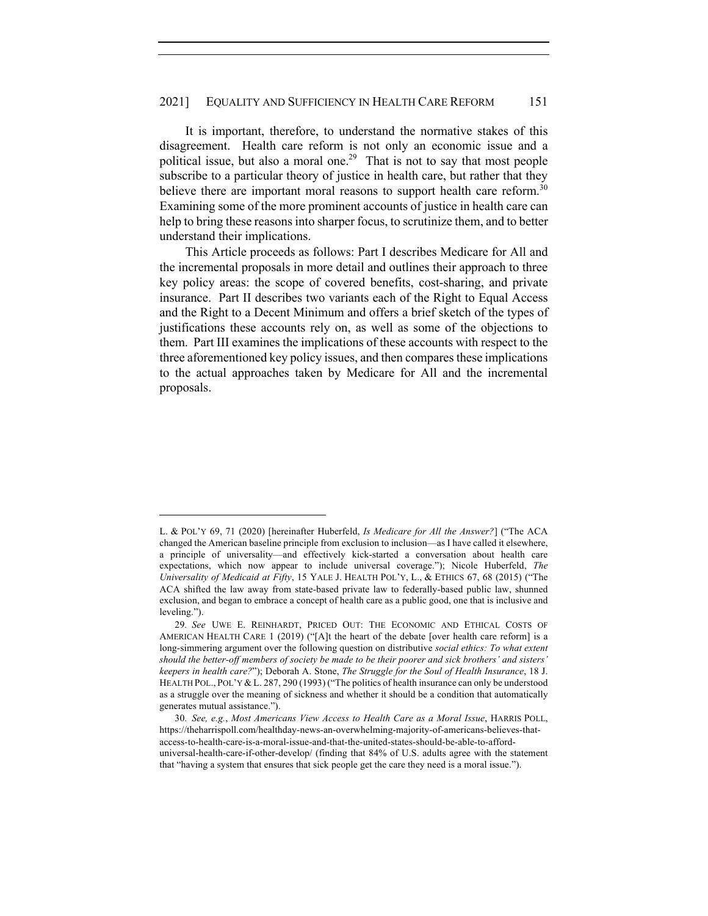It is important, therefore, to understand the normative stakes of this disagreement. Health care reform is not only an economic issue and a political issue, but also a moral one.[29] That is not to say that most people subscribe to a particular theory of justice in health care, but rather that they believe there are important moral reasons to support health care reform.[30] Examining some of the more prominent accounts of justice in health care can help to bring these reasons into sharper focus, to scrutinize them, and to better understand their implications.

This Article proceeds as follows: Part I describes Medicare for All and the incremental proposals in more detail and outlines their approach to three key policy areas: the scope of covered benefits, cost-sharing, and private insurance. Part II describes two variants each of the Right to Equal Access and the Right to a Decent Minimum and offers a brief sketch of the types of justifications these accounts rely on, as well as some of the objections to them. Part III examines the implications of these accounts with respect to the three aforementioned key policy issues, and then compares these implications to the actual approaches taken by Medicare for All and the incremental proposals.

---

L. & POL'Y 69, 71 (2020) [hereinafter Huberfeld, *Is Medicare for All the Answer?*] ("The ACA changed the American baseline principle from exclusion to inclusion—as I have called it elsewhere, a principle of universality—and effectively kick-started a conversation about health care expectations, which now appear to include universal coverage."); Nicole Huberfeld, *The Universality of Medicaid at Fifty*, 15 YALE J. HEALTH POL'Y, L., & ETHICS 67, 68 (2015) ("The ACA shifted the law away from state-based private law to federally-based public law, shunned exclusion, and began to embrace a concept of health care as a public good, one that is inclusive and leveling.").

29. *See* UWE E. REINHARDT, PRICED OUT: THE ECONOMIC AND ETHICAL COSTS OF AMERICAN HEALTH CARE 1 (2019) ("[A]t the heart of the debate [over health care reform] is a long-simmering argument over the following question on distributive *social ethics: To what extent should the better-off members of society be made to be their poorer and sick brothers' and sisters' keepers in health care?*"); Deborah A. Stone, *The Struggle for the Soul of Health Insurance*, 18 J. HEALTH POL., POL'Y & L. 287, 290 (1993) ("The politics of health insurance can only be understood as a struggle over the meaning of sickness and whether it should be a condition that automatically generates mutual assistance.").

30. *See, e.g.*, *Most Americans View Access to Health Care as a Moral Issue*, HARRIS POLL, https://theharrispoll.com/healthday-news-an-overwhelming-majority-of-americans-believes-that-access-to-health-care-is-a-moral-issue-and-that-the-united-states-should-be-able-to-afford-universal-health-care-if-other-develop/ (finding that 84% of U.S. adults agree with the statement that "having a system that ensures that sick people get the care they need is a moral issue.").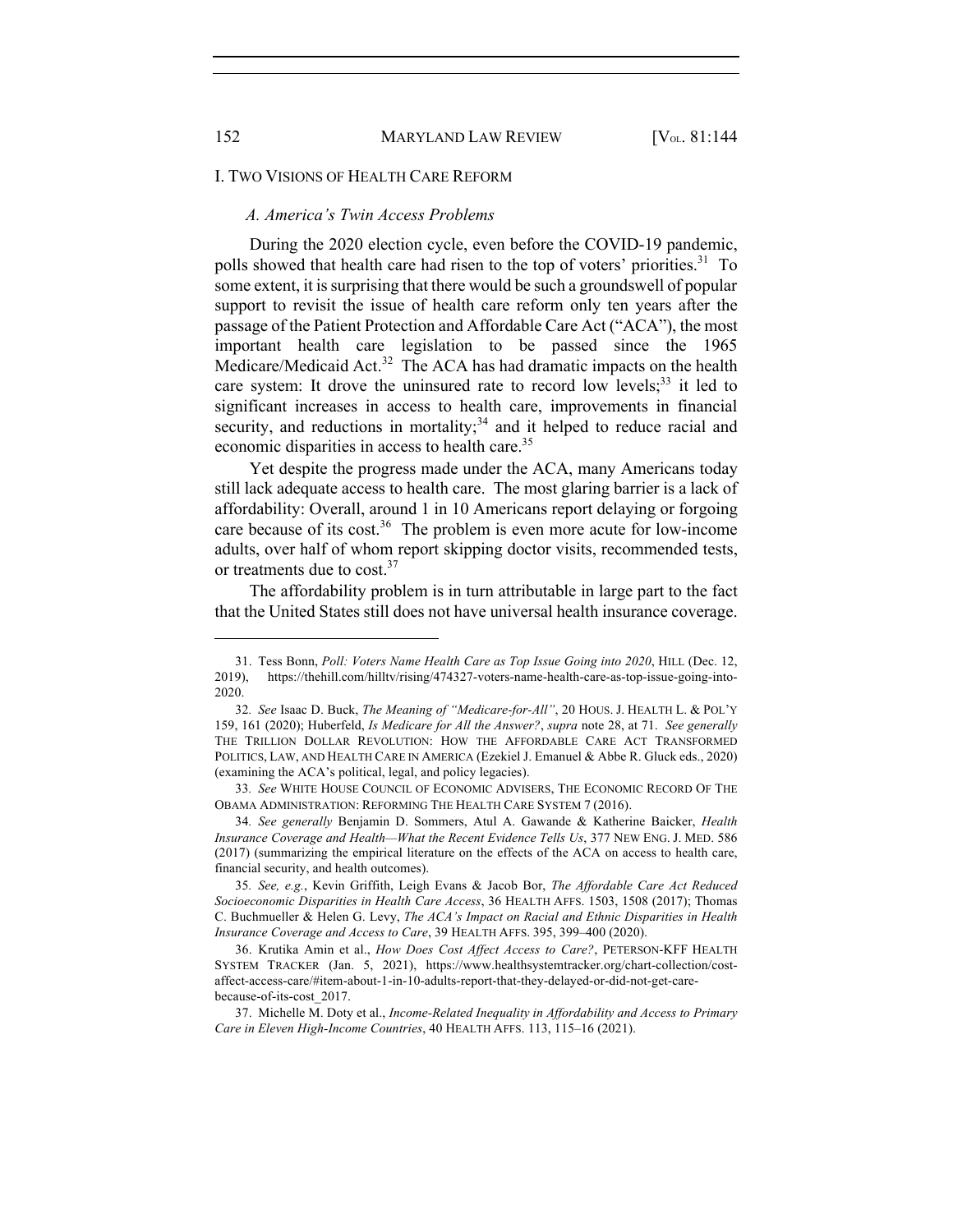## I. TWO VISIONS OF HEALTH CARE REFORM

### *A. America's Twin Access Problems*

During the 2020 election cycle, even before the COVID-19 pandemic, polls showed that health care had risen to the top of voters' priorities.[31] To some extent, it is surprising that there would be such a groundswell of popular support to revisit the issue of health care reform only ten years after the passage of the Patient Protection and Affordable Care Act ("ACA"), the most important health care legislation to be passed since the 1965 Medicare/Medicaid Act.[32] The ACA has had dramatic impacts on the health care system: It drove the uninsured rate to record low levels;[33] it led to significant increases in access to health care, improvements in financial security, and reductions in mortality;[34] and it helped to reduce racial and economic disparities in access to health care.[35]

Yet despite the progress made under the ACA, many Americans today still lack adequate access to health care. The most glaring barrier is a lack of affordability: Overall, around 1 in 10 Americans report delaying or forgoing care because of its cost.[36] The problem is even more acute for low-income adults, over half of whom report skipping doctor visits, recommended tests, or treatments due to cost.[37]

The affordability problem is in turn attributable in large part to the fact that the United States still does not have universal health insurance coverage.

---

31. Tess Bonn, *Poll: Voters Name Health Care as Top Issue Going into 2020*, HILL (Dec. 12, 2019), https://thehill.com/hilltv/rising/474327-voters-name-health-care-as-top-issue-going-into-2020.

32. *See* Isaac D. Buck, *The Meaning of "Medicare-for-All"*, 20 HOUS. J. HEALTH L. & POL'Y 159, 161 (2020); Huberfeld, *Is Medicare for All the Answer?*, *supra* note 28, at 71. *See generally* THE TRILLION DOLLAR REVOLUTION: HOW THE AFFORDABLE CARE ACT TRANSFORMED POLITICS, LAW, AND HEALTH CARE IN AMERICA (Ezekiel J. Emanuel & Abbe R. Gluck eds., 2020) (examining the ACA's political, legal, and policy legacies).

33. *See* WHITE HOUSE COUNCIL OF ECONOMIC ADVISERS, THE ECONOMIC RECORD OF THE OBAMA ADMINISTRATION: REFORMING THE HEALTH CARE SYSTEM 7 (2016).

34. *See generally* Benjamin D. Sommers, Atul A. Gawande & Katherine Baicker, *Health Insurance Coverage and Health—What the Recent Evidence Tells Us*, 377 NEW ENG. J. MED. 586 (2017) (summarizing the empirical literature on the effects of the ACA on access to health care, financial security, and health outcomes).

35. *See, e.g.*, Kevin Griffith, Leigh Evans & Jacob Bor, *The Affordable Care Act Reduced Socioeconomic Disparities in Health Care Access*, 36 HEALTH AFFS. 1503, 1508 (2017); Thomas C. Buchmueller & Helen G. Levy, *The ACA's Impact on Racial and Ethnic Disparities in Health Insurance Coverage and Access to Care*, 39 HEALTH AFFS. 395, 399–400 (2020).

36. Krutika Amin et al., *How Does Cost Affect Access to Care?*, PETERSON-KFF HEALTH SYSTEM TRACKER (Jan. 5, 2021), https://www.healthsystemtracker.org/chart-collection/cost-affect-access-care/#item-about-1-in-10-adults-report-that-they-delayed-or-did-not-get-care-because-of-its-cost_2017.

37. Michelle M. Doty et al., *Income-Related Inequality in Affordability and Access to Primary Care in Eleven High-Income Countries*, 40 HEALTH AFFS. 113, 115–16 (2021).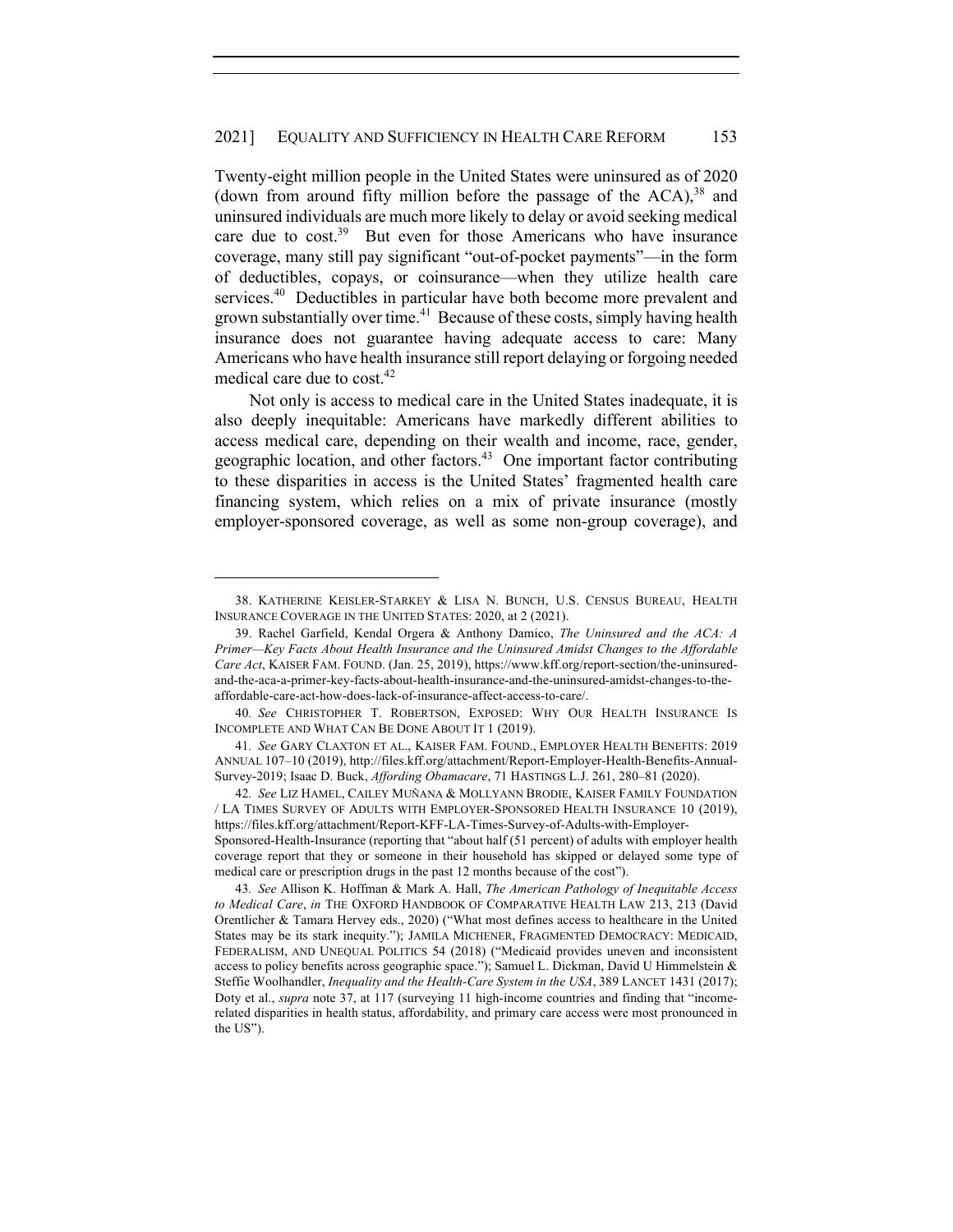Twenty-eight million people in the United States were uninsured as of 2020 (down from around fifty million before the passage of the ACA),[38] and uninsured individuals are much more likely to delay or avoid seeking medical care due to cost.[39] But even for those Americans who have insurance coverage, many still pay significant "out-of-pocket payments"—in the form of deductibles, copays, or coinsurance—when they utilize health care services.[40] Deductibles in particular have both become more prevalent and grown substantially over time.[41] Because of these costs, simply having health insurance does not guarantee having adequate access to care: Many Americans who have health insurance still report delaying or forgoing needed medical care due to cost.[42]

Not only is access to medical care in the United States inadequate, it is also deeply inequitable: Americans have markedly different abilities to access medical care, depending on their wealth and income, race, gender, geographic location, and other factors.[43] One important factor contributing to these disparities in access is the United States' fragmented health care financing system, which relies on a mix of private insurance (mostly employer-sponsored coverage, as well as some non-group coverage), and

---

38. KATHERINE KEISLER-STARKEY & LISA N. BUNCH, U.S. CENSUS BUREAU, HEALTH INSURANCE COVERAGE IN THE UNITED STATES: 2020, at 2 (2021).

39. Rachel Garfield, Kendal Orgera & Anthony Damico, *The Uninsured and the ACA: A Primer—Key Facts About Health Insurance and the Uninsured Amidst Changes to the Affordable Care Act*, KAISER FAM. FOUND. (Jan. 25, 2019), https://www.kff.org/report-section/the-uninsured-and-the-aca-a-primer-key-facts-about-health-insurance-and-the-uninsured-amidst-changes-to-the-affordable-care-act-how-does-lack-of-insurance-affect-access-to-care/.

40. *See* CHRISTOPHER T. ROBERTSON, EXPOSED: WHY OUR HEALTH INSURANCE IS INCOMPLETE AND WHAT CAN BE DONE ABOUT IT 1 (2019).

41. *See* GARY CLAXTON ET AL., KAISER FAM. FOUND., EMPLOYER HEALTH BENEFITS: 2019 ANNUAL 107–10 (2019), http://files.kff.org/attachment/Report-Employer-Health-Benefits-Annual-Survey-2019; Isaac D. Buck, *Affording Obamacare*, 71 HASTINGS L.J. 261, 280–81 (2020).

42. *See* LIZ HAMEL, CAILEY MUÑANA & MOLLYANN BRODIE, KAISER FAMILY FOUNDATION / LA TIMES SURVEY OF ADULTS WITH EMPLOYER-SPONSORED HEALTH INSURANCE 10 (2019), https://files.kff.org/attachment/Report-KFF-LA-Times-Survey-of-Adults-with-Employer-Sponsored-Health-Insurance (reporting that "about half (51 percent) of adults with employer health coverage report that they or someone in their household has skipped or delayed some type of medical care or prescription drugs in the past 12 months because of the cost").

43. *See* Allison K. Hoffman & Mark A. Hall, *The American Pathology of Inequitable Access to Medical Care*, *in* THE OXFORD HANDBOOK OF COMPARATIVE HEALTH LAW 213, 213 (David Orentlicher & Tamara Hervey eds., 2020) ("What most defines access to healthcare in the United States may be its stark inequity."); JAMILA MICHENER, FRAGMENTED DEMOCRACY: MEDICAID, FEDERALISM, AND UNEQUAL POLITICS 54 (2018) ("Medicaid provides uneven and inconsistent access to policy benefits across geographic space."); Samuel L. Dickman, David U Himmelstein & Steffie Woolhandler, *Inequality and the Health-Care System in the USA*, 389 LANCET 1431 (2017); Doty et al., *supra* note 37, at 117 (surveying 11 high-income countries and finding that "income-related disparities in health status, affordability, and primary care access were most pronounced in the US").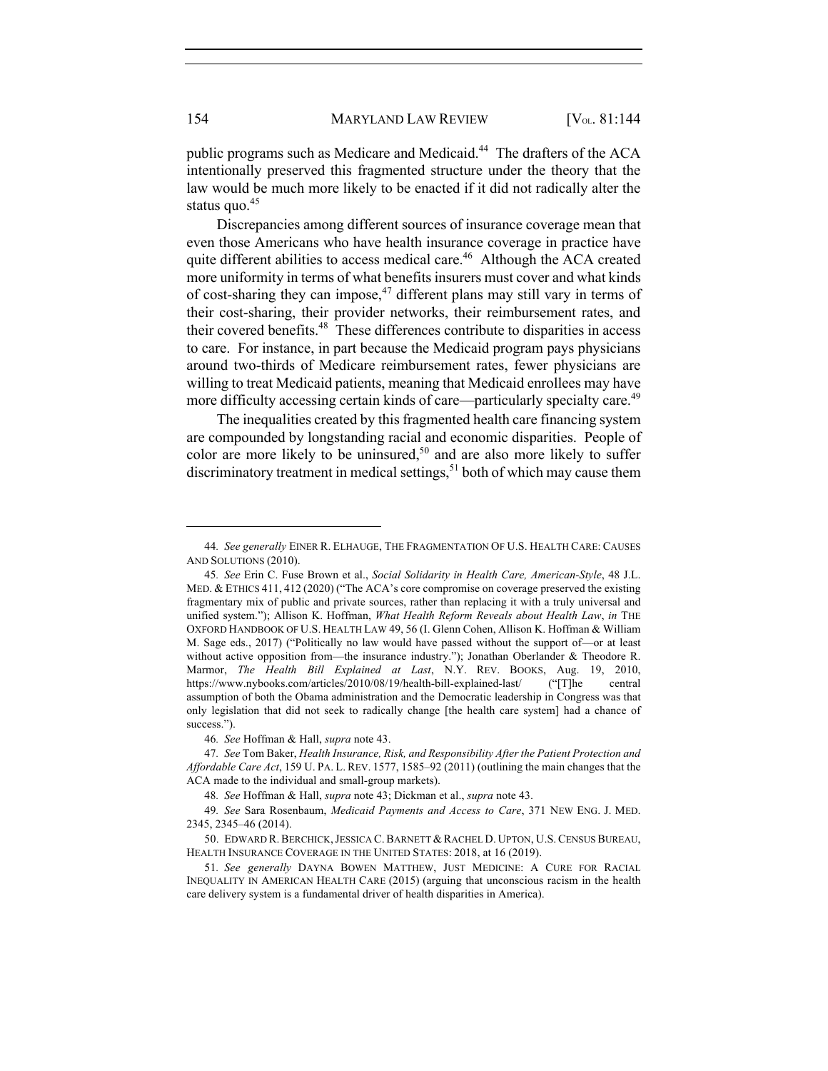public programs such as Medicare and Medicaid.[44] The drafters of the ACA intentionally preserved this fragmented structure under the theory that the law would be much more likely to be enacted if it did not radically alter the status quo.[45]

Discrepancies among different sources of insurance coverage mean that even those Americans who have health insurance coverage in practice have quite different abilities to access medical care.[46] Although the ACA created more uniformity in terms of what benefits insurers must cover and what kinds of cost-sharing they can impose,[47] different plans may still vary in terms of their cost-sharing, their provider networks, their reimbursement rates, and their covered benefits.[48] These differences contribute to disparities in access to care. For instance, in part because the Medicaid program pays physicians around two-thirds of Medicare reimbursement rates, fewer physicians are willing to treat Medicaid patients, meaning that Medicaid enrollees may have more difficulty accessing certain kinds of care—particularly specialty care.[49]

The inequalities created by this fragmented health care financing system are compounded by longstanding racial and economic disparities. People of color are more likely to be uninsured,[50] and are also more likely to suffer discriminatory treatment in medical settings,[51] both of which may cause them

---

44. *See generally* EINER R. ELHAUGE, THE FRAGMENTATION OF U.S. HEALTH CARE: CAUSES AND SOLUTIONS (2010).

45. *See* Erin C. Fuse Brown et al., *Social Solidarity in Health Care, American-Style*, 48 J.L. MED. & ETHICS 411, 412 (2020) ("The ACA's core compromise on coverage preserved the existing fragmentary mix of public and private sources, rather than replacing it with a truly universal and unified system."); Allison K. Hoffman, *What Health Reform Reveals about Health Law*, *in* THE OXFORD HANDBOOK OF U.S. HEALTH LAW 49, 56 (I. Glenn Cohen, Allison K. Hoffman & William M. Sage eds., 2017) ("Politically no law would have passed without the support of—or at least without active opposition from—the insurance industry."); Jonathan Oberlander & Theodore R. Marmor, *The Health Bill Explained at Last*, N.Y. REV. BOOKS, Aug. 19, 2010, https://www.nybooks.com/articles/2010/08/19/health-bill-explained-last/ ("[T]he central assumption of both the Obama administration and the Democratic leadership in Congress was that only legislation that did not seek to radically change [the health care system] had a chance of success.").

46. *See* Hoffman & Hall, *supra* note 43.

47. *See* Tom Baker, *Health Insurance, Risk, and Responsibility After the Patient Protection and Affordable Care Act*, 159 U. PA. L. REV. 1577, 1585–92 (2011) (outlining the main changes that the ACA made to the individual and small-group markets).

48. *See* Hoffman & Hall, *supra* note 43; Dickman et al., *supra* note 43.

49. *See* Sara Rosenbaum, *Medicaid Payments and Access to Care*, 371 NEW ENG. J. MED. 2345, 2345–46 (2014).

50. EDWARD R. BERCHICK, JESSICA C. BARNETT & RACHEL D. UPTON, U.S. CENSUS BUREAU, HEALTH INSURANCE COVERAGE IN THE UNITED STATES: 2018, at 16 (2019).

51. *See generally* DAYNA BOWEN MATTHEW, JUST MEDICINE: A CURE FOR RACIAL INEQUALITY IN AMERICAN HEALTH CARE (2015) (arguing that unconscious racism in the health care delivery system is a fundamental driver of health disparities in America).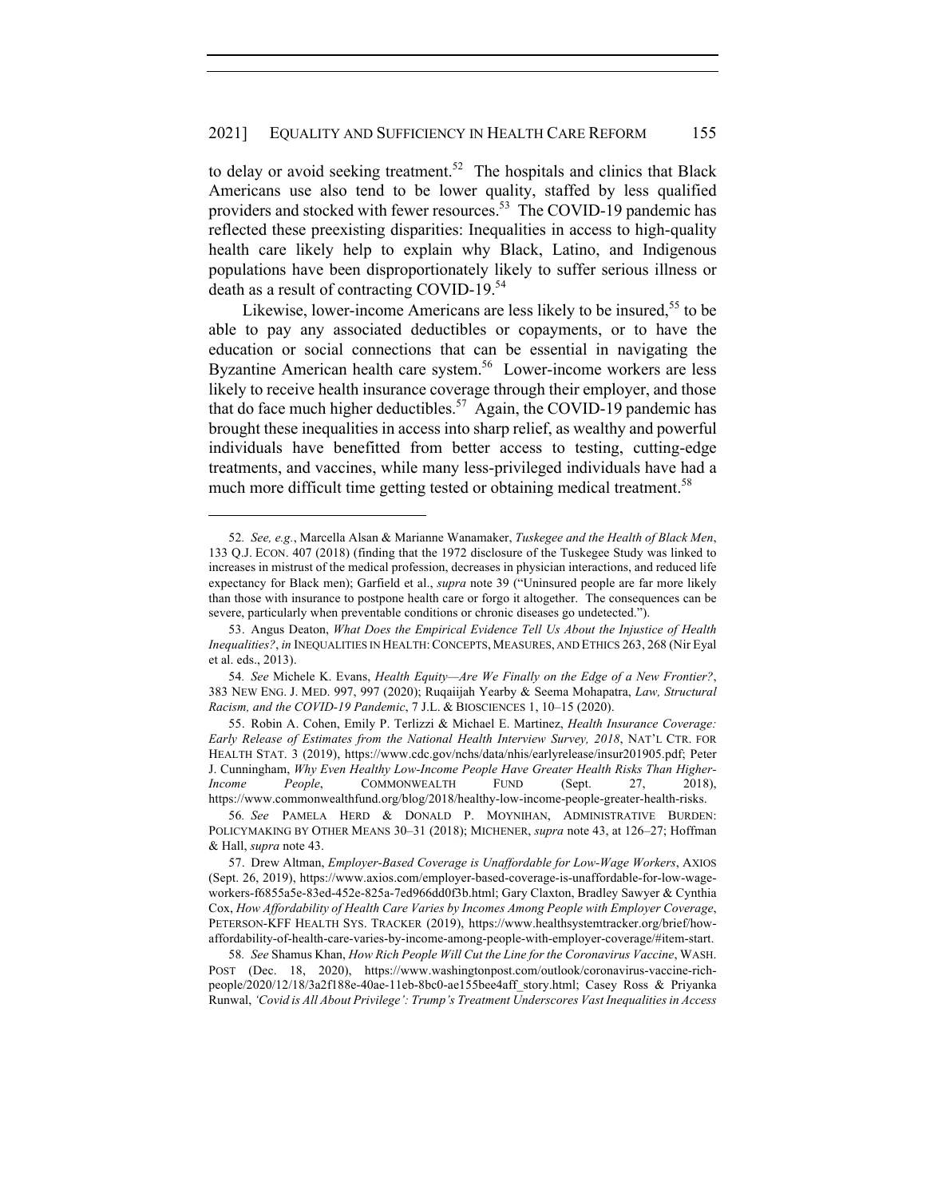to delay or avoid seeking treatment.[52] The hospitals and clinics that Black Americans use also tend to be lower quality, staffed by less qualified providers and stocked with fewer resources.[53] The COVID-19 pandemic has reflected these preexisting disparities: Inequalities in access to high-quality health care likely help to explain why Black, Latino, and Indigenous populations have been disproportionately likely to suffer serious illness or death as a result of contracting COVID-19.[54]

Likewise, lower-income Americans are less likely to be insured,[55] to be able to pay any associated deductibles or copayments, or to have the education or social connections that can be essential in navigating the Byzantine American health care system.[56] Lower-income workers are less likely to receive health insurance coverage through their employer, and those that do face much higher deductibles.[57] Again, the COVID-19 pandemic has brought these inequalities in access into sharp relief, as wealthy and powerful individuals have benefitted from better access to testing, cutting-edge treatments, and vaccines, while many less-privileged individuals have had a much more difficult time getting tested or obtaining medical treatment.[58]

---

52. *See, e.g.*, Marcella Alsan & Marianne Wanamaker, *Tuskegee and the Health of Black Men*, 133 Q.J. ECON. 407 (2018) (finding that the 1972 disclosure of the Tuskegee Study was linked to increases in mistrust of the medical profession, decreases in physician interactions, and reduced life expectancy for Black men); Garfield et al., *supra* note 39 ("Uninsured people are far more likely than those with insurance to postpone health care or forgo it altogether. The consequences can be severe, particularly when preventable conditions or chronic diseases go undetected.").

53. Angus Deaton, *What Does the Empirical Evidence Tell Us About the Injustice of Health Inequalities?*, *in* INEQUALITIES IN HEALTH: CONCEPTS, MEASURES, AND ETHICS 263, 268 (Nir Eyal et al. eds., 2013).

54. *See* Michele K. Evans, *Health Equity—Are We Finally on the Edge of a New Frontier?*, 383 NEW ENG. J. MED. 997, 997 (2020); Ruqaiijah Yearby & Seema Mohapatra, *Law, Structural Racism, and the COVID-19 Pandemic*, 7 J.L. & BIOSCIENCES 1, 10–15 (2020).

55. Robin A. Cohen, Emily P. Terlizzi & Michael E. Martinez, *Health Insurance Coverage: Early Release of Estimates from the National Health Interview Survey, 2018*, NAT'L CTR. FOR HEALTH STAT. 3 (2019), https://www.cdc.gov/nchs/data/nhis/earlyrelease/insur201905.pdf; Peter J. Cunningham, *Why Even Healthy Low-Income People Have Greater Health Risks Than Higher-Income People*, COMMONWEALTH FUND (Sept. 27, 2018), https://www.commonwealthfund.org/blog/2018/healthy-low-income-people-greater-health-risks.

56. *See* PAMELA HERD & DONALD P. MOYNIHAN, ADMINISTRATIVE BURDEN: POLICYMAKING BY OTHER MEANS 30–31 (2018); MICHENER, *supra* note 43, at 126–27; Hoffman & Hall, *supra* note 43.

57. Drew Altman, *Employer-Based Coverage is Unaffordable for Low-Wage Workers*, AXIOS (Sept. 26, 2019), https://www.axios.com/employer-based-coverage-is-unaffordable-for-low-wage-workers-f6855a5e-83ed-452e-825a-7ed966dd0f3b.html; Gary Claxton, Bradley Sawyer & Cynthia Cox, *How Affordability of Health Care Varies by Incomes Among People with Employer Coverage*, PETERSON-KFF HEALTH SYS. TRACKER (2019), https://www.healthsystemtracker.org/brief/how-affordability-of-health-care-varies-by-income-among-people-with-employer-coverage/#item-start.

58. *See* Shamus Khan, *How Rich People Will Cut the Line for the Coronavirus Vaccine*, WASH. POST (Dec. 18, 2020), https://www.washingtonpost.com/outlook/coronavirus-vaccine-rich-people/2020/12/18/3a2f188e-40ae-11eb-8bc0-ae155bee4aff_story.html; Casey Ross & Priyanka Runwal, *'Covid is All About Privilege': Trump's Treatment Underscores Vast Inequalities in Access*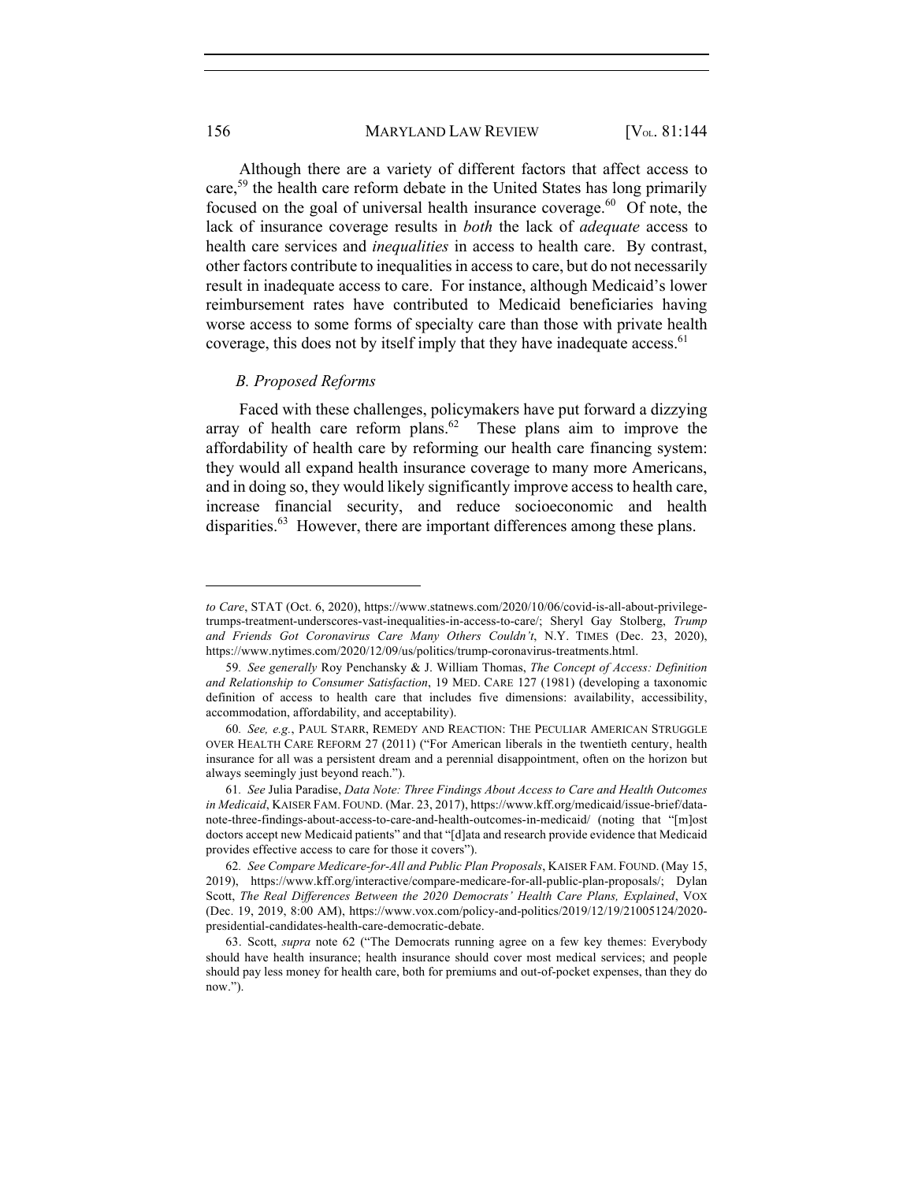Although there are a variety of different factors that affect access to care,[59] the health care reform debate in the United States has long primarily focused on the goal of universal health insurance coverage.[60] Of note, the lack of insurance coverage results in *both* the lack of *adequate* access to health care services and *inequalities* in access to health care. By contrast, other factors contribute to inequalities in access to care, but do not necessarily result in inadequate access to care. For instance, although Medicaid's lower reimbursement rates have contributed to Medicaid beneficiaries having worse access to some forms of specialty care than those with private health coverage, this does not by itself imply that they have inadequate access.[61]

### *B. Proposed Reforms*

Faced with these challenges, policymakers have put forward a dizzying array of health care reform plans.[62] These plans aim to improve the affordability of health care by reforming our health care financing system: they would all expand health insurance coverage to many more Americans, and in doing so, they would likely significantly improve access to health care, increase financial security, and reduce socioeconomic and health disparities.[63] However, there are important differences among these plans.

---

*to Care*, STAT (Oct. 6, 2020), https://www.statnews.com/2020/10/06/covid-is-all-about-privilege-trumps-treatment-underscores-vast-inequalities-in-access-to-care/; Sheryl Gay Stolberg, *Trump and Friends Got Coronavirus Care Many Others Couldn't*, N.Y. TIMES (Dec. 23, 2020), https://www.nytimes.com/2020/12/09/us/politics/trump-coronavirus-treatments.html.

59. *See generally* Roy Penchansky & J. William Thomas, *The Concept of Access: Definition and Relationship to Consumer Satisfaction*, 19 MED. CARE 127 (1981) (developing a taxonomic definition of access to health care that includes five dimensions: availability, accessibility, accommodation, affordability, and acceptability).

60. *See, e.g.*, PAUL STARR, REMEDY AND REACTION: THE PECULIAR AMERICAN STRUGGLE OVER HEALTH CARE REFORM 27 (2011) ("For American liberals in the twentieth century, health insurance for all was a persistent dream and a perennial disappointment, often on the horizon but always seemingly just beyond reach.").

61. *See* Julia Paradise, *Data Note: Three Findings About Access to Care and Health Outcomes in Medicaid*, KAISER FAM. FOUND. (Mar. 23, 2017), https://www.kff.org/medicaid/issue-brief/data-note-three-findings-about-access-to-care-and-health-outcomes-in-medicaid/ (noting that "[m]ost doctors accept new Medicaid patients" and that "[d]ata and research provide evidence that Medicaid provides effective access to care for those it covers").

62. *See Compare Medicare-for-All and Public Plan Proposals*, KAISER FAM. FOUND. (May 15, 2019), https://www.kff.org/interactive/compare-medicare-for-all-public-plan-proposals/; Dylan Scott, *The Real Differences Between the 2020 Democrats' Health Care Plans, Explained*, VOX (Dec. 19, 2019, 8:00 AM), https://www.vox.com/policy-and-politics/2019/12/19/21005124/2020-presidential-candidates-health-care-democratic-debate.

63. Scott, *supra* note 62 ("The Democrats running agree on a few key themes: Everybody should have health insurance; health insurance should cover most medical services; and people should pay less money for health care, both for premiums and out-of-pocket expenses, than they do now.").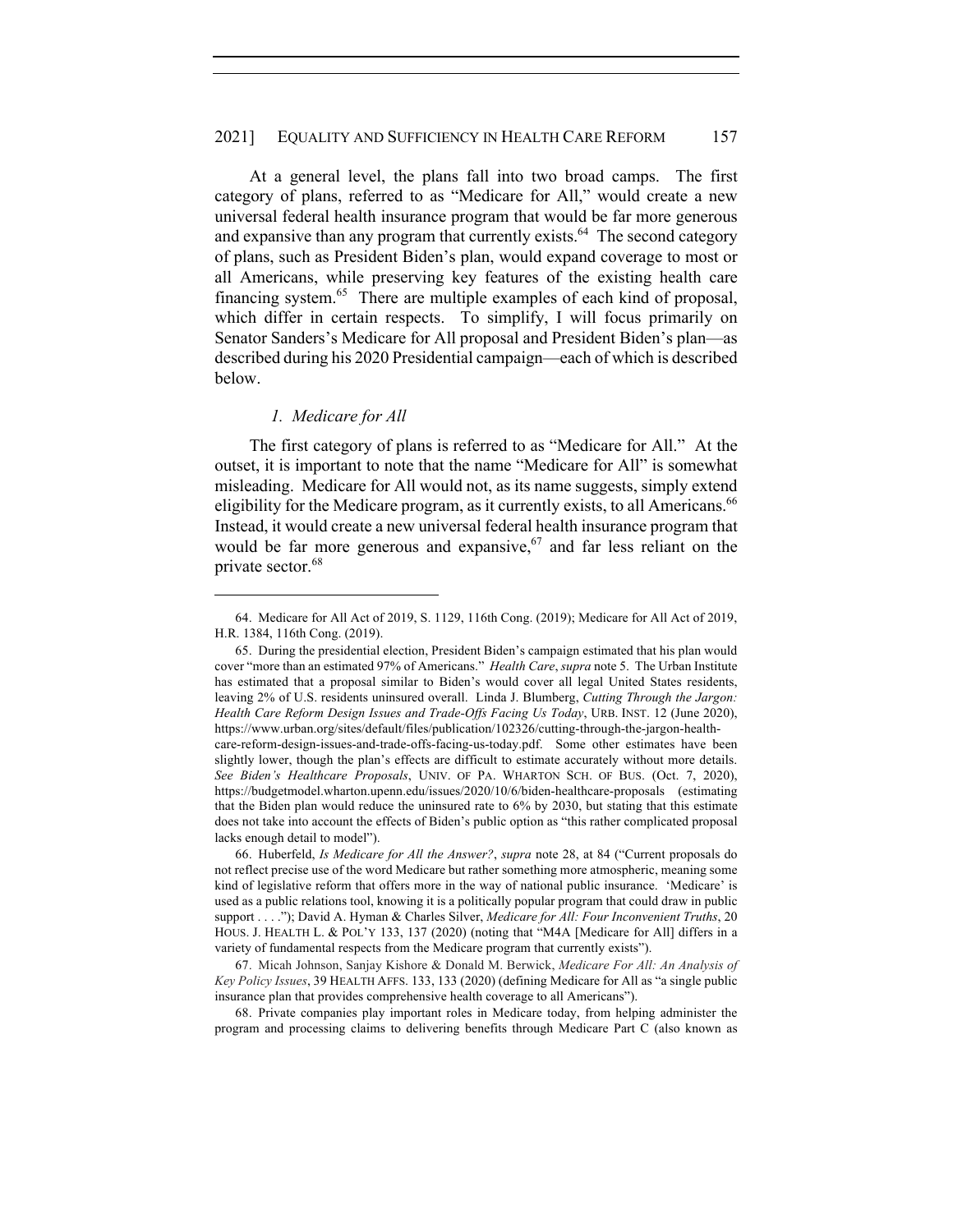At a general level, the plans fall into two broad camps. The first category of plans, referred to as "Medicare for All," would create a new universal federal health insurance program that would be far more generous and expansive than any program that currently exists.[64] The second category of plans, such as President Biden's plan, would expand coverage to most or all Americans, while preserving key features of the existing health care financing system.[65] There are multiple examples of each kind of proposal, which differ in certain respects. To simplify, I will focus primarily on Senator Sanders's Medicare for All proposal and President Biden's plan—as described during his 2020 Presidential campaign—each of which is described below.

### *1. Medicare for All*

The first category of plans is referred to as "Medicare for All." At the outset, it is important to note that the name "Medicare for All" is somewhat misleading. Medicare for All would not, as its name suggests, simply extend eligibility for the Medicare program, as it currently exists, to all Americans.[66] Instead, it would create a new universal federal health insurance program that would be far more generous and expansive,[67] and far less reliant on the private sector.[68]

---

64. Medicare for All Act of 2019, S. 1129, 116th Cong. (2019); Medicare for All Act of 2019, H.R. 1384, 116th Cong. (2019).

65. During the presidential election, President Biden's campaign estimated that his plan would cover "more than an estimated 97% of Americans." *Health Care*, *supra* note 5. The Urban Institute has estimated that a proposal similar to Biden's would cover all legal United States residents, leaving 2% of U.S. residents uninsured overall. Linda J. Blumberg, *Cutting Through the Jargon: Health Care Reform Design Issues and Trade-Offs Facing Us Today*, URB. INST. 12 (June 2020), https://www.urban.org/sites/default/files/publication/102326/cutting-through-the-jargon-health-care-reform-design-issues-and-trade-offs-facing-us-today.pdf. Some other estimates have been slightly lower, though the plan's effects are difficult to estimate accurately without more details. *See Biden's Healthcare Proposals*, UNIV. OF PA. WHARTON SCH. OF BUS. (Oct. 7, 2020), https://budgetmodel.wharton.upenn.edu/issues/2020/10/6/biden-healthcare-proposals (estimating that the Biden plan would reduce the uninsured rate to 6% by 2030, but stating that this estimate does not take into account the effects of Biden's public option as "this rather complicated proposal lacks enough detail to model").

66. Huberfeld, *Is Medicare for All the Answer?*, *supra* note 28, at 84 ("Current proposals do not reflect precise use of the word Medicare but rather something more atmospheric, meaning some kind of legislative reform that offers more in the way of national public insurance. 'Medicare' is used as a public relations tool, knowing it is a politically popular program that could draw in public support . . . ."); David A. Hyman & Charles Silver, *Medicare for All: Four Inconvenient Truths*, 20 HOUS. J. HEALTH L. & POL'Y 133, 137 (2020) (noting that "M4A [Medicare for All] differs in a variety of fundamental respects from the Medicare program that currently exists").

67. Micah Johnson, Sanjay Kishore & Donald M. Berwick, *Medicare For All: An Analysis of Key Policy Issues*, 39 HEALTH AFFS. 133, 133 (2020) (defining Medicare for All as "a single public insurance plan that provides comprehensive health coverage to all Americans").

68. Private companies play important roles in Medicare today, from helping administer the program and processing claims to delivering benefits through Medicare Part C (also known as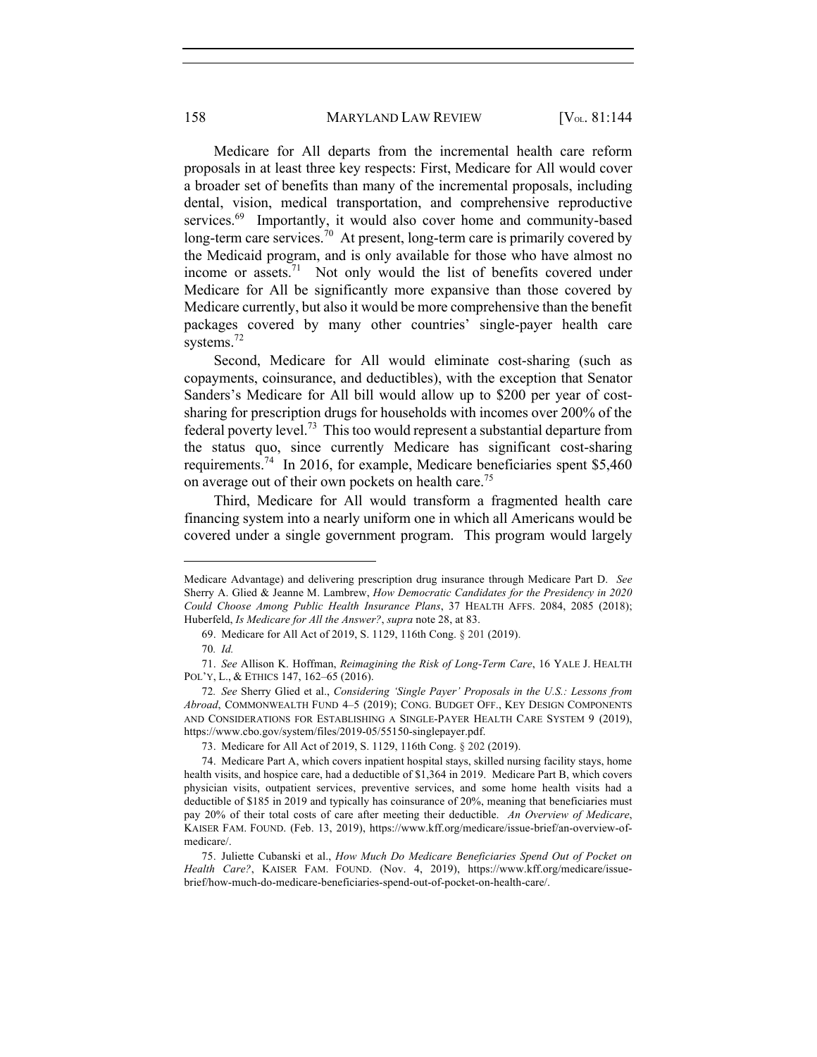Medicare for All departs from the incremental health care reform proposals in at least three key respects: First, Medicare for All would cover a broader set of benefits than many of the incremental proposals, including dental, vision, medical transportation, and comprehensive reproductive services.[69] Importantly, it would also cover home and community-based long-term care services.[70] At present, long-term care is primarily covered by the Medicaid program, and is only available for those who have almost no income or assets.[71] Not only would the list of benefits covered under Medicare for All be significantly more expansive than those covered by Medicare currently, but also it would be more comprehensive than the benefit packages covered by many other countries' single-payer health care systems.[72]

Second, Medicare for All would eliminate cost-sharing (such as copayments, coinsurance, and deductibles), with the exception that Senator Sanders's Medicare for All bill would allow up to $200 per year of cost-sharing for prescription drugs for households with incomes over 200% of the federal poverty level.[73] This too would represent a substantial departure from the status quo, since currently Medicare has significant cost-sharing requirements.[74] In 2016, for example, Medicare beneficiaries spent $5,460 on average out of their own pockets on health care.[75]

Third, Medicare for All would transform a fragmented health care financing system into a nearly uniform one in which all Americans would be covered under a single government program. This program would largely

---

Medicare Advantage) and delivering prescription drug insurance through Medicare Part D. *See* Sherry A. Glied & Jeanne M. Lambrew, *How Democratic Candidates for the Presidency in 2020 Could Choose Among Public Health Insurance Plans*, 37 HEALTH AFFS. 2084, 2085 (2018); Huberfeld, *Is Medicare for All the Answer?*, *supra* note 28, at 83.

69. Medicare for All Act of 2019, S. 1129, 116th Cong. § 201 (2019).

70. *Id.*

71. *See* Allison K. Hoffman, *Reimagining the Risk of Long-Term Care*, 16 YALE J. HEALTH POL'Y, L., & ETHICS 147, 162–65 (2016).

72. *See* Sherry Glied et al., *Considering 'Single Payer' Proposals in the U.S.: Lessons from Abroad*, COMMONWEALTH FUND 4–5 (2019); CONG. BUDGET OFF., KEY DESIGN COMPONENTS AND CONSIDERATIONS FOR ESTABLISHING A SINGLE-PAYER HEALTH CARE SYSTEM 9 (2019), https://www.cbo.gov/system/files/2019-05/55150-singlepayer.pdf.

73. Medicare for All Act of 2019, S. 1129, 116th Cong. § 202 (2019).

74. Medicare Part A, which covers inpatient hospital stays, skilled nursing facility stays, home health visits, and hospice care, had a deductible of $1,364 in 2019. Medicare Part B, which covers physician visits, outpatient services, preventive services, and some home health visits had a deductible of $185 in 2019 and typically has coinsurance of 20%, meaning that beneficiaries must pay 20% of their total costs of care after meeting their deductible. *An Overview of Medicare*, KAISER FAM. FOUND. (Feb. 13, 2019), https://www.kff.org/medicare/issue-brief/an-overview-of-medicare/.

75. Juliette Cubanski et al., *How Much Do Medicare Beneficiaries Spend Out of Pocket on Health Care?*, KAISER FAM. FOUND. (Nov. 4, 2019), https://www.kff.org/medicare/issue-brief/how-much-do-medicare-beneficiaries-spend-out-of-pocket-on-health-care/.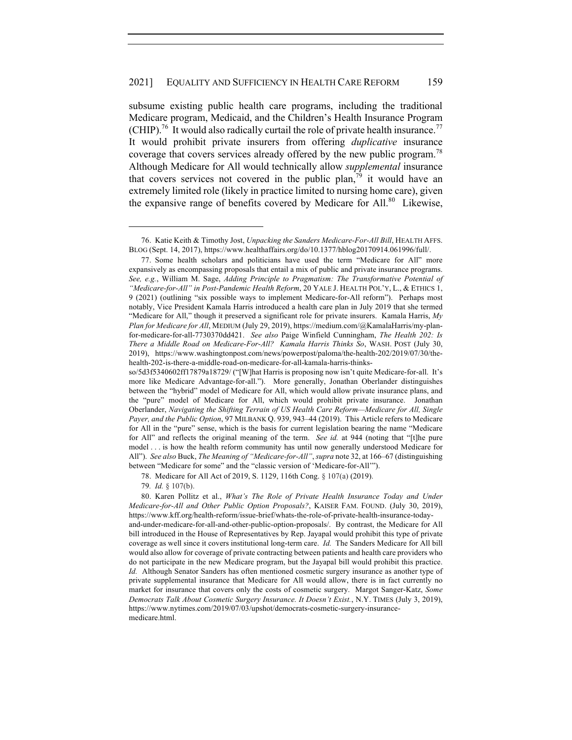subsume existing public health care programs, including the traditional Medicare program, Medicaid, and the Children's Health Insurance Program (CHIP).[76] It would also radically curtail the role of private health insurance.[77] It would prohibit private insurers from offering *duplicative* insurance coverage that covers services already offered by the new public program.[78] Although Medicare for All would technically allow *supplemental* insurance that covers services not covered in the public plan,[79] it would have an extremely limited role (likely in practice limited to nursing home care), given the expansive range of benefits covered by Medicare for All.[80] Likewise,

76. Katie Keith & Timothy Jost, *Unpacking the Sanders Medicare-For-All Bill*, HEALTH AFFS. BLOG (Sept. 14, 2017), https://www.healthaffairs.org/do/10.1377/hblog20170914.061996/full/.

77. Some health scholars and politicians have used the term "Medicare for All" more expansively as encompassing proposals that entail a mix of public and private insurance programs. *See, e.g.*, William M. Sage, *Adding Principle to Pragmatism: The Transformative Potential of "Medicare-for-All" in Post-Pandemic Health Reform*, 20 YALE J. HEALTH POL'Y, L., & ETHICS 1, 9 (2021) (outlining "six possible ways to implement Medicare-for-All reform"). Perhaps most notably, Vice President Kamala Harris introduced a health care plan in July 2019 that she termed "Medicare for All," though it preserved a significant role for private insurers. Kamala Harris, *My Plan for Medicare for All*, MEDIUM (July 29, 2019), https://medium.com/@KamalaHarris/my-plan-for-medicare-for-all-7730370dd421. *See also* Paige Winfield Cunningham, *The Health 202: Is There a Middle Road on Medicare-For-All? Kamala Harris Thinks So*, WASH. POST (July 30, 2019), https://www.washingtonpost.com/news/powerpost/paloma/the-health-202/2019/07/30/the-health-202-is-there-a-middle-road-on-medicare-for-all-kamala-harris-thinks-so/5d3f5340602ff17879a18729/ ("[W]hat Harris is proposing now isn't quite Medicare-for-all. It's more like Medicare Advantage-for-all."). More generally, Jonathan Oberlander distinguishes between the "hybrid" model of Medicare for All, which would allow private insurance plans, and the "pure" model of Medicare for All, which would prohibit private insurance. Jonathan Oberlander, *Navigating the Shifting Terrain of US Health Care Reform—Medicare for All, Single Payer, and the Public Option*, 97 MILBANK Q. 939, 943–44 (2019). This Article refers to Medicare for All in the "pure" sense, which is the basis for current legislation bearing the name "Medicare for All" and reflects the original meaning of the term. *See id.* at 944 (noting that "[t]he pure model . . . is how the health reform community has until now generally understood Medicare for All"). *See also* Buck, *The Meaning of "Medicare-for-All"*, *supra* note 32, at 166–67 (distinguishing between "Medicare for some" and the "classic version of 'Medicare-for-All'").

78. Medicare for All Act of 2019, S. 1129, 116th Cong. § 107(a) (2019).

79. *Id.* § 107(b).

80. Karen Pollitz et al., *What's The Role of Private Health Insurance Today and Under Medicare-for-All and Other Public Option Proposals?*, KAISER FAM. FOUND. (July 30, 2019), https://www.kff.org/health-reform/issue-brief/whats-the-role-of-private-health-insurance-today-and-under-medicare-for-all-and-other-public-option-proposals/. By contrast, the Medicare for All bill introduced in the House of Representatives by Rep. Jayapal would prohibit this type of private coverage as well since it covers institutional long-term care. *Id.* The Sanders Medicare for All bill would also allow for coverage of private contracting between patients and health care providers who do not participate in the new Medicare program, but the Jayapal bill would prohibit this practice. *Id.* Although Senator Sanders has often mentioned cosmetic surgery insurance as another type of private supplemental insurance that Medicare for All would allow, there is in fact currently no market for insurance that covers only the costs of cosmetic surgery. Margot Sanger-Katz, *Some Democrats Talk About Cosmetic Surgery Insurance. It Doesn't Exist.*, N.Y. TIMES (July 3, 2019), https://www.nytimes.com/2019/07/03/upshot/democrats-cosmetic-surgery-insurance-medicare.html.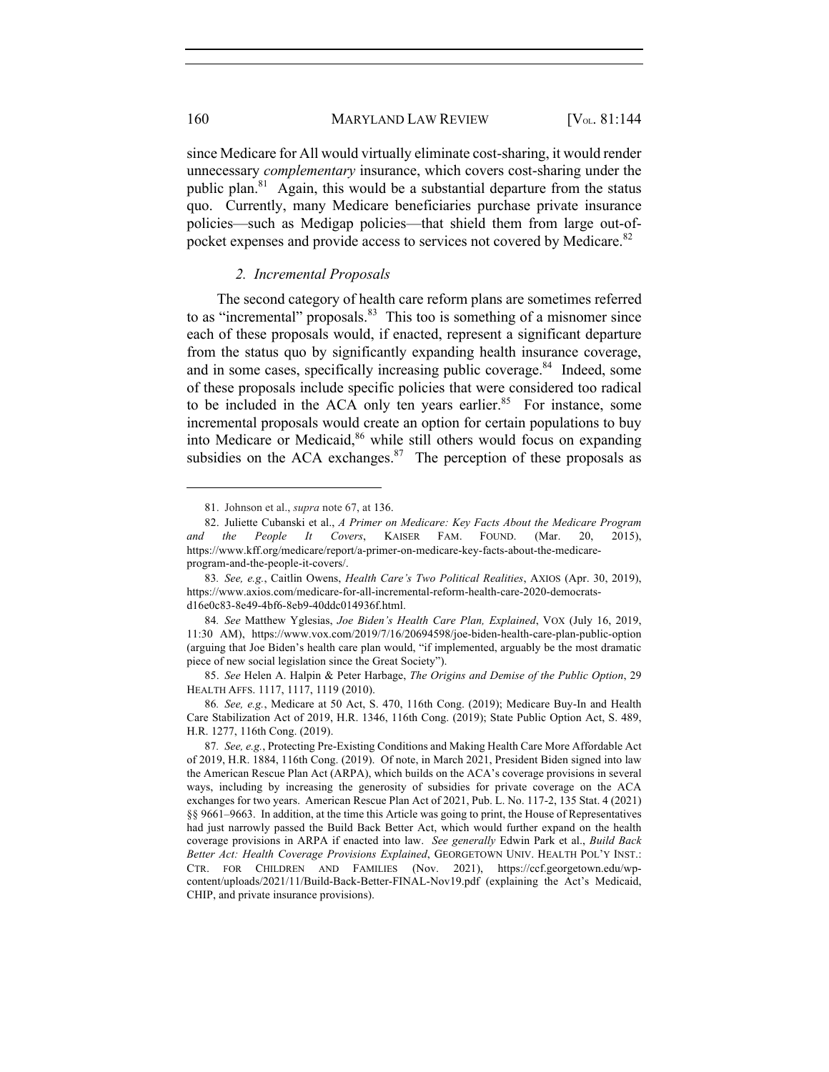since Medicare for All would virtually eliminate cost-sharing, it would render unnecessary *complementary* insurance, which covers cost-sharing under the public plan.[81] Again, this would be a substantial departure from the status quo. Currently, many Medicare beneficiaries purchase private insurance policies—such as Medigap policies—that shield them from large out-of-pocket expenses and provide access to services not covered by Medicare.[82]

### *2. Incremental Proposals*

The second category of health care reform plans are sometimes referred to as "incremental" proposals.[83] This too is something of a misnomer since each of these proposals would, if enacted, represent a significant departure from the status quo by significantly expanding health insurance coverage, and in some cases, specifically increasing public coverage.[84] Indeed, some of these proposals include specific policies that were considered too radical to be included in the ACA only ten years earlier.[85] For instance, some incremental proposals would create an option for certain populations to buy into Medicare or Medicaid,[86] while still others would focus on expanding subsidies on the ACA exchanges.[87] The perception of these proposals as

---

81. Johnson et al., *supra* note 67, at 136.

82. Juliette Cubanski et al., *A Primer on Medicare: Key Facts About the Medicare Program and the People It Covers*, KAISER FAM. FOUND. (Mar. 20, 2015), https://www.kff.org/medicare/report/a-primer-on-medicare-key-facts-about-the-medicare-program-and-the-people-it-covers/.

83. *See, e.g.*, Caitlin Owens, *Health Care's Two Political Realities*, AXIOS (Apr. 30, 2019), https://www.axios.com/medicare-for-all-incremental-reform-health-care-2020-democrats-d16e0c83-8e49-4bf6-8eb9-40ddc014936f.html.

84. *See* Matthew Yglesias, *Joe Biden's Health Care Plan, Explained*, VOX (July 16, 2019, 11:30 AM), https://www.vox.com/2019/7/16/20694598/joe-biden-health-care-plan-public-option (arguing that Joe Biden's health care plan would, "if implemented, arguably be the most dramatic piece of new social legislation since the Great Society").

85. *See* Helen A. Halpin & Peter Harbage, *The Origins and Demise of the Public Option*, 29 HEALTH AFFS. 1117, 1117, 1119 (2010).

86. *See, e.g.*, Medicare at 50 Act, S. 470, 116th Cong. (2019); Medicare Buy-In and Health Care Stabilization Act of 2019, H.R. 1346, 116th Cong. (2019); State Public Option Act, S. 489, H.R. 1277, 116th Cong. (2019).

87. *See, e.g.*, Protecting Pre-Existing Conditions and Making Health Care More Affordable Act of 2019, H.R. 1884, 116th Cong. (2019). Of note, in March 2021, President Biden signed into law the American Rescue Plan Act (ARPA), which builds on the ACA's coverage provisions in several ways, including by increasing the generosity of subsidies for private coverage on the ACA exchanges for two years. American Rescue Plan Act of 2021, Pub. L. No. 117-2, 135 Stat. 4 (2021) §§ 9661–9663. In addition, at the time this Article was going to print, the House of Representatives had just narrowly passed the Build Back Better Act, which would further expand on the health coverage provisions in ARPA if enacted into law. *See generally* Edwin Park et al., *Build Back Better Act: Health Coverage Provisions Explained*, GEORGETOWN UNIV. HEALTH POL'Y INST.: CTR. FOR CHILDREN AND FAMILIES (Nov. 2021), https://ccf.georgetown.edu/wp-content/uploads/2021/11/Build-Back-Better-FINAL-Nov19.pdf (explaining the Act's Medicaid, CHIP, and private insurance provisions).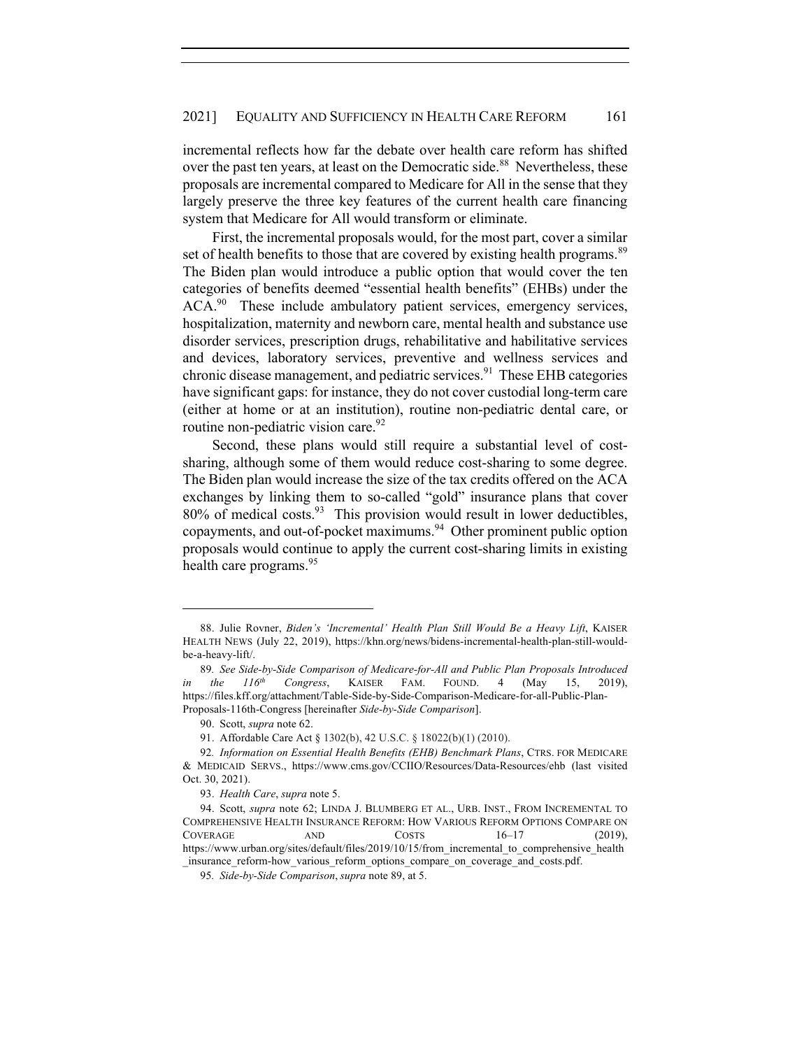incremental reflects how far the debate over health care reform has shifted over the past ten years, at least on the Democratic side.[88] Nevertheless, these proposals are incremental compared to Medicare for All in the sense that they largely preserve the three key features of the current health care financing system that Medicare for All would transform or eliminate.

First, the incremental proposals would, for the most part, cover a similar set of health benefits to those that are covered by existing health programs.[89] The Biden plan would introduce a public option that would cover the ten categories of benefits deemed "essential health benefits" (EHBs) under the ACA.[90] These include ambulatory patient services, emergency services, hospitalization, maternity and newborn care, mental health and substance use disorder services, prescription drugs, rehabilitative and habilitative services and devices, laboratory services, preventive and wellness services and chronic disease management, and pediatric services.[91] These EHB categories have significant gaps: for instance, they do not cover custodial long-term care (either at home or at an institution), routine non-pediatric dental care, or routine non-pediatric vision care.[92]

Second, these plans would still require a substantial level of cost-sharing, although some of them would reduce cost-sharing to some degree. The Biden plan would increase the size of the tax credits offered on the ACA exchanges by linking them to so-called "gold" insurance plans that cover 80% of medical costs.[93] This provision would result in lower deductibles, copayments, and out-of-pocket maximums.[94] Other prominent public option proposals would continue to apply the current cost-sharing limits in existing health care programs.[95]

---

88. Julie Rovner, *Biden's 'Incremental' Health Plan Still Would Be a Heavy Lift*, KAISER HEALTH NEWS (July 22, 2019), https://khn.org/news/bidens-incremental-health-plan-still-would-be-a-heavy-lift/.

89. *See Side-by-Side Comparison of Medicare-for-All and Public Plan Proposals Introduced in the 116th Congress*, KAISER FAM. FOUND. 4 (May 15, 2019), https://files.kff.org/attachment/Table-Side-by-Side-Comparison-Medicare-for-all-Public-Plan-Proposals-116th-Congress [hereinafter *Side-by-Side Comparison*].

90. Scott, *supra* note 62.

91. Affordable Care Act § 1302(b), 42 U.S.C. § 18022(b)(1) (2010).

92. *Information on Essential Health Benefits (EHB) Benchmark Plans*, CTRS. FOR MEDICARE & MEDICAID SERVS., https://www.cms.gov/CCIIO/Resources/Data-Resources/ehb (last visited Oct. 30, 2021).

93. *Health Care*, *supra* note 5.

94. Scott, *supra* note 62; LINDA J. BLUMBERG ET AL., URB. INST., FROM INCREMENTAL TO COMPREHENSIVE HEALTH INSURANCE REFORM: HOW VARIOUS REFORM OPTIONS COMPARE ON COVERAGE AND COSTS 16–17 (2019), https://www.urban.org/sites/default/files/2019/10/15/from_incremental_to_comprehensive_health_insurance_reform-how_various_reform_options_compare_on_coverage_and_costs.pdf.

95. *Side-by-Side Comparison*, *supra* note 89, at 5.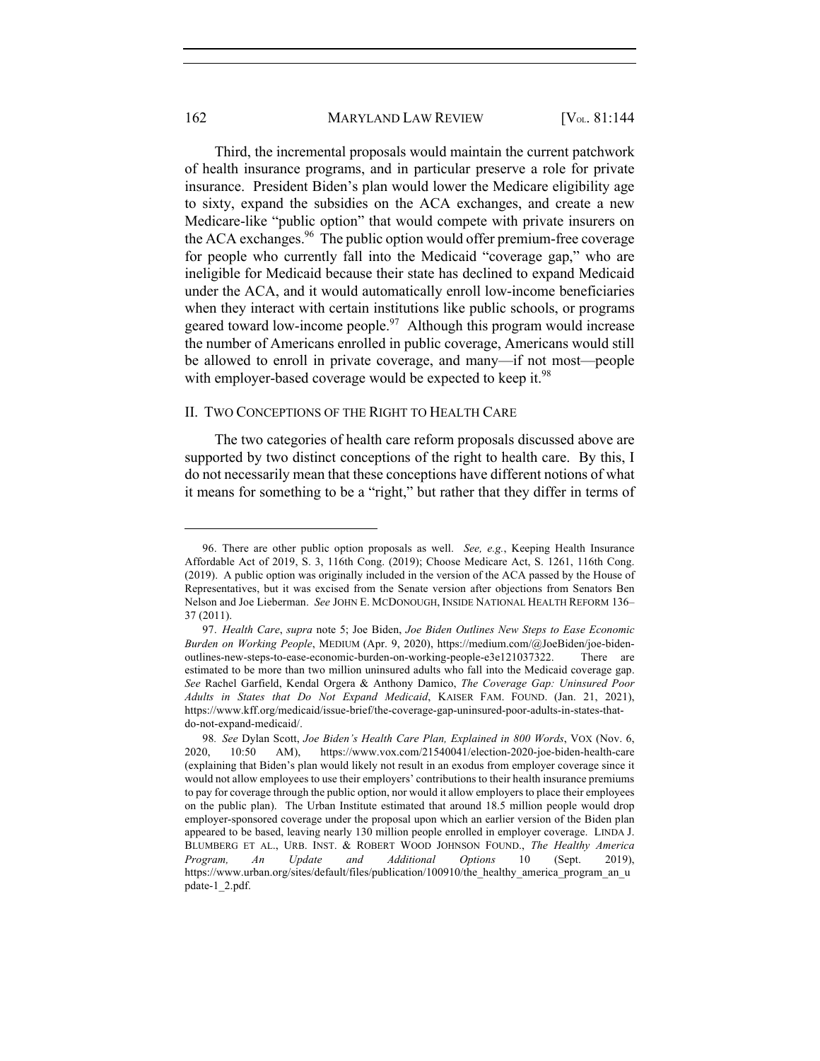Third, the incremental proposals would maintain the current patchwork of health insurance programs, and in particular preserve a role for private insurance. President Biden's plan would lower the Medicare eligibility age to sixty, expand the subsidies on the ACA exchanges, and create a new Medicare-like "public option" that would compete with private insurers on the ACA exchanges.[96] The public option would offer premium-free coverage for people who currently fall into the Medicaid "coverage gap," who are ineligible for Medicaid because their state has declined to expand Medicaid under the ACA, and it would automatically enroll low-income beneficiaries when they interact with certain institutions like public schools, or programs geared toward low-income people.[97] Although this program would increase the number of Americans enrolled in public coverage, Americans would still be allowed to enroll in private coverage, and many—if not most—people with employer-based coverage would be expected to keep it.[98]

## II. Two Conceptions of the Right to Health Care

The two categories of health care reform proposals discussed above are supported by two distinct conceptions of the right to health care. By this, I do not necessarily mean that these conceptions have different notions of what it means for something to be a "right," but rather that they differ in terms of

---

96. There are other public option proposals as well. *See, e.g.*, Keeping Health Insurance Affordable Act of 2019, S. 3, 116th Cong. (2019); Choose Medicare Act, S. 1261, 116th Cong. (2019). A public option was originally included in the version of the ACA passed by the House of Representatives, but it was excised from the Senate version after objections from Senators Ben Nelson and Joe Lieberman. *See* JOHN E. MCDONOUGH, INSIDE NATIONAL HEALTH REFORM 136–37 (2011).

97. *Health Care*, *supra* note 5; Joe Biden, *Joe Biden Outlines New Steps to Ease Economic Burden on Working People*, MEDIUM (Apr. 9, 2020), https://medium.com/@JoeBiden/joe-biden-outlines-new-steps-to-ease-economic-burden-on-working-people-e3e121037322. There are estimated to be more than two million uninsured adults who fall into the Medicaid coverage gap. *See* Rachel Garfield, Kendal Orgera & Anthony Damico, *The Coverage Gap: Uninsured Poor Adults in States that Do Not Expand Medicaid*, KAISER FAM. FOUND. (Jan. 21, 2021), https://www.kff.org/medicaid/issue-brief/the-coverage-gap-uninsured-poor-adults-in-states-that-do-not-expand-medicaid/.

98. *See* Dylan Scott, *Joe Biden's Health Care Plan, Explained in 800 Words*, VOX (Nov. 6, 2020, 10:50 AM), https://www.vox.com/21540041/election-2020-joe-biden-health-care (explaining that Biden's plan would likely not result in an exodus from employer coverage since it would not allow employees to use their employers' contributions to their health insurance premiums to pay for coverage through the public option, nor would it allow employers to place their employees on the public plan). The Urban Institute estimated that around 18.5 million people would drop employer-sponsored coverage under the proposal upon which an earlier version of the Biden plan appeared to be based, leaving nearly 130 million people enrolled in employer coverage. LINDA J. BLUMBERG ET AL., URB. INST. & ROBERT WOOD JOHNSON FOUND., *The Healthy America Program, An Update and Additional Options* 10 (Sept. 2019), https://www.urban.org/sites/default/files/publication/100910/the_healthy_america_program_an_update-1_2.pdf.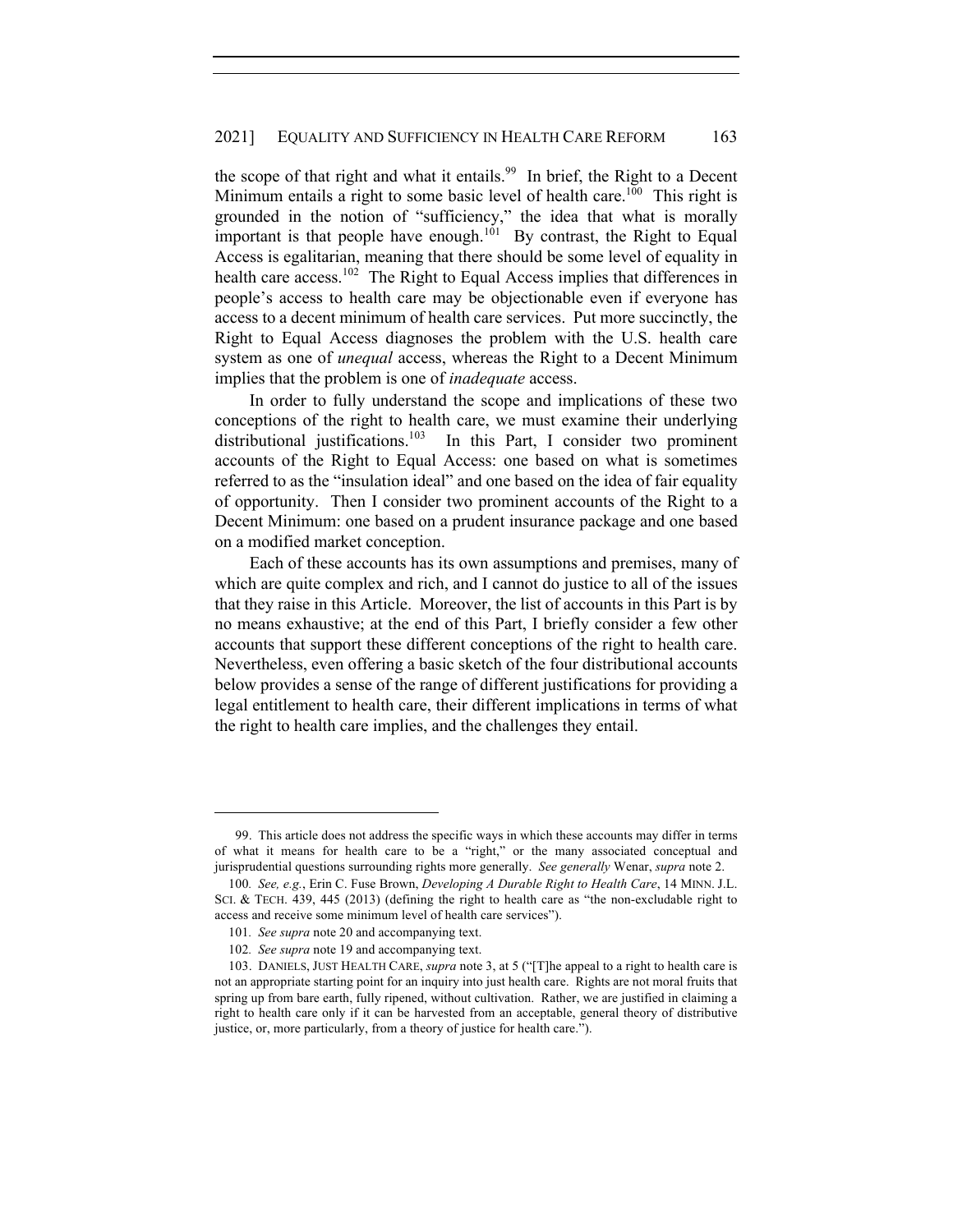the scope of that right and what it entails.[99] In brief, the Right to a Decent Minimum entails a right to some basic level of health care.[100] This right is grounded in the notion of "sufficiency," the idea that what is morally important is that people have enough.[101] By contrast, the Right to Equal Access is egalitarian, meaning that there should be some level of equality in health care access.[102] The Right to Equal Access implies that differences in people's access to health care may be objectionable even if everyone has access to a decent minimum of health care services. Put more succinctly, the Right to Equal Access diagnoses the problem with the U.S. health care system as one of *unequal* access, whereas the Right to a Decent Minimum implies that the problem is one of *inadequate* access.

In order to fully understand the scope and implications of these two conceptions of the right to health care, we must examine their underlying distributional justifications.[103] In this Part, I consider two prominent accounts of the Right to Equal Access: one based on what is sometimes referred to as the "insulation ideal" and one based on the idea of fair equality of opportunity. Then I consider two prominent accounts of the Right to a Decent Minimum: one based on a prudent insurance package and one based on a modified market conception.

Each of these accounts has its own assumptions and premises, many of which are quite complex and rich, and I cannot do justice to all of the issues that they raise in this Article. Moreover, the list of accounts in this Part is by no means exhaustive; at the end of this Part, I briefly consider a few other accounts that support these different conceptions of the right to health care. Nevertheless, even offering a basic sketch of the four distributional accounts below provides a sense of the range of different justifications for providing a legal entitlement to health care, their different implications in terms of what the right to health care implies, and the challenges they entail.

---

99. This article does not address the specific ways in which these accounts may differ in terms of what it means for health care to be a "right," or the many associated conceptual and jurisprudential questions surrounding rights more generally. *See generally* Wenar, *supra* note 2.

100. *See, e.g.*, Erin C. Fuse Brown, *Developing A Durable Right to Health Care*, 14 MINN. J.L. SCI. & TECH. 439, 445 (2013) (defining the right to health care as "the non-excludable right to access and receive some minimum level of health care services").

101. *See supra* note 20 and accompanying text.

102. *See supra* note 19 and accompanying text.

103. DANIELS, JUST HEALTH CARE, *supra* note 3, at 5 ("[T]he appeal to a right to health care is not an appropriate starting point for an inquiry into just health care. Rights are not moral fruits that spring up from bare earth, fully ripened, without cultivation. Rather, we are justified in claiming a right to health care only if it can be harvested from an acceptable, general theory of distributive justice, or, more particularly, from a theory of justice for health care.").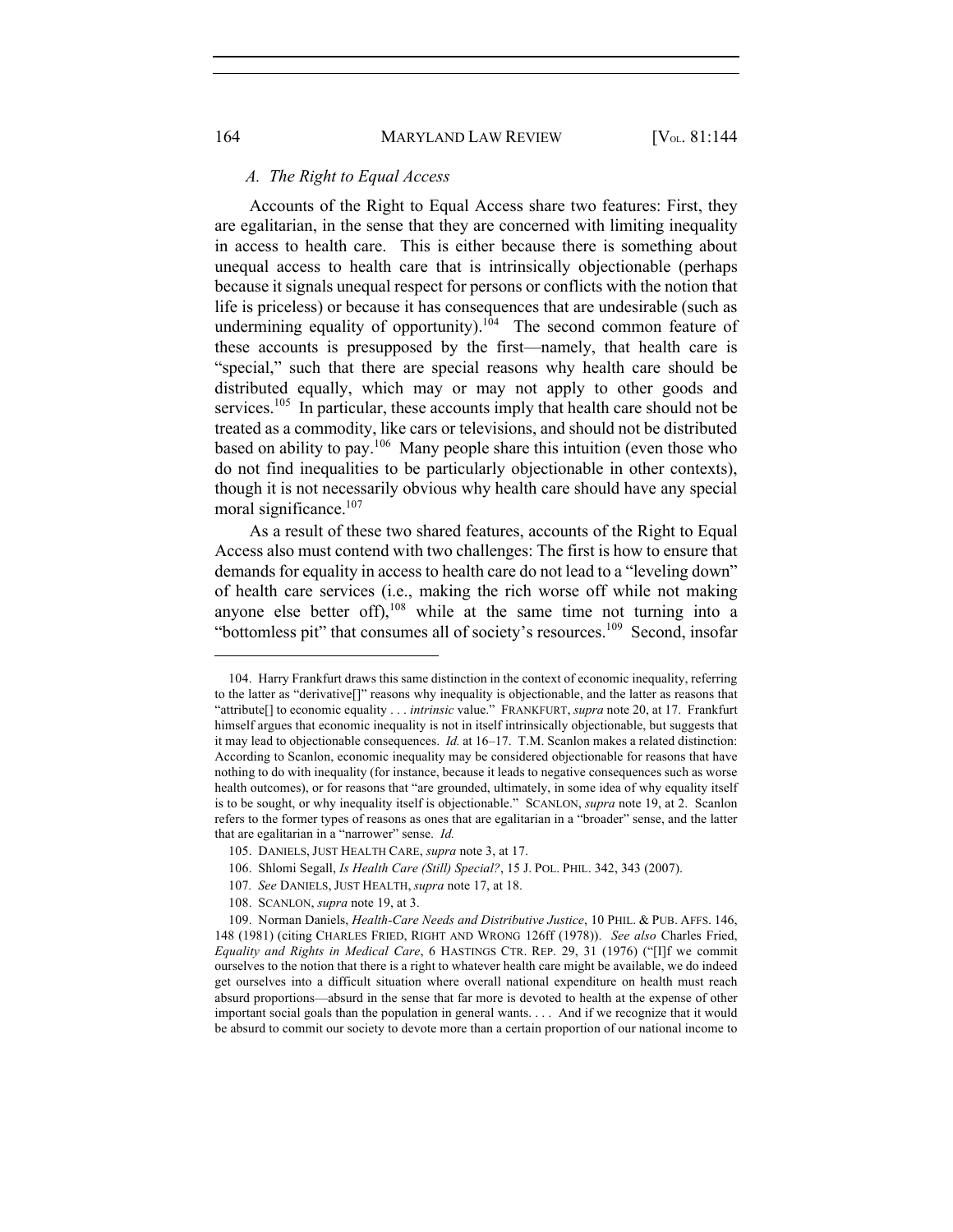### *A. The Right to Equal Access*

Accounts of the Right to Equal Access share two features: First, they are egalitarian, in the sense that they are concerned with limiting inequality in access to health care. This is either because there is something about unequal access to health care that is intrinsically objectionable (perhaps because it signals unequal respect for persons or conflicts with the notion that life is priceless) or because it has consequences that are undesirable (such as undermining equality of opportunity).[104] The second common feature of these accounts is presupposed by the first—namely, that health care is "special," such that there are special reasons why health care should be distributed equally, which may or may not apply to other goods and services.[105] In particular, these accounts imply that health care should not be treated as a commodity, like cars or televisions, and should not be distributed based on ability to pay.[106] Many people share this intuition (even those who do not find inequalities to be particularly objectionable in other contexts), though it is not necessarily obvious why health care should have any special moral significance.[107]

As a result of these two shared features, accounts of the Right to Equal Access also must contend with two challenges: The first is how to ensure that demands for equality in access to health care do not lead to a "leveling down" of health care services (i.e., making the rich worse off while not making anyone else better off),[108] while at the same time not turning into a "bottomless pit" that consumes all of society's resources.[109] Second, insofar

---

104. Harry Frankfurt draws this same distinction in the context of economic inequality, referring to the latter as "derivative[]" reasons why inequality is objectionable, and the latter as reasons that "attribute[] to economic equality . . . *intrinsic* value." FRANKFURT, *supra* note 20, at 17. Frankfurt himself argues that economic inequality is not in itself intrinsically objectionable, but suggests that it may lead to objectionable consequences. *Id.* at 16–17. T.M. Scanlon makes a related distinction: According to Scanlon, economic inequality may be considered objectionable for reasons that have nothing to do with inequality (for instance, because it leads to negative consequences such as worse health outcomes), or for reasons that "are grounded, ultimately, in some idea of why equality itself is to be sought, or why inequality itself is objectionable." SCANLON, *supra* note 19, at 2. Scanlon refers to the former types of reasons as ones that are egalitarian in a "broader" sense, and the latter that are egalitarian in a "narrower" sense. *Id.*

105. DANIELS, JUST HEALTH CARE, *supra* note 3, at 17.

106. Shlomi Segall, *Is Health Care (Still) Special?*, 15 J. POL. PHIL. 342, 343 (2007).

107. *See* DANIELS, JUST HEALTH, *supra* note 17, at 18.

108. SCANLON, *supra* note 19, at 3.

109. Norman Daniels, *Health-Care Needs and Distributive Justice*, 10 PHIL. & PUB. AFFS. 146, 148 (1981) (citing CHARLES FRIED, RIGHT AND WRONG 126ff (1978)). *See also* Charles Fried, *Equality and Rights in Medical Care*, 6 HASTINGS CTR. REP. 29, 31 (1976) ("[I]f we commit ourselves to the notion that there is a right to whatever health care might be available, we do indeed get ourselves into a difficult situation where overall national expenditure on health must reach absurd proportions—absurd in the sense that far more is devoted to health at the expense of other important social goals than the population in general wants. . . . And if we recognize that it would be absurd to commit our society to devote more than a certain proportion of our national income to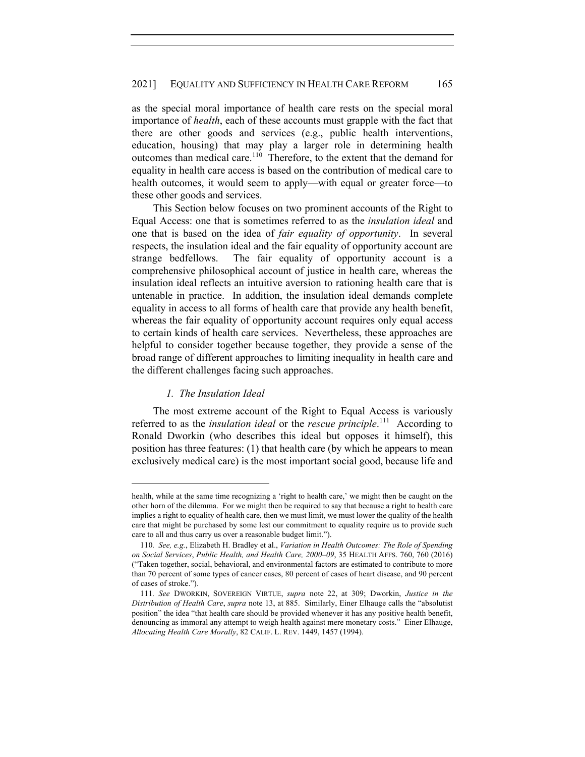as the special moral importance of health care rests on the special moral importance of *health*, each of these accounts must grapple with the fact that there are other goods and services (e.g., public health interventions, education, housing) that may play a larger role in determining health outcomes than medical care.[110] Therefore, to the extent that the demand for equality in health care access is based on the contribution of medical care to health outcomes, it would seem to apply—with equal or greater force—to these other goods and services.

This Section below focuses on two prominent accounts of the Right to Equal Access: one that is sometimes referred to as the *insulation ideal* and one that is based on the idea of *fair equality of opportunity*. In several respects, the insulation ideal and the fair equality of opportunity account are strange bedfellows. The fair equality of opportunity account is a comprehensive philosophical account of justice in health care, whereas the insulation ideal reflects an intuitive aversion to rationing health care that is untenable in practice. In addition, the insulation ideal demands complete equality in access to all forms of health care that provide any health benefit, whereas the fair equality of opportunity account requires only equal access to certain kinds of health care services. Nevertheless, these approaches are helpful to consider together because together, they provide a sense of the broad range of different approaches to limiting inequality in health care and the different challenges facing such approaches.

### *1. The Insulation Ideal*

The most extreme account of the Right to Equal Access is variously referred to as the *insulation ideal* or the *rescue principle*.[111] According to Ronald Dworkin (who describes this ideal but opposes it himself), this position has three features: (1) that health care (by which he appears to mean exclusively medical care) is the most important social good, because life and

---

health, while at the same time recognizing a 'right to health care,' we might then be caught on the other horn of the dilemma. For we might then be required to say that because a right to health care implies a right to equality of health care, then we must limit, we must lower the quality of the health care that might be purchased by some lest our commitment to equality require us to provide such care to all and thus carry us over a reasonable budget limit.").

110. *See, e.g.*, Elizabeth H. Bradley et al., *Variation in Health Outcomes: The Role of Spending on Social Services*, *Public Health, and Health Care, 2000–09*, 35 HEALTH AFFS. 760, 760 (2016) ("Taken together, social, behavioral, and environmental factors are estimated to contribute to more than 70 percent of some types of cancer cases, 80 percent of cases of heart disease, and 90 percent of cases of stroke.").

111. *See* DWORKIN, SOVEREIGN VIRTUE, *supra* note 22, at 309; Dworkin, *Justice in the Distribution of Health Care*, *supra* note 13, at 885. Similarly, Einer Elhauge calls the "absolutist position" the idea "that health care should be provided whenever it has any positive health benefit, denouncing as immoral any attempt to weigh health against mere monetary costs." Einer Elhauge, *Allocating Health Care Morally*, 82 CALIF. L. REV. 1449, 1457 (1994).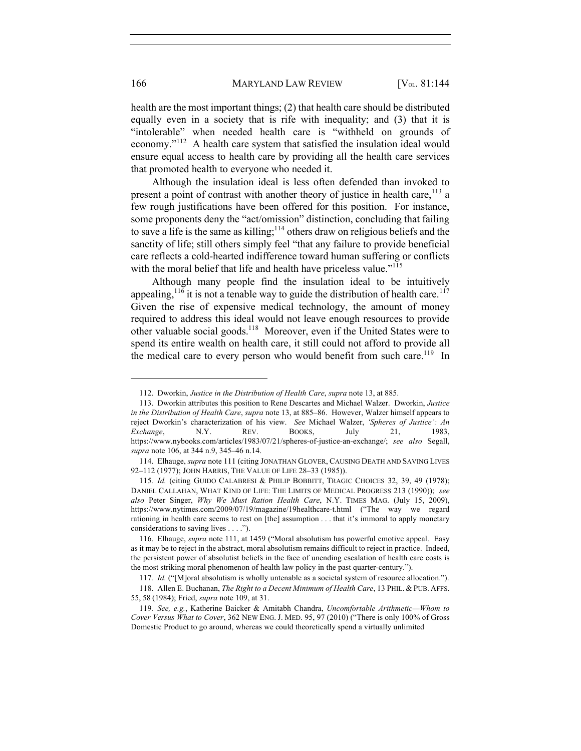health are the most important things; (2) that health care should be distributed equally even in a society that is rife with inequality; and (3) that it is "intolerable" when needed health care is "withheld on grounds of economy."[112] A health care system that satisfied the insulation ideal would ensure equal access to health care by providing all the health care services that promoted health to everyone who needed it.

Although the insulation ideal is less often defended than invoked to present a point of contrast with another theory of justice in health care,[113] a few rough justifications have been offered for this position. For instance, some proponents deny the "act/omission" distinction, concluding that failing to save a life is the same as killing;[114] others draw on religious beliefs and the sanctity of life; still others simply feel "that any failure to provide beneficial care reflects a cold-hearted indifference toward human suffering or conflicts with the moral belief that life and health have priceless value."[115]

Although many people find the insulation ideal to be intuitively appealing,[116] it is not a tenable way to guide the distribution of health care.[117] Given the rise of expensive medical technology, the amount of money required to address this ideal would not leave enough resources to provide other valuable social goods.[118] Moreover, even if the United States were to spend its entire wealth on health care, it still could not afford to provide all the medical care to every person who would benefit from such care.[119] In

---

112. Dworkin, *Justice in the Distribution of Health Care*, *supra* note 13, at 885.

113. Dworkin attributes this position to Rene Descartes and Michael Walzer. Dworkin, *Justice in the Distribution of Health Care*, *supra* note 13, at 885–86. However, Walzer himself appears to reject Dworkin's characterization of his view. *See* Michael Walzer, *'Spheres of Justice': An Exchange*, N.Y. REV. BOOKS, July 21, 1983, https://www.nybooks.com/articles/1983/07/21/spheres-of-justice-an-exchange/; *see also* Segall, *supra* note 106, at 344 n.9, 345–46 n.14.

114. Elhauge, *supra* note 111 (citing JONATHAN GLOVER, CAUSING DEATH AND SAVING LIVES 92–112 (1977); JOHN HARRIS, THE VALUE OF LIFE 28–33 (1985)).

115. *Id.* (citing GUIDO CALABRESI & PHILIP BOBBITT, TRAGIC CHOICES 32, 39, 49 (1978); DANIEL CALLAHAN, WHAT KIND OF LIFE: THE LIMITS OF MEDICAL PROGRESS 213 (1990)); *see also* Peter Singer, *Why We Must Ration Health Care*, N.Y. TIMES MAG. (July 15, 2009), https://www.nytimes.com/2009/07/19/magazine/19healthcare-t.html ("The way we regard rationing in health care seems to rest on [the] assumption . . . that it's immoral to apply monetary considerations to saving lives . . . .").

116. Elhauge, *supra* note 111, at 1459 ("Moral absolutism has powerful emotive appeal. Easy as it may be to reject in the abstract, moral absolutism remains difficult to reject in practice. Indeed, the persistent power of absolutist beliefs in the face of unending escalation of health care costs is the most striking moral phenomenon of health law policy in the past quarter-century.").

117. *Id.* ("[M]oral absolutism is wholly untenable as a societal system of resource allocation.").

118. Allen E. Buchanan, *The Right to a Decent Minimum of Health Care*, 13 PHIL. & PUB. AFFS. 55, 58 (1984); Fried, *supra* note 109, at 31.

119. *See, e.g.*, Katherine Baicker & Amitabh Chandra, *Uncomfortable Arithmetic—Whom to Cover Versus What to Cover*, 362 NEW ENG. J. MED. 95, 97 (2010) ("There is only 100% of Gross Domestic Product to go around, whereas we could theoretically spend a virtually unlimited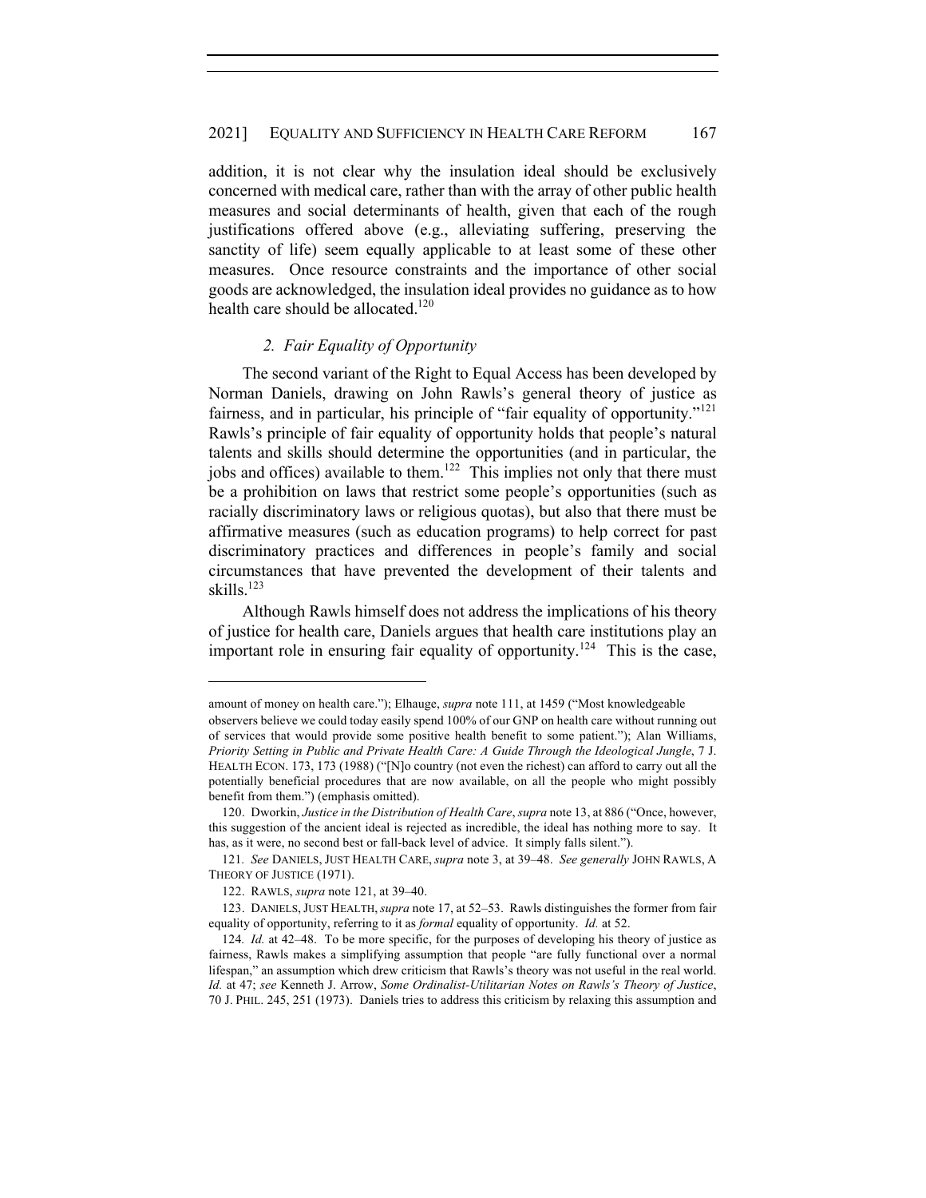addition, it is not clear why the insulation ideal should be exclusively concerned with medical care, rather than with the array of other public health measures and social determinants of health, given that each of the rough justifications offered above (e.g., alleviating suffering, preserving the sanctity of life) seem equally applicable to at least some of these other measures. Once resource constraints and the importance of other social goods are acknowledged, the insulation ideal provides no guidance as to how health care should be allocated.[120]

### *2. Fair Equality of Opportunity*

The second variant of the Right to Equal Access has been developed by Norman Daniels, drawing on John Rawls's general theory of justice as fairness, and in particular, his principle of "fair equality of opportunity."[121] Rawls's principle of fair equality of opportunity holds that people's natural talents and skills should determine the opportunities (and in particular, the jobs and offices) available to them.[122] This implies not only that there must be a prohibition on laws that restrict some people's opportunities (such as racially discriminatory laws or religious quotas), but also that there must be affirmative measures (such as education programs) to help correct for past discriminatory practices and differences in people's family and social circumstances that have prevented the development of their talents and skills.[123]

Although Rawls himself does not address the implications of his theory of justice for health care, Daniels argues that health care institutions play an important role in ensuring fair equality of opportunity.[124] This is the case,

---

amount of money on health care."); Elhauge, *supra* note 111, at 1459 ("Most knowledgeable observers believe we could today easily spend 100% of our GNP on health care without running out of services that would provide some positive health benefit to some patient."); Alan Williams, *Priority Setting in Public and Private Health Care: A Guide Through the Ideological Jungle*, 7 J. HEALTH ECON. 173, 173 (1988) ("[N]o country (not even the richest) can afford to carry out all the potentially beneficial procedures that are now available, on all the people who might possibly benefit from them.") (emphasis omitted).

120. Dworkin, *Justice in the Distribution of Health Care*, *supra* note 13, at 886 ("Once, however, this suggestion of the ancient ideal is rejected as incredible, the ideal has nothing more to say. It has, as it were, no second best or fall-back level of advice. It simply falls silent.").

121. *See* DANIELS, JUST HEALTH CARE, *supra* note 3, at 39–48. *See generally* JOHN RAWLS, A THEORY OF JUSTICE (1971).

122. RAWLS, *supra* note 121, at 39–40.

123. DANIELS, JUST HEALTH, *supra* note 17, at 52–53. Rawls distinguishes the former from fair equality of opportunity, referring to it as *formal* equality of opportunity. *Id.* at 52.

124. *Id.* at 42–48. To be more specific, for the purposes of developing his theory of justice as fairness, Rawls makes a simplifying assumption that people "are fully functional over a normal lifespan," an assumption which drew criticism that Rawls's theory was not useful in the real world. *Id.* at 47; *see* Kenneth J. Arrow, *Some Ordinalist-Utilitarian Notes on Rawls's Theory of Justice*, 70 J. PHIL. 245, 251 (1973). Daniels tries to address this criticism by relaxing this assumption and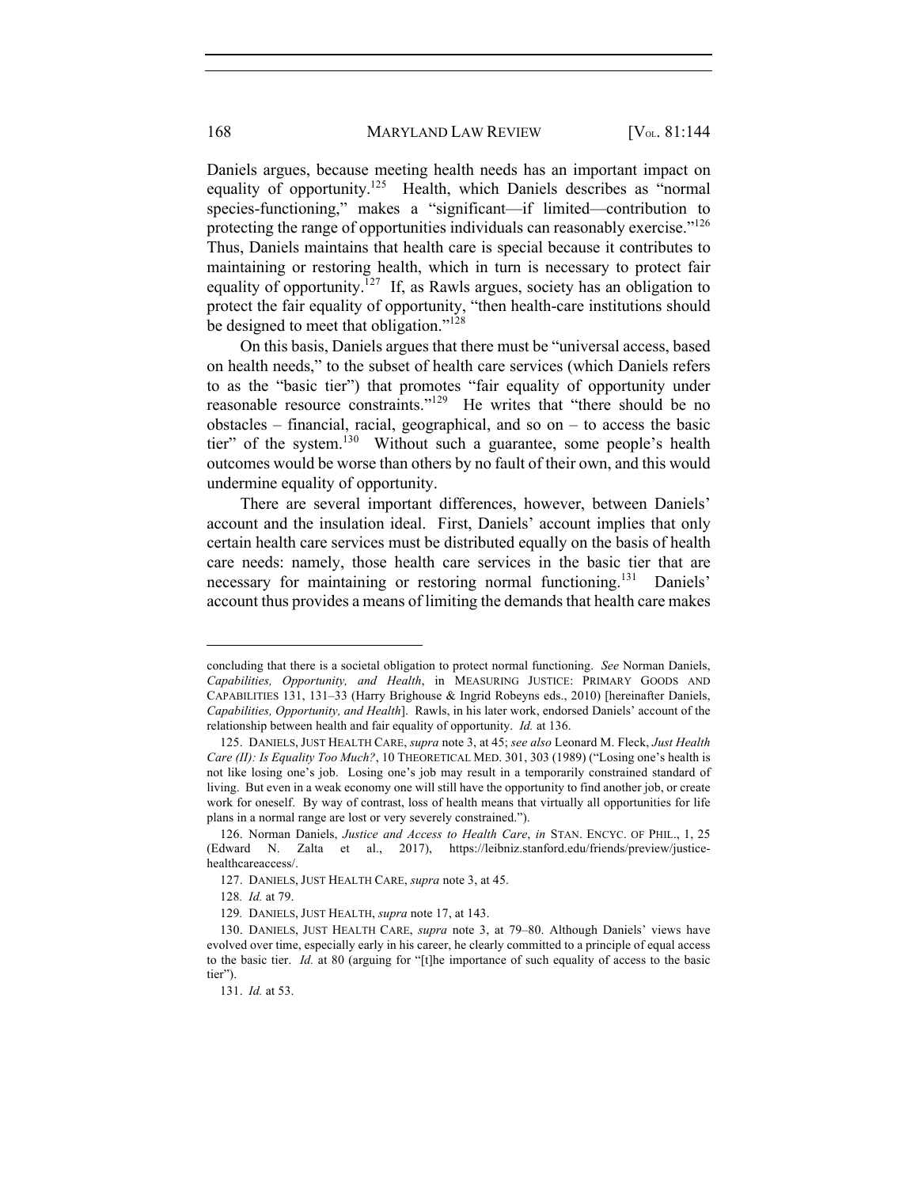Daniels argues, because meeting health needs has an important impact on equality of opportunity.[125] Health, which Daniels describes as "normal species-functioning," makes a "significant—if limited—contribution to protecting the range of opportunities individuals can reasonably exercise."[126] Thus, Daniels maintains that health care is special because it contributes to maintaining or restoring health, which in turn is necessary to protect fair equality of opportunity.[127] If, as Rawls argues, society has an obligation to protect the fair equality of opportunity, "then health-care institutions should be designed to meet that obligation."[128]

On this basis, Daniels argues that there must be "universal access, based on health needs," to the subset of health care services (which Daniels refers to as the "basic tier") that promotes "fair equality of opportunity under reasonable resource constraints."[129] He writes that "there should be no obstacles – financial, racial, geographical, and so on – to access the basic tier" of the system.[130] Without such a guarantee, some people's health outcomes would be worse than others by no fault of their own, and this would undermine equality of opportunity.

There are several important differences, however, between Daniels' account and the insulation ideal. First, Daniels' account implies that only certain health care services must be distributed equally on the basis of health care needs: namely, those health care services in the basic tier that are necessary for maintaining or restoring normal functioning.[131] Daniels' account thus provides a means of limiting the demands that health care makes

---

concluding that there is a societal obligation to protect normal functioning. *See* Norman Daniels, *Capabilities, Opportunity, and Health*, in MEASURING JUSTICE: PRIMARY GOODS AND CAPABILITIES 131, 131–33 (Harry Brighouse & Ingrid Robeyns eds., 2010) [hereinafter Daniels, *Capabilities, Opportunity, and Health*]. Rawls, in his later work, endorsed Daniels' account of the relationship between health and fair equality of opportunity. *Id.* at 136.

125. DANIELS, JUST HEALTH CARE, *supra* note 3, at 45; *see also* Leonard M. Fleck, *Just Health Care (II): Is Equality Too Much?*, 10 THEORETICAL MED. 301, 303 (1989) ("Losing one's health is not like losing one's job. Losing one's job may result in a temporarily constrained standard of living. But even in a weak economy one will still have the opportunity to find another job, or create work for oneself. By way of contrast, loss of health means that virtually all opportunities for life plans in a normal range are lost or very severely constrained.").

126. Norman Daniels, *Justice and Access to Health Care*, *in* STAN. ENCYC. OF PHIL., 1, 25 (Edward N. Zalta et al., 2017), https://leibniz.stanford.edu/friends/preview/justice-healthcareaccess/.

127. DANIELS, JUST HEALTH CARE, *supra* note 3, at 45.

128. *Id.* at 79.

129. DANIELS, JUST HEALTH, *supra* note 17, at 143.

130. DANIELS, JUST HEALTH CARE, *supra* note 3, at 79–80. Although Daniels' views have evolved over time, especially early in his career, he clearly committed to a principle of equal access to the basic tier. *Id.* at 80 (arguing for "[t]he importance of such equality of access to the basic tier").

131. *Id.* at 53.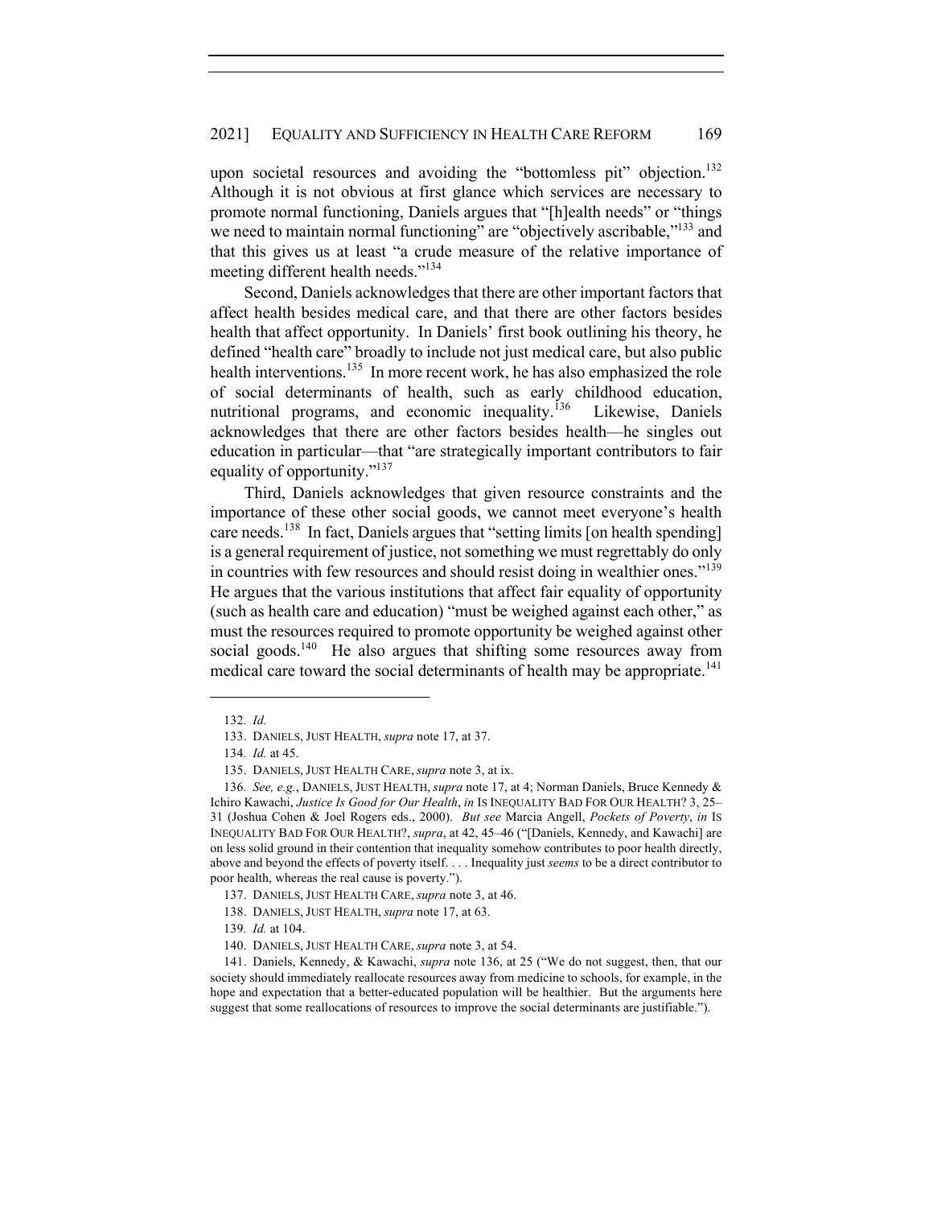upon societal resources and avoiding the "bottomless pit" objection.[132] Although it is not obvious at first glance which services are necessary to promote normal functioning, Daniels argues that "[h]ealth needs" or "things we need to maintain normal functioning" are "objectively ascribable,"[133] and that this gives us at least "a crude measure of the relative importance of meeting different health needs."[134]

Second, Daniels acknowledges that there are other important factors that affect health besides medical care, and that there are other factors besides health that affect opportunity. In Daniels' first book outlining his theory, he defined "health care" broadly to include not just medical care, but also public health interventions.[135] In more recent work, he has also emphasized the role of social determinants of health, such as early childhood education, nutritional programs, and economic inequality.[136] Likewise, Daniels acknowledges that there are other factors besides health—he singles out education in particular—that "are strategically important contributors to fair equality of opportunity."[137]

Third, Daniels acknowledges that given resource constraints and the importance of these other social goods, we cannot meet everyone's health care needs.[138] In fact, Daniels argues that "setting limits [on health spending] is a general requirement of justice, not something we must regrettably do only in countries with few resources and should resist doing in wealthier ones."[139] He argues that the various institutions that affect fair equality of opportunity (such as health care and education) "must be weighed against each other," as must the resources required to promote opportunity be weighed against other social goods.[140] He also argues that shifting some resources away from medical care toward the social determinants of health may be appropriate.[141]

---

132. *Id.*

133. DANIELS, JUST HEALTH, *supra* note 17, at 37.

134. *Id.* at 45.

135. DANIELS, JUST HEALTH CARE, *supra* note 3, at ix.

136. *See, e.g.*, DANIELS, JUST HEALTH, *supra* note 17, at 4; Norman Daniels, Bruce Kennedy & Ichiro Kawachi, *Justice Is Good for Our Health*, *in* IS INEQUALITY BAD FOR OUR HEALTH? 3, 25–31 (Joshua Cohen & Joel Rogers eds., 2000). *But see* Marcia Angell, *Pockets of Poverty*, *in* IS INEQUALITY BAD FOR OUR HEALTH?, *supra*, at 42, 45–46 ("[Daniels, Kennedy, and Kawachi] are on less solid ground in their contention that inequality somehow contributes to poor health directly, above and beyond the effects of poverty itself. . . . Inequality just *seems* to be a direct contributor to poor health, whereas the real cause is poverty.").

137. DANIELS, JUST HEALTH CARE, *supra* note 3, at 46.

138. DANIELS, JUST HEALTH, *supra* note 17, at 63.

139. *Id.* at 104.

140. DANIELS, JUST HEALTH CARE, *supra* note 3, at 54.

141. Daniels, Kennedy, & Kawachi, *supra* note 136, at 25 ("We do not suggest, then, that our society should immediately reallocate resources away from medicine to schools, for example, in the hope and expectation that a better-educated population will be healthier. But the arguments here suggest that some reallocations of resources to improve the social determinants are justifiable.").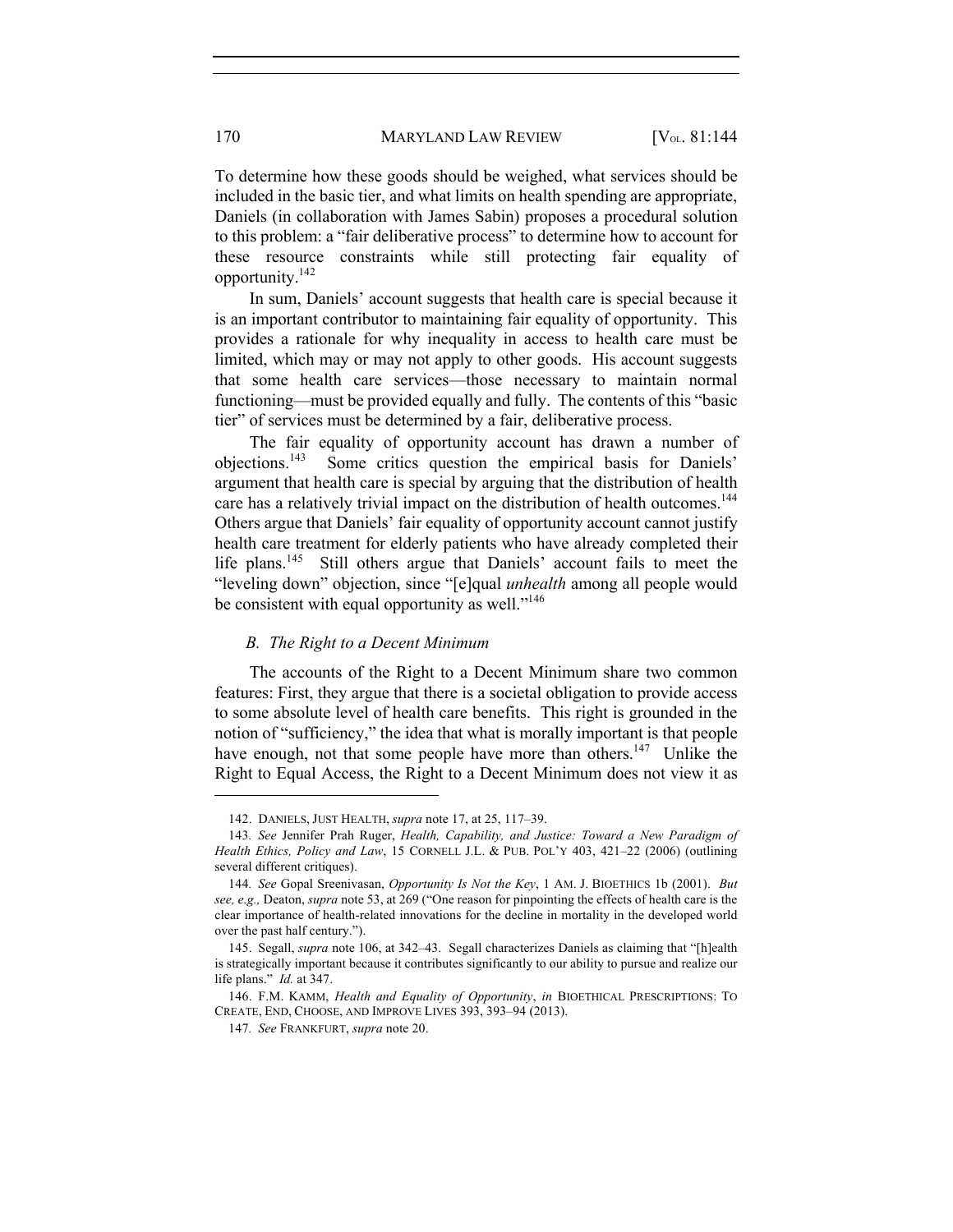To determine how these goods should be weighed, what services should be included in the basic tier, and what limits on health spending are appropriate, Daniels (in collaboration with James Sabin) proposes a procedural solution to this problem: a "fair deliberative process" to determine how to account for these resource constraints while still protecting fair equality of opportunity.[142]

In sum, Daniels' account suggests that health care is special because it is an important contributor to maintaining fair equality of opportunity. This provides a rationale for why inequality in access to health care must be limited, which may or may not apply to other goods. His account suggests that some health care services—those necessary to maintain normal functioning—must be provided equally and fully. The contents of this "basic tier" of services must be determined by a fair, deliberative process.

The fair equality of opportunity account has drawn a number of objections.[143] Some critics question the empirical basis for Daniels' argument that health care is special by arguing that the distribution of health care has a relatively trivial impact on the distribution of health outcomes.[144] Others argue that Daniels' fair equality of opportunity account cannot justify health care treatment for elderly patients who have already completed their life plans.[145] Still others argue that Daniels' account fails to meet the "leveling down" objection, since "[e]qual *unhealth* among all people would be consistent with equal opportunity as well."[146]

### *B. The Right to a Decent Minimum*

The accounts of the Right to a Decent Minimum share two common features: First, they argue that there is a societal obligation to provide access to some absolute level of health care benefits. This right is grounded in the notion of "sufficiency," the idea that what is morally important is that people have enough, not that some people have more than others.[147] Unlike the Right to Equal Access, the Right to a Decent Minimum does not view it as

---

142. DANIELS, JUST HEALTH, *supra* note 17, at 25, 117–39.

143. *See* Jennifer Prah Ruger, *Health, Capability, and Justice: Toward a New Paradigm of Health Ethics, Policy and Law*, 15 CORNELL J.L. & PUB. POL'Y 403, 421–22 (2006) (outlining several different critiques).

144. *See* Gopal Sreenivasan, *Opportunity Is Not the Key*, 1 AM. J. BIOETHICS 1b (2001). *But see, e.g.,* Deaton, *supra* note 53, at 269 ("One reason for pinpointing the effects of health care is the clear importance of health-related innovations for the decline in mortality in the developed world over the past half century.").

145. Segall, *supra* note 106, at 342–43. Segall characterizes Daniels as claiming that "[h]ealth is strategically important because it contributes significantly to our ability to pursue and realize our life plans." *Id.* at 347.

146. F.M. KAMM, *Health and Equality of Opportunity*, *in* BIOETHICAL PRESCRIPTIONS: TO CREATE, END, CHOOSE, AND IMPROVE LIVES 393, 393–94 (2013).

147. *See* FRANKFURT, *supra* note 20.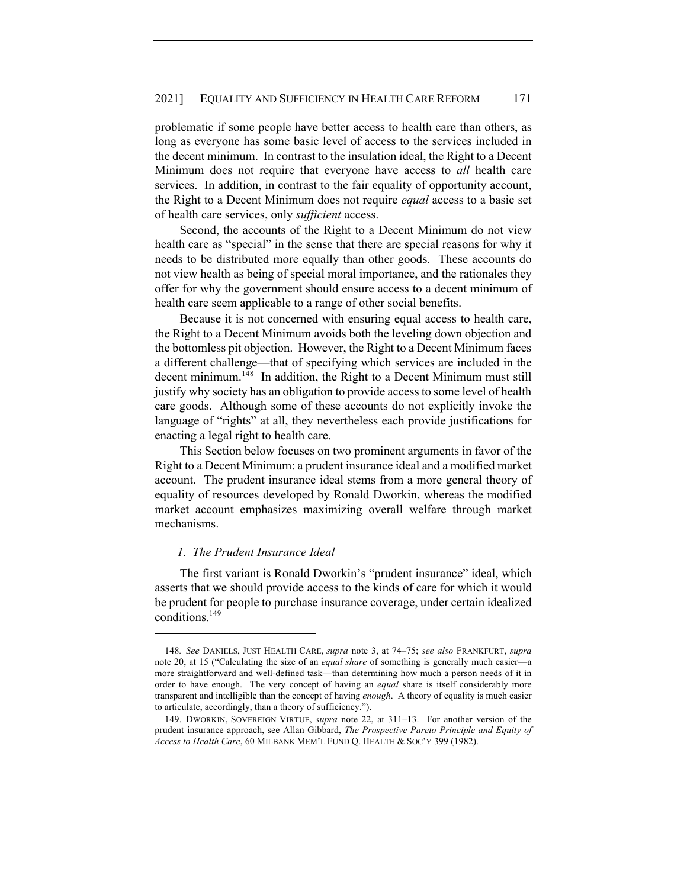problematic if some people have better access to health care than others, as long as everyone has some basic level of access to the services included in the decent minimum. In contrast to the insulation ideal, the Right to a Decent Minimum does not require that everyone have access to *all* health care services. In addition, in contrast to the fair equality of opportunity account, the Right to a Decent Minimum does not require *equal* access to a basic set of health care services, only *sufficient* access.

Second, the accounts of the Right to a Decent Minimum do not view health care as "special" in the sense that there are special reasons for why it needs to be distributed more equally than other goods. These accounts do not view health as being of special moral importance, and the rationales they offer for why the government should ensure access to a decent minimum of health care seem applicable to a range of other social benefits.

Because it is not concerned with ensuring equal access to health care, the Right to a Decent Minimum avoids both the leveling down objection and the bottomless pit objection. However, the Right to a Decent Minimum faces a different challenge—that of specifying which services are included in the decent minimum.[148] In addition, the Right to a Decent Minimum must still justify why society has an obligation to provide access to some level of health care goods. Although some of these accounts do not explicitly invoke the language of "rights" at all, they nevertheless each provide justifications for enacting a legal right to health care.

This Section below focuses on two prominent arguments in favor of the Right to a Decent Minimum: a prudent insurance ideal and a modified market account. The prudent insurance ideal stems from a more general theory of equality of resources developed by Ronald Dworkin, whereas the modified market account emphasizes maximizing overall welfare through market mechanisms.

### *1. The Prudent Insurance Ideal*

The first variant is Ronald Dworkin's "prudent insurance" ideal, which asserts that we should provide access to the kinds of care for which it would be prudent for people to purchase insurance coverage, under certain idealized conditions.[149]

---

148. *See* DANIELS, JUST HEALTH CARE, *supra* note 3, at 74–75; *see also* FRANKFURT, *supra* note 20, at 15 ("Calculating the size of an *equal share* of something is generally much easier—a more straightforward and well-defined task—than determining how much a person needs of it in order to have enough. The very concept of having an *equal* share is itself considerably more transparent and intelligible than the concept of having *enough*. A theory of equality is much easier to articulate, accordingly, than a theory of sufficiency.").

149. DWORKIN, SOVEREIGN VIRTUE, *supra* note 22, at 311–13. For another version of the prudent insurance approach, see Allan Gibbard, *The Prospective Pareto Principle and Equity of Access to Health Care*, 60 MILBANK MEM'L FUND Q. HEALTH & SOC'Y 399 (1982).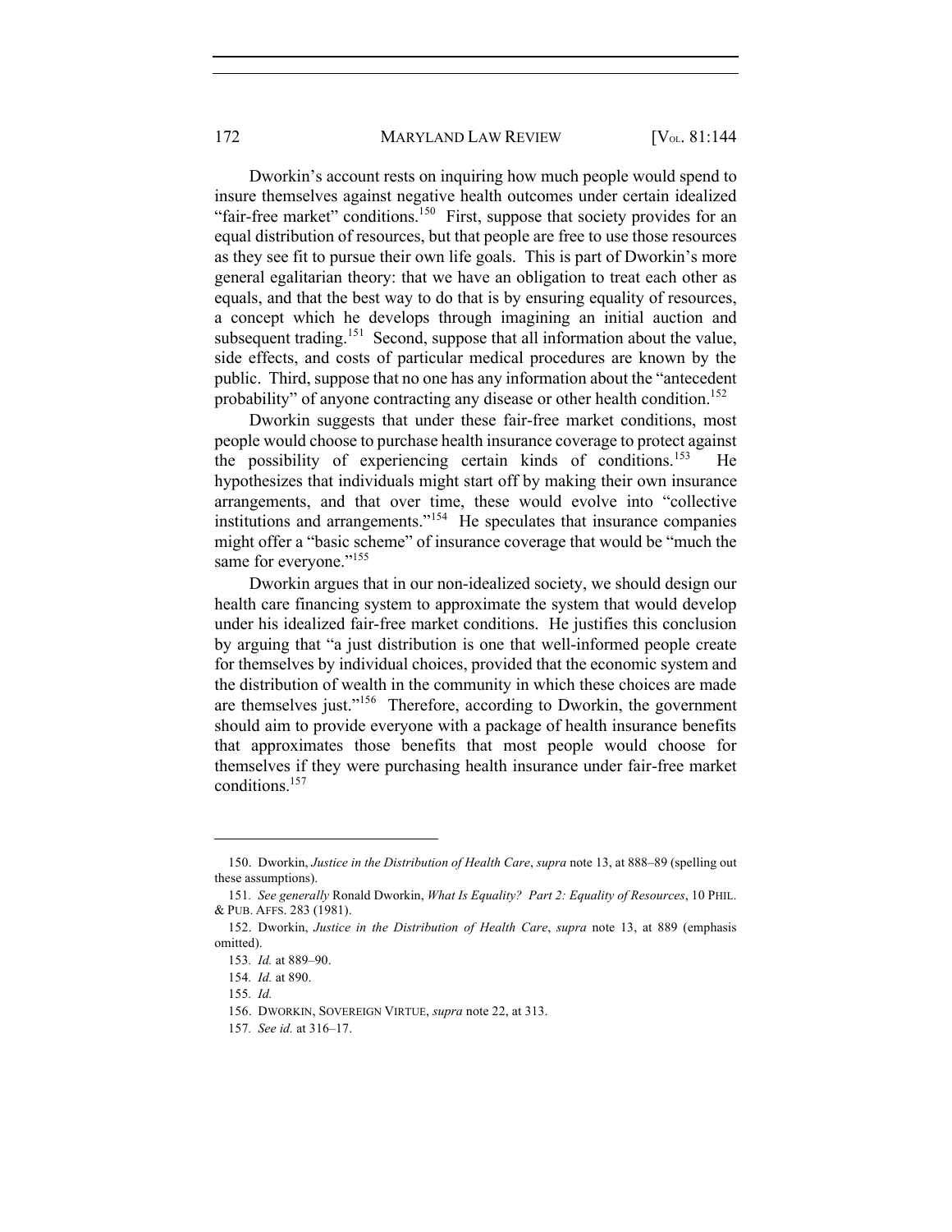Dworkin's account rests on inquiring how much people would spend to insure themselves against negative health outcomes under certain idealized "fair-free market" conditions.[150] First, suppose that society provides for an equal distribution of resources, but that people are free to use those resources as they see fit to pursue their own life goals. This is part of Dworkin's more general egalitarian theory: that we have an obligation to treat each other as equals, and that the best way to do that is by ensuring equality of resources, a concept which he develops through imagining an initial auction and subsequent trading.[151] Second, suppose that all information about the value, side effects, and costs of particular medical procedures are known by the public. Third, suppose that no one has any information about the "antecedent probability" of anyone contracting any disease or other health condition.[152]

Dworkin suggests that under these fair-free market conditions, most people would choose to purchase health insurance coverage to protect against the possibility of experiencing certain kinds of conditions.[153] He hypothesizes that individuals might start off by making their own insurance arrangements, and that over time, these would evolve into "collective institutions and arrangements."[154] He speculates that insurance companies might offer a "basic scheme" of insurance coverage that would be "much the same for everyone."[155]

Dworkin argues that in our non-idealized society, we should design our health care financing system to approximate the system that would develop under his idealized fair-free market conditions. He justifies this conclusion by arguing that "a just distribution is one that well-informed people create for themselves by individual choices, provided that the economic system and the distribution of wealth in the community in which these choices are made are themselves just."[156] Therefore, according to Dworkin, the government should aim to provide everyone with a package of health insurance benefits that approximates those benefits that most people would choose for themselves if they were purchasing health insurance under fair-free market conditions.[157]

---

150. Dworkin, *Justice in the Distribution of Health Care*, *supra* note 13, at 888–89 (spelling out these assumptions).

151. *See generally* Ronald Dworkin, *What Is Equality? Part 2: Equality of Resources*, 10 PHIL. & PUB. AFFS. 283 (1981).

152. Dworkin, *Justice in the Distribution of Health Care*, *supra* note 13, at 889 (emphasis omitted).

153. *Id.* at 889–90.

154. *Id.* at 890.

155. *Id.*

156. DWORKIN, SOVEREIGN VIRTUE, *supra* note 22, at 313.

157. *See id.* at 316–17.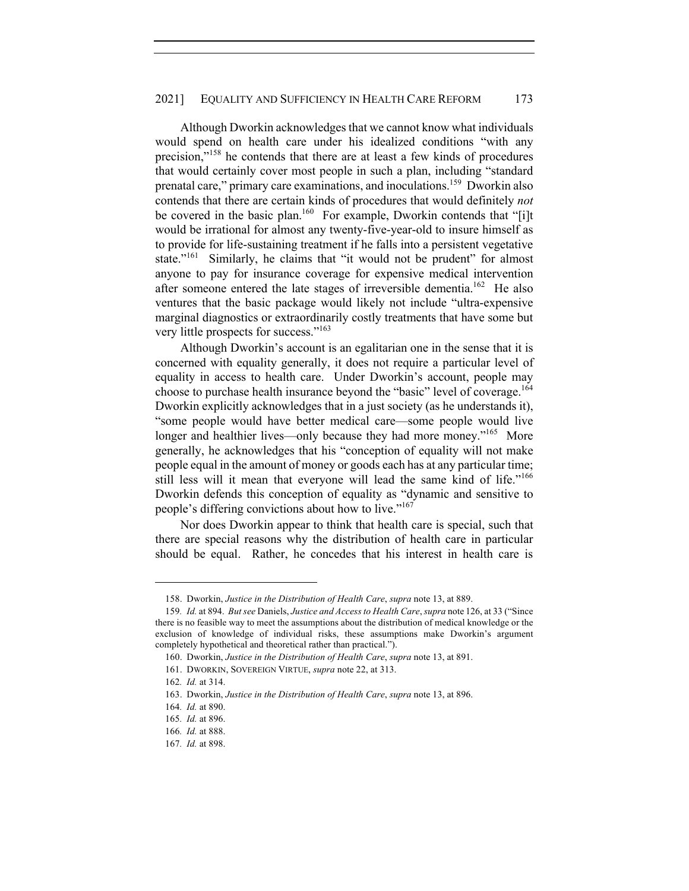Although Dworkin acknowledges that we cannot know what individuals would spend on health care under his idealized conditions "with any precision,"[158] he contends that there are at least a few kinds of procedures that would certainly cover most people in such a plan, including "standard prenatal care," primary care examinations, and inoculations.[159] Dworkin also contends that there are certain kinds of procedures that would definitely *not* be covered in the basic plan.[160] For example, Dworkin contends that "[i]t would be irrational for almost any twenty-five-year-old to insure himself as to provide for life-sustaining treatment if he falls into a persistent vegetative state."[161] Similarly, he claims that "it would not be prudent" for almost anyone to pay for insurance coverage for expensive medical intervention after someone entered the late stages of irreversible dementia.[162] He also ventures that the basic package would likely not include "ultra-expensive marginal diagnostics or extraordinarily costly treatments that have some but very little prospects for success."[163]

Although Dworkin's account is an egalitarian one in the sense that it is concerned with equality generally, it does not require a particular level of equality in access to health care. Under Dworkin's account, people may choose to purchase health insurance beyond the "basic" level of coverage.[164] Dworkin explicitly acknowledges that in a just society (as he understands it), "some people would have better medical care—some people would live longer and healthier lives—only because they had more money."[165] More generally, he acknowledges that his "conception of equality will not make people equal in the amount of money or goods each has at any particular time; still less will it mean that everyone will lead the same kind of life."[166] Dworkin defends this conception of equality as "dynamic and sensitive to people's differing convictions about how to live."[167]

Nor does Dworkin appear to think that health care is special, such that there are special reasons why the distribution of health care in particular should be equal. Rather, he concedes that his interest in health care is

---

158. Dworkin, *Justice in the Distribution of Health Care*, *supra* note 13, at 889.

159. *Id.* at 894. *But see* Daniels, *Justice and Access to Health Care*, *supra* note 126, at 33 ("Since there is no feasible way to meet the assumptions about the distribution of medical knowledge or the exclusion of knowledge of individual risks, these assumptions make Dworkin's argument completely hypothetical and theoretical rather than practical.").

160. Dworkin, *Justice in the Distribution of Health Care*, *supra* note 13, at 891.

161. DWORKIN, SOVEREIGN VIRTUE, *supra* note 22, at 313.

162. *Id.* at 314.

163. Dworkin, *Justice in the Distribution of Health Care*, *supra* note 13, at 896.

164. *Id.* at 890.

165. *Id.* at 896.

166. *Id.* at 888.

167. *Id.* at 898.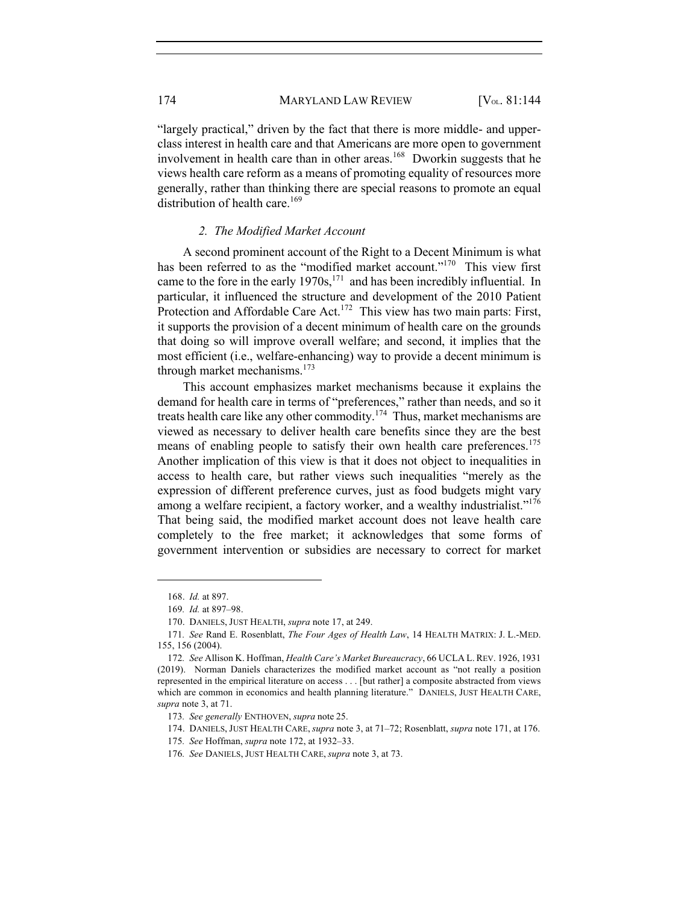"largely practical," driven by the fact that there is more middle- and upper-class interest in health care and that Americans are more open to government involvement in health care than in other areas.[168] Dworkin suggests that he views health care reform as a means of promoting equality of resources more generally, rather than thinking there are special reasons to promote an equal distribution of health care.[169]

### *2. The Modified Market Account*

A second prominent account of the Right to a Decent Minimum is what has been referred to as the "modified market account."[170] This view first came to the fore in the early 1970s,[171] and has been incredibly influential. In particular, it influenced the structure and development of the 2010 Patient Protection and Affordable Care Act.[172] This view has two main parts: First, it supports the provision of a decent minimum of health care on the grounds that doing so will improve overall welfare; and second, it implies that the most efficient (i.e., welfare-enhancing) way to provide a decent minimum is through market mechanisms.[173]

This account emphasizes market mechanisms because it explains the demand for health care in terms of "preferences," rather than needs, and so it treats health care like any other commodity.[174] Thus, market mechanisms are viewed as necessary to deliver health care benefits since they are the best means of enabling people to satisfy their own health care preferences.[175] Another implication of this view is that it does not object to inequalities in access to health care, but rather views such inequalities "merely as the expression of different preference curves, just as food budgets might vary among a welfare recipient, a factory worker, and a wealthy industrialist."[176] That being said, the modified market account does not leave health care completely to the free market; it acknowledges that some forms of government intervention or subsidies are necessary to correct for market

---

168. *Id.* at 897.

169. *Id.* at 897–98.

170. DANIELS, JUST HEALTH, *supra* note 17, at 249.

171. *See* Rand E. Rosenblatt, *The Four Ages of Health Law*, 14 HEALTH MATRIX: J. L.-MED. 155, 156 (2004).

172. *See* Allison K. Hoffman, *Health Care's Market Bureaucracy*, 66 UCLA L. REV. 1926, 1931 (2019). Norman Daniels characterizes the modified market account as "not really a position represented in the empirical literature on access . . . [but rather] a composite abstracted from views which are common in economics and health planning literature." DANIELS, JUST HEALTH CARE, *supra* note 3, at 71.

173. *See generally* ENTHOVEN, *supra* note 25.

174. DANIELS, JUST HEALTH CARE, *supra* note 3, at 71–72; Rosenblatt, *supra* note 171, at 176.

175. *See* Hoffman, *supra* note 172, at 1932–33.

176. *See* DANIELS, JUST HEALTH CARE, *supra* note 3, at 73.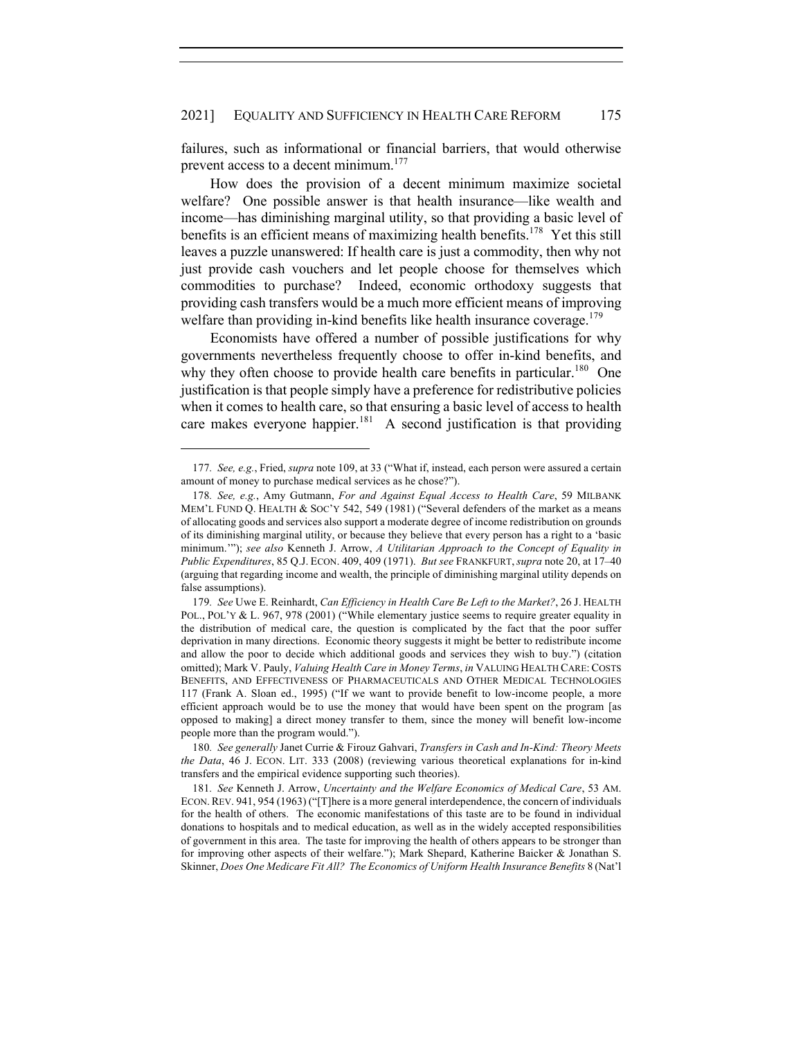failures, such as informational or financial barriers, that would otherwise prevent access to a decent minimum.[177]

How does the provision of a decent minimum maximize societal welfare? One possible answer is that health insurance—like wealth and income—has diminishing marginal utility, so that providing a basic level of benefits is an efficient means of maximizing health benefits.[178] Yet this still leaves a puzzle unanswered: If health care is just a commodity, then why not just provide cash vouchers and let people choose for themselves which commodities to purchase? Indeed, economic orthodoxy suggests that providing cash transfers would be a much more efficient means of improving welfare than providing in-kind benefits like health insurance coverage.[179]

Economists have offered a number of possible justifications for why governments nevertheless frequently choose to offer in-kind benefits, and why they often choose to provide health care benefits in particular.[180] One justification is that people simply have a preference for redistributive policies when it comes to health care, so that ensuring a basic level of access to health care makes everyone happier.[181] A second justification is that providing

---

177. *See, e.g.*, Fried, *supra* note 109, at 33 ("What if, instead, each person were assured a certain amount of money to purchase medical services as he chose?").

178. *See, e.g.*, Amy Gutmann, *For and Against Equal Access to Health Care*, 59 MILBANK MEM'L FUND Q. HEALTH & SOC'Y 542, 549 (1981) ("Several defenders of the market as a means of allocating goods and services also support a moderate degree of income redistribution on grounds of its diminishing marginal utility, or because they believe that every person has a right to a 'basic minimum.'"); *see also* Kenneth J. Arrow, *A Utilitarian Approach to the Concept of Equality in Public Expenditures*, 85 Q.J. ECON. 409, 409 (1971). *But see* FRANKFURT, *supra* note 20, at 17–40 (arguing that regarding income and wealth, the principle of diminishing marginal utility depends on false assumptions).

179. *See* Uwe E. Reinhardt, *Can Efficiency in Health Care Be Left to the Market?*, 26 J. HEALTH POL., POL'Y & L. 967, 978 (2001) ("While elementary justice seems to require greater equality in the distribution of medical care, the question is complicated by the fact that the poor suffer deprivation in many directions. Economic theory suggests it might be better to redistribute income and allow the poor to decide which additional goods and services they wish to buy.") (citation omitted); Mark V. Pauly, *Valuing Health Care in Money Terms*, *in* VALUING HEALTH CARE: COSTS BENEFITS, AND EFFECTIVENESS OF PHARMACEUTICALS AND OTHER MEDICAL TECHNOLOGIES 117 (Frank A. Sloan ed., 1995) ("If we want to provide benefit to low-income people, a more efficient approach would be to use the money that would have been spent on the program [as opposed to making] a direct money transfer to them, since the money will benefit low-income people more than the program would.").

180. *See generally* Janet Currie & Firouz Gahvari, *Transfers in Cash and In-Kind: Theory Meets the Data*, 46 J. ECON. LIT. 333 (2008) (reviewing various theoretical explanations for in-kind transfers and the empirical evidence supporting such theories).

181. *See* Kenneth J. Arrow, *Uncertainty and the Welfare Economics of Medical Care*, 53 AM. ECON. REV. 941, 954 (1963) ("[T]here is a more general interdependence, the concern of individuals for the health of others. The economic manifestations of this taste are to be found in individual donations to hospitals and to medical education, as well as in the widely accepted responsibilities of government in this area. The taste for improving the health of others appears to be stronger than for improving other aspects of their welfare."); Mark Shepard, Katherine Baicker & Jonathan S. Skinner, *Does One Medicare Fit All? The Economics of Uniform Health Insurance Benefits* 8 (Nat'l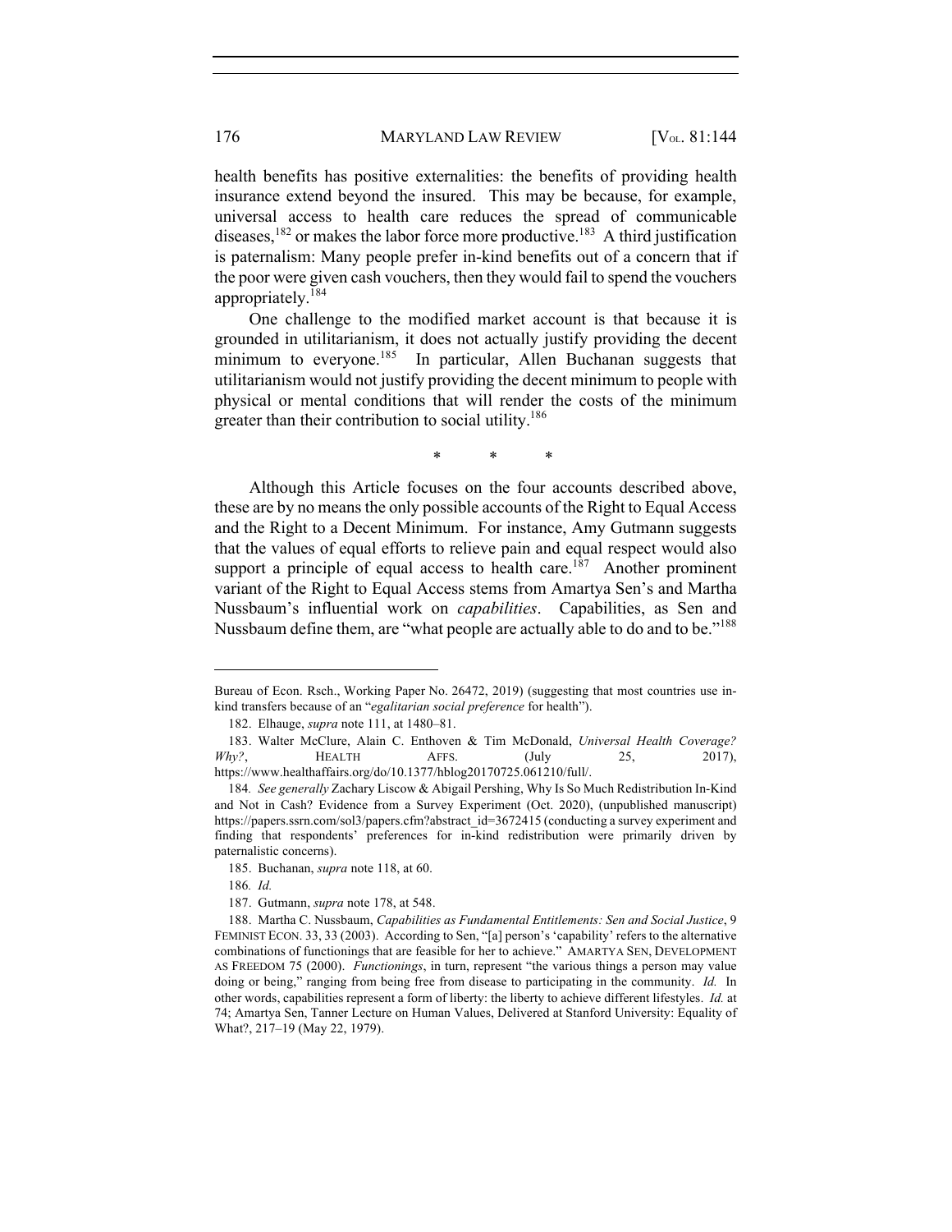health benefits has positive externalities: the benefits of providing health insurance extend beyond the insured. This may be because, for example, universal access to health care reduces the spread of communicable diseases,[182] or makes the labor force more productive.[183] A third justification is paternalism: Many people prefer in-kind benefits out of a concern that if the poor were given cash vouchers, then they would fail to spend the vouchers appropriately.[184]

One challenge to the modified market account is that because it is grounded in utilitarianism, it does not actually justify providing the decent minimum to everyone.[185] In particular, Allen Buchanan suggests that utilitarianism would not justify providing the decent minimum to people with physical or mental conditions that will render the costs of the minimum greater than their contribution to social utility.[186]

\* \* \*

Although this Article focuses on the four accounts described above, these are by no means the only possible accounts of the Right to Equal Access and the Right to a Decent Minimum. For instance, Amy Gutmann suggests that the values of equal efforts to relieve pain and equal respect would also support a principle of equal access to health care.[187] Another prominent variant of the Right to Equal Access stems from Amartya Sen's and Martha Nussbaum's influential work on *capabilities*. Capabilities, as Sen and Nussbaum define them, are "what people are actually able to do and to be."[188]

---

Bureau of Econ. Rsch., Working Paper No. 26472, 2019) (suggesting that most countries use in-kind transfers because of an "*egalitarian social preference* for health").

182. Elhauge, *supra* note 111, at 1480–81.

183. Walter McClure, Alain C. Enthoven & Tim McDonald, *Universal Health Coverage? Why?*, HEALTH AFFS. (July 25, 2017), https://www.healthaffairs.org/do/10.1377/hblog20170725.061210/full/.

184. *See generally* Zachary Liscow & Abigail Pershing, Why Is So Much Redistribution In-Kind and Not in Cash? Evidence from a Survey Experiment (Oct. 2020), (unpublished manuscript) https://papers.ssrn.com/sol3/papers.cfm?abstract_id=3672415 (conducting a survey experiment and finding that respondents' preferences for in-kind redistribution were primarily driven by paternalistic concerns).

185. Buchanan, *supra* note 118, at 60.

186. *Id.*

187. Gutmann, *supra* note 178, at 548.

188. Martha C. Nussbaum, *Capabilities as Fundamental Entitlements: Sen and Social Justice*, 9 FEMINIST ECON. 33, 33 (2003). According to Sen, "[a] person's 'capability' refers to the alternative combinations of functionings that are feasible for her to achieve." AMARTYA SEN, DEVELOPMENT AS FREEDOM 75 (2000). *Functionings*, in turn, represent "the various things a person may value doing or being," ranging from being free from disease to participating in the community. *Id.* In other words, capabilities represent a form of liberty: the liberty to achieve different lifestyles. *Id.* at 74; Amartya Sen, Tanner Lecture on Human Values, Delivered at Stanford University: Equality of What?, 217–19 (May 22, 1979).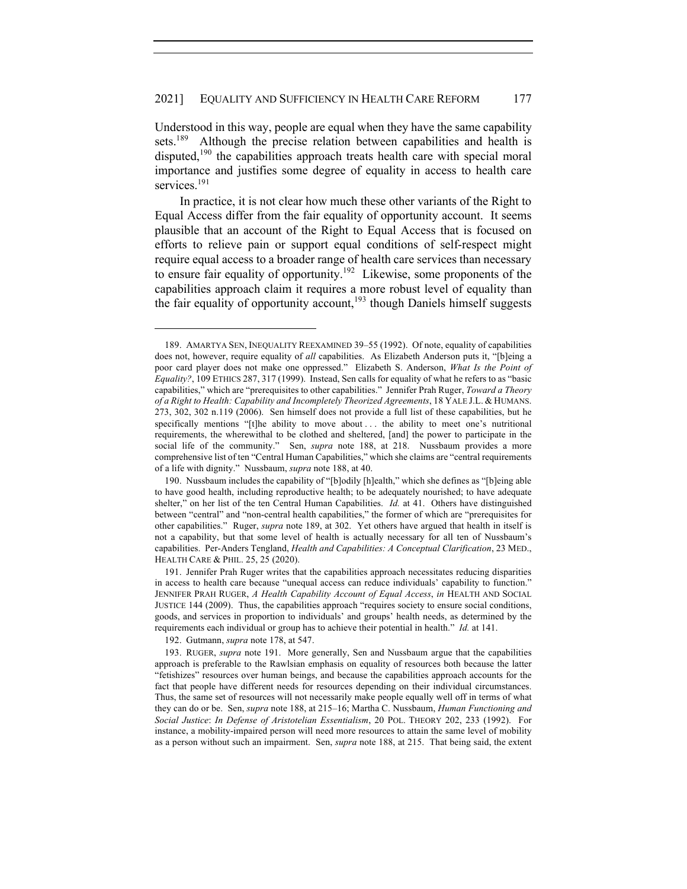Understood in this way, people are equal when they have the same capability sets.[189] Although the precise relation between capabilities and health is disputed,[190] the capabilities approach treats health care with special moral importance and justifies some degree of equality in access to health care services.[191]

In practice, it is not clear how much these other variants of the Right to Equal Access differ from the fair equality of opportunity account. It seems plausible that an account of the Right to Equal Access that is focused on efforts to relieve pain or support equal conditions of self-respect might require equal access to a broader range of health care services than necessary to ensure fair equality of opportunity.[192] Likewise, some proponents of the capabilities approach claim it requires a more robust level of equality than the fair equality of opportunity account,[193] though Daniels himself suggests

---

189. AMARTYA SEN, INEQUALITY REEXAMINED 39–55 (1992). Of note, equality of capabilities does not, however, require equality of *all* capabilities. As Elizabeth Anderson puts it, "[b]eing a poor card player does not make one oppressed." Elizabeth S. Anderson, *What Is the Point of Equality?*, 109 ETHICS 287, 317 (1999). Instead, Sen calls for equality of what he refers to as "basic capabilities," which are "prerequisites to other capabilities." Jennifer Prah Ruger, *Toward a Theory of a Right to Health: Capability and Incompletely Theorized Agreements*, 18 YALE J.L. & HUMANS. 273, 302, 302 n.119 (2006). Sen himself does not provide a full list of these capabilities, but he specifically mentions "[t]he ability to move about . . . the ability to meet one's nutritional requirements, the wherewithal to be clothed and sheltered, [and] the power to participate in the social life of the community." Sen, *supra* note 188, at 218. Nussbaum provides a more comprehensive list of ten "Central Human Capabilities," which she claims are "central requirements of a life with dignity." Nussbaum, *supra* note 188, at 40.

190. Nussbaum includes the capability of "[b]odily [h]ealth," which she defines as "[b]eing able to have good health, including reproductive health; to be adequately nourished; to have adequate shelter," on her list of the ten Central Human Capabilities. *Id.* at 41. Others have distinguished between "central" and "non-central health capabilities," the former of which are "prerequisites for other capabilities." Ruger, *supra* note 189, at 302. Yet others have argued that health in itself is not a capability, but that some level of health is actually necessary for all ten of Nussbaum's capabilities. Per-Anders Tengland, *Health and Capabilities: A Conceptual Clarification*, 23 MED., HEALTH CARE & PHIL. 25, 25 (2020).

191. Jennifer Prah Ruger writes that the capabilities approach necessitates reducing disparities in access to health care because "unequal access can reduce individuals' capability to function." JENNIFER PRAH RUGER, *A Health Capability Account of Equal Access*, *in* HEALTH AND SOCIAL JUSTICE 144 (2009). Thus, the capabilities approach "requires society to ensure social conditions, goods, and services in proportion to individuals' and groups' health needs, as determined by the requirements each individual or group has to achieve their potential in health." *Id.* at 141.

192. Gutmann, *supra* note 178, at 547.

193. RUGER, *supra* note 191. More generally, Sen and Nussbaum argue that the capabilities approach is preferable to the Rawlsian emphasis on equality of resources both because the latter "fetishizes" resources over human beings, and because the capabilities approach accounts for the fact that people have different needs for resources depending on their individual circumstances. Thus, the same set of resources will not necessarily make people equally well off in terms of what they can do or be. Sen, *supra* note 188, at 215–16; Martha C. Nussbaum, *Human Functioning and Social Justice*: *In Defense of Aristotelian Essentialism*, 20 POL. THEORY 202, 233 (1992). For instance, a mobility-impaired person will need more resources to attain the same level of mobility as a person without such an impairment. Sen, *supra* note 188, at 215. That being said, the extent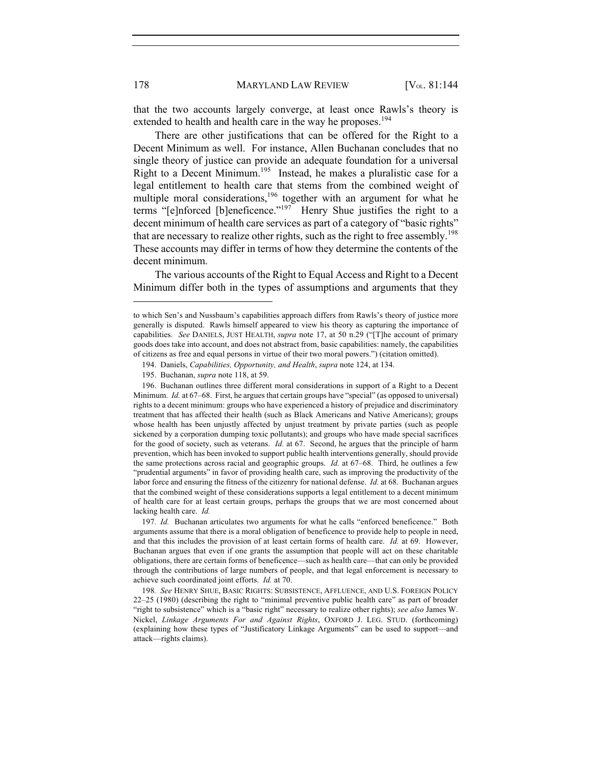that the two accounts largely converge, at least once Rawls's theory is extended to health and health care in the way he proposes.[194]

There are other justifications that can be offered for the Right to a Decent Minimum as well. For instance, Allen Buchanan concludes that no single theory of justice can provide an adequate foundation for a universal Right to a Decent Minimum.[195] Instead, he makes a pluralistic case for a legal entitlement to health care that stems from the combined weight of multiple moral considerations,[196] together with an argument for what he terms "[e]nforced [b]eneficence."[197] Henry Shue justifies the right to a decent minimum of health care services as part of a category of "basic rights" that are necessary to realize other rights, such as the right to free assembly.[198] These accounts may differ in terms of how they determine the contents of the decent minimum.

The various accounts of the Right to Equal Access and Right to a Decent Minimum differ both in the types of assumptions and arguments that they

---

to which Sen's and Nussbaum's capabilities approach differs from Rawls's theory of justice more generally is disputed. Rawls himself appeared to view his theory as capturing the importance of capabilities. *See* DANIELS, JUST HEALTH, *supra* note 17, at 50 n.29 ("[T]he account of primary goods does take into account, and does not abstract from, basic capabilities: namely, the capabilities of citizens as free and equal persons in virtue of their two moral powers.") (citation omitted).

194. Daniels, *Capabilities, Opportunity, and Health*, *supra* note 124, at 134.

195. Buchanan, *supra* note 118, at 59.

196. Buchanan outlines three different moral considerations in support of a Right to a Decent Minimum. *Id.* at 67–68. First, he argues that certain groups have "special" (as opposed to universal) rights to a decent minimum: groups who have experienced a history of prejudice and discriminatory treatment that has affected their health (such as Black Americans and Native Americans); groups whose health has been unjustly affected by unjust treatment by private parties (such as people sickened by a corporation dumping toxic pollutants); and groups who have made special sacrifices for the good of society, such as veterans. *Id.* at 67. Second, he argues that the principle of harm prevention, which has been invoked to support public health interventions generally, should provide the same protections across racial and geographic groups. *Id.* at 67–68. Third, he outlines a few "prudential arguments" in favor of providing health care, such as improving the productivity of the labor force and ensuring the fitness of the citizenry for national defense. *Id.* at 68. Buchanan argues that the combined weight of these considerations supports a legal entitlement to a decent minimum of health care for at least certain groups, perhaps the groups that we are most concerned about lacking health care. *Id.*

197. *Id.* Buchanan articulates two arguments for what he calls "enforced beneficence." Both arguments assume that there is a moral obligation of beneficence to provide help to people in need, and that this includes the provision of at least certain forms of health care. *Id.* at 69. However, Buchanan argues that even if one grants the assumption that people will act on these charitable obligations, there are certain forms of beneficence—such as health care—that can only be provided through the contributions of large numbers of people, and that legal enforcement is necessary to achieve such coordinated joint efforts. *Id.* at 70.

198. *See* HENRY SHUE, BASIC RIGHTS: SUBSISTENCE, AFFLUENCE, AND U.S. FOREIGN POLICY 22–25 (1980) (describing the right to "minimal preventive public health care" as part of broader "right to subsistence" which is a "basic right" necessary to realize other rights); *see also* James W. Nickel, *Linkage Arguments For and Against Rights*, OXFORD J. LEG. STUD. (forthcoming) (explaining how these types of "Justificatory Linkage Arguments" can be used to support—and attack—rights claims).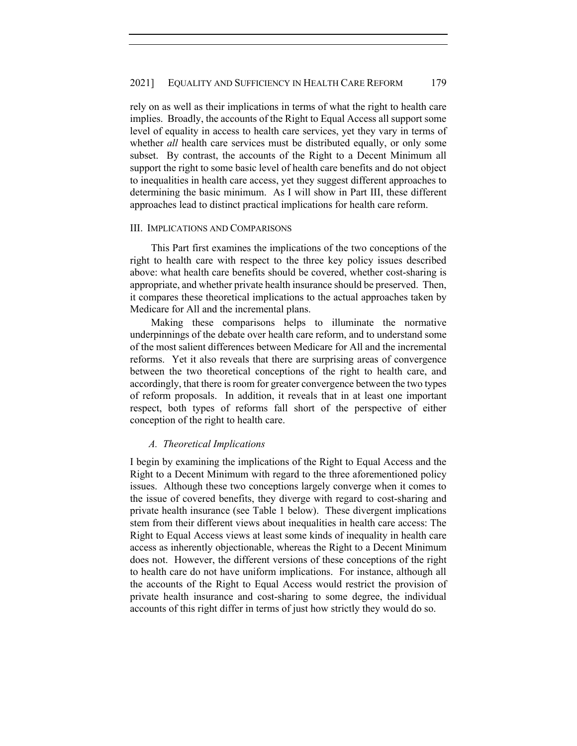rely on as well as their implications in terms of what the right to health care implies. Broadly, the accounts of the Right to Equal Access all support some level of equality in access to health care services, yet they vary in terms of whether *all* health care services must be distributed equally, or only some subset. By contrast, the accounts of the Right to a Decent Minimum all support the right to some basic level of health care benefits and do not object to inequalities in health care access, yet they suggest different approaches to determining the basic minimum. As I will show in Part III, these different approaches lead to distinct practical implications for health care reform.

## III. Implications and Comparisons

This Part first examines the implications of the two conceptions of the right to health care with respect to the three key policy issues described above: what health care benefits should be covered, whether cost-sharing is appropriate, and whether private health insurance should be preserved. Then, it compares these theoretical implications to the actual approaches taken by Medicare for All and the incremental plans.

Making these comparisons helps to illuminate the normative underpinnings of the debate over health care reform, and to understand some of the most salient differences between Medicare for All and the incremental reforms. Yet it also reveals that there are surprising areas of convergence between the two theoretical conceptions of the right to health care, and accordingly, that there is room for greater convergence between the two types of reform proposals. In addition, it reveals that in at least one important respect, both types of reforms fall short of the perspective of either conception of the right to health care.

### *A. Theoretical Implications*

I begin by examining the implications of the Right to Equal Access and the Right to a Decent Minimum with regard to the three aforementioned policy issues. Although these two conceptions largely converge when it comes to the issue of covered benefits, they diverge with regard to cost-sharing and private health insurance (see Table 1 below). These divergent implications stem from their different views about inequalities in health care access: The Right to Equal Access views at least some kinds of inequality in health care access as inherently objectionable, whereas the Right to a Decent Minimum does not. However, the different versions of these conceptions of the right to health care do not have uniform implications. For instance, although all the accounts of the Right to Equal Access would restrict the provision of private health insurance and cost-sharing to some degree, the individual accounts of this right differ in terms of just how strictly they would do so.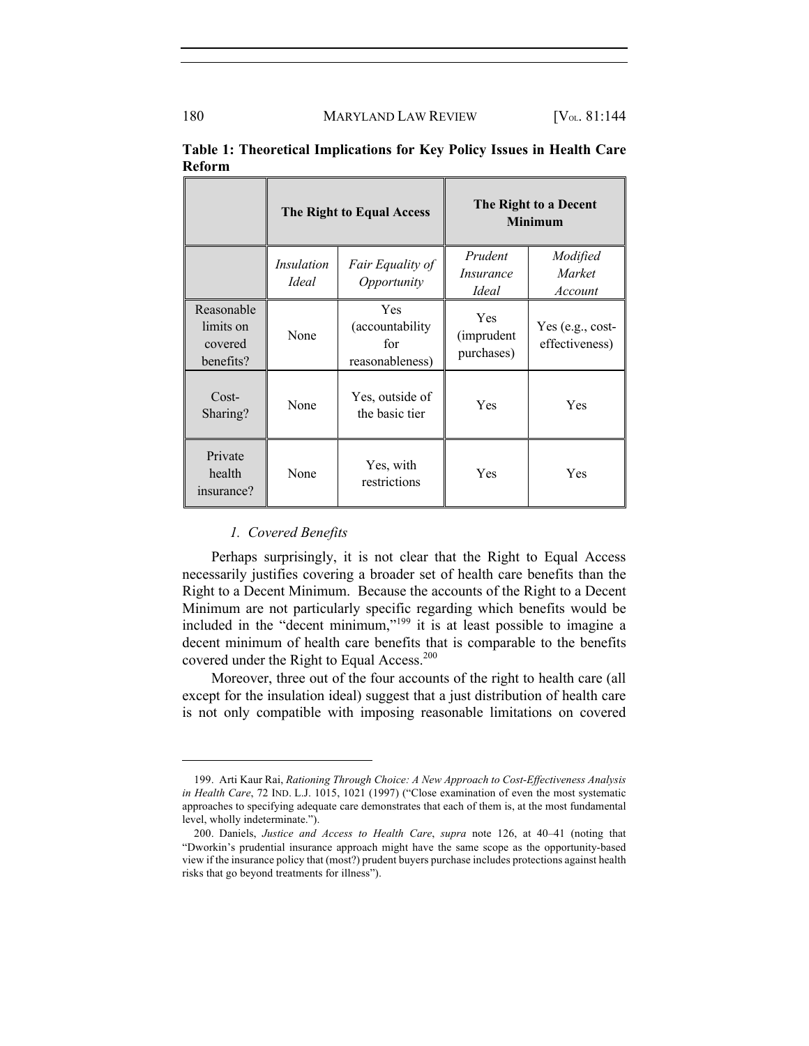**Table 1: Theoretical Implications for Key Policy Issues in Health Care Reform**

| | **The Right to Equal Access** | | **The Right to a Decent Minimum** | |
|---|---|---|---|---|
| | *Insulation Ideal* | *Fair Equality of Opportunity* | *Prudent Insurance Ideal* | *Modified Market Account* |
| Reasonable limits on covered benefits? | None | Yes (accountability for reasonableness) | Yes (imprudent purchases) | Yes (e.g., cost-effectiveness) |
| Cost-Sharing? | None | Yes, outside of the basic tier | Yes | Yes |
| Private health insurance? | None | Yes, with restrictions | Yes | Yes |

#### *1. Covered Benefits*

Perhaps surprisingly, it is not clear that the Right to Equal Access necessarily justifies covering a broader set of health care benefits than the Right to a Decent Minimum. Because the accounts of the Right to a Decent Minimum are not particularly specific regarding which benefits would be included in the "decent minimum,"[199] it is at least possible to imagine a decent minimum of health care benefits that is comparable to the benefits covered under the Right to Equal Access.[200]

Moreover, three out of the four accounts of the right to health care (all except for the insulation ideal) suggest that a just distribution of health care is not only compatible with imposing reasonable limitations on covered

---

199. Arti Kaur Rai, *Rationing Through Choice: A New Approach to Cost-Effectiveness Analysis in Health Care*, 72 IND. L.J. 1015, 1021 (1997) ("Close examination of even the most systematic approaches to specifying adequate care demonstrates that each of them is, at the most fundamental level, wholly indeterminate.").

200. Daniels, *Justice and Access to Health Care*, *supra* note 126, at 40–41 (noting that "Dworkin's prudential insurance approach might have the same scope as the opportunity-based view if the insurance policy that (most?) prudent buyers purchase includes protections against health risks that go beyond treatments for illness").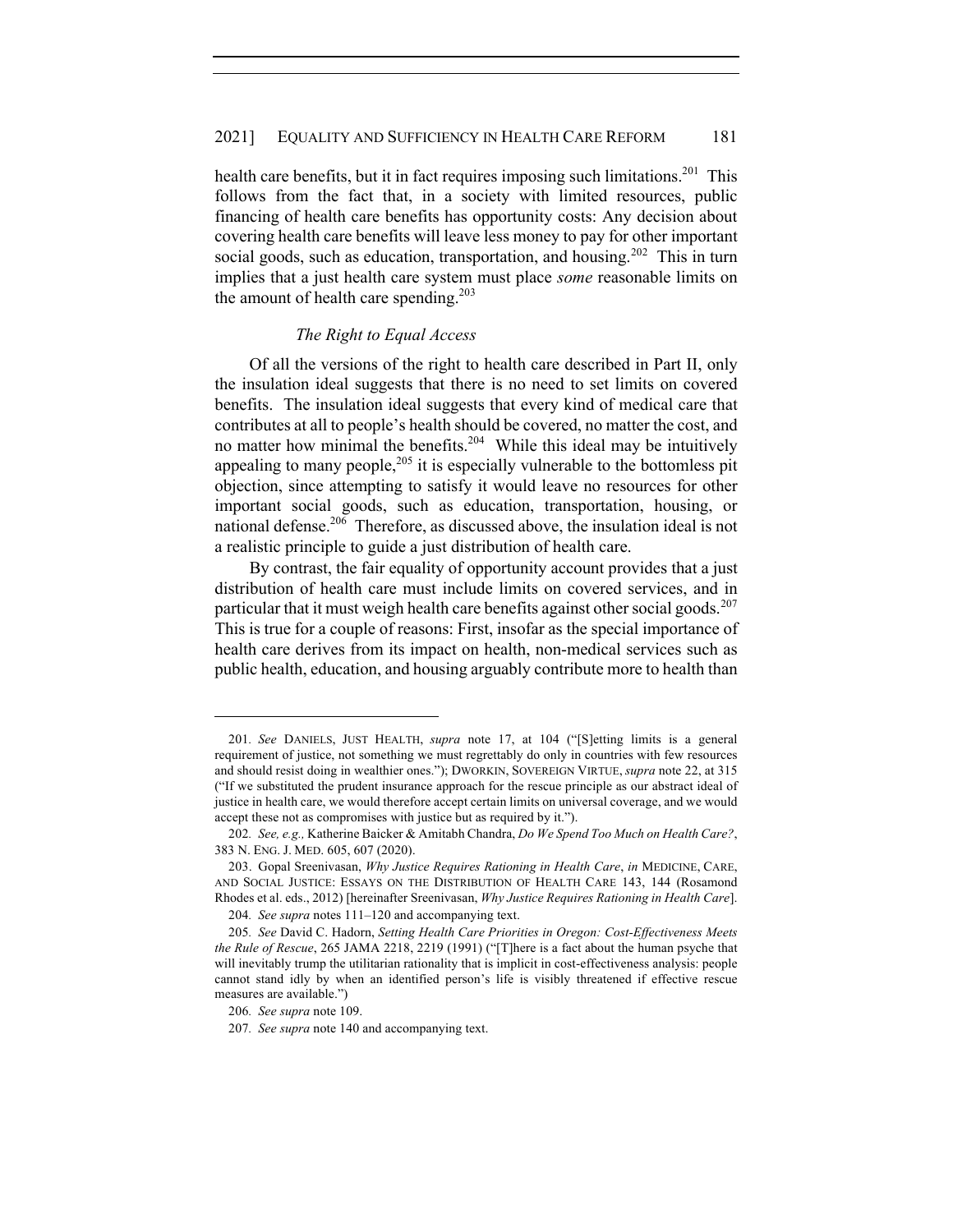health care benefits, but it in fact requires imposing such limitations.[201] This follows from the fact that, in a society with limited resources, public financing of health care benefits has opportunity costs: Any decision about covering health care benefits will leave less money to pay for other important social goods, such as education, transportation, and housing.[202] This in turn implies that a just health care system must place *some* reasonable limits on the amount of health care spending.[203]

### *The Right to Equal Access*

Of all the versions of the right to health care described in Part II, only the insulation ideal suggests that there is no need to set limits on covered benefits. The insulation ideal suggests that every kind of medical care that contributes at all to people's health should be covered, no matter the cost, and no matter how minimal the benefits.[204] While this ideal may be intuitively appealing to many people,[205] it is especially vulnerable to the bottomless pit objection, since attempting to satisfy it would leave no resources for other important social goods, such as education, transportation, housing, or national defense.[206] Therefore, as discussed above, the insulation ideal is not a realistic principle to guide a just distribution of health care.

By contrast, the fair equality of opportunity account provides that a just distribution of health care must include limits on covered services, and in particular that it must weigh health care benefits against other social goods.[207] This is true for a couple of reasons: First, insofar as the special importance of health care derives from its impact on health, non-medical services such as public health, education, and housing arguably contribute more to health than

---

201. *See* DANIELS, JUST HEALTH, *supra* note 17, at 104 ("[S]etting limits is a general requirement of justice, not something we must regrettably do only in countries with few resources and should resist doing in wealthier ones."); DWORKIN, SOVEREIGN VIRTUE, *supra* note 22, at 315 ("If we substituted the prudent insurance approach for the rescue principle as our abstract ideal of justice in health care, we would therefore accept certain limits on universal coverage, and we would accept these not as compromises with justice but as required by it.").

202. *See, e.g.,* Katherine Baicker & Amitabh Chandra, *Do We Spend Too Much on Health Care?*, 383 N. ENG. J. MED. 605, 607 (2020).

203. Gopal Sreenivasan, *Why Justice Requires Rationing in Health Care*, *in* MEDICINE, CARE, AND SOCIAL JUSTICE: ESSAYS ON THE DISTRIBUTION OF HEALTH CARE 143, 144 (Rosamond Rhodes et al. eds., 2012) [hereinafter Sreenivasan, *Why Justice Requires Rationing in Health Care*].

204. *See supra* notes 111–120 and accompanying text.

205. *See* David C. Hadorn, *Setting Health Care Priorities in Oregon: Cost-Effectiveness Meets the Rule of Rescue*, 265 JAMA 2218, 2219 (1991) ("[T]here is a fact about the human psyche that will inevitably trump the utilitarian rationality that is implicit in cost-effectiveness analysis: people cannot stand idly by when an identified person's life is visibly threatened if effective rescue measures are available.")

206. *See supra* note 109.

207. *See supra* note 140 and accompanying text.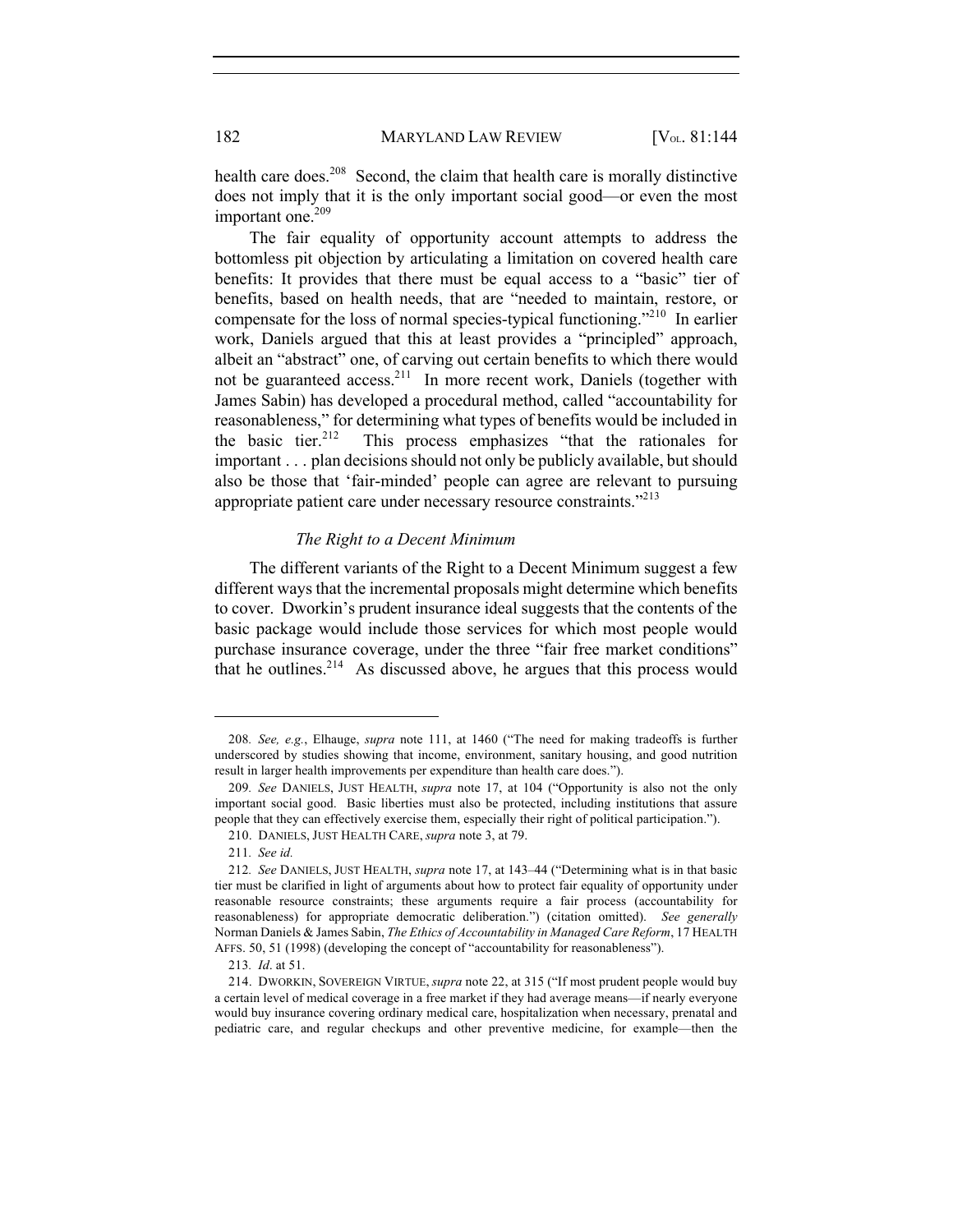health care does.[208] Second, the claim that health care is morally distinctive does not imply that it is the only important social good—or even the most important one.[209]

The fair equality of opportunity account attempts to address the bottomless pit objection by articulating a limitation on covered health care benefits: It provides that there must be equal access to a "basic" tier of benefits, based on health needs, that are "needed to maintain, restore, or compensate for the loss of normal species-typical functioning."[210] In earlier work, Daniels argued that this at least provides a "principled" approach, albeit an "abstract" one, of carving out certain benefits to which there would not be guaranteed access.[211] In more recent work, Daniels (together with James Sabin) has developed a procedural method, called "accountability for reasonableness," for determining what types of benefits would be included in the basic tier.[212] This process emphasizes "that the rationales for important . . . plan decisions should not only be publicly available, but should also be those that 'fair-minded' people can agree are relevant to pursuing appropriate patient care under necessary resource constraints."[213]

*The Right to a Decent Minimum*

The different variants of the Right to a Decent Minimum suggest a few different ways that the incremental proposals might determine which benefits to cover. Dworkin's prudent insurance ideal suggests that the contents of the basic package would include those services for which most people would purchase insurance coverage, under the three "fair free market conditions" that he outlines.[214] As discussed above, he argues that this process would

---

208. *See, e.g.*, Elhauge, *supra* note 111, at 1460 ("The need for making tradeoffs is further underscored by studies showing that income, environment, sanitary housing, and good nutrition result in larger health improvements per expenditure than health care does.").

209. *See* DANIELS, JUST HEALTH, *supra* note 17, at 104 ("Opportunity is also not the only important social good. Basic liberties must also be protected, including institutions that assure people that they can effectively exercise them, especially their right of political participation.").

210. DANIELS, JUST HEALTH CARE, *supra* note 3, at 79.

211. *See id.*

212. *See* DANIELS, JUST HEALTH, *supra* note 17, at 143–44 ("Determining what is in that basic tier must be clarified in light of arguments about how to protect fair equality of opportunity under reasonable resource constraints; these arguments require a fair process (accountability for reasonableness) for appropriate democratic deliberation.") (citation omitted). *See generally* Norman Daniels & James Sabin, *The Ethics of Accountability in Managed Care Reform*, 17 HEALTH AFFS. 50, 51 (1998) (developing the concept of "accountability for reasonableness").

213. *Id*. at 51.

214. DWORKIN, SOVEREIGN VIRTUE, *supra* note 22, at 315 ("If most prudent people would buy a certain level of medical coverage in a free market if they had average means—if nearly everyone would buy insurance covering ordinary medical care, hospitalization when necessary, prenatal and pediatric care, and regular checkups and other preventive medicine, for example—then the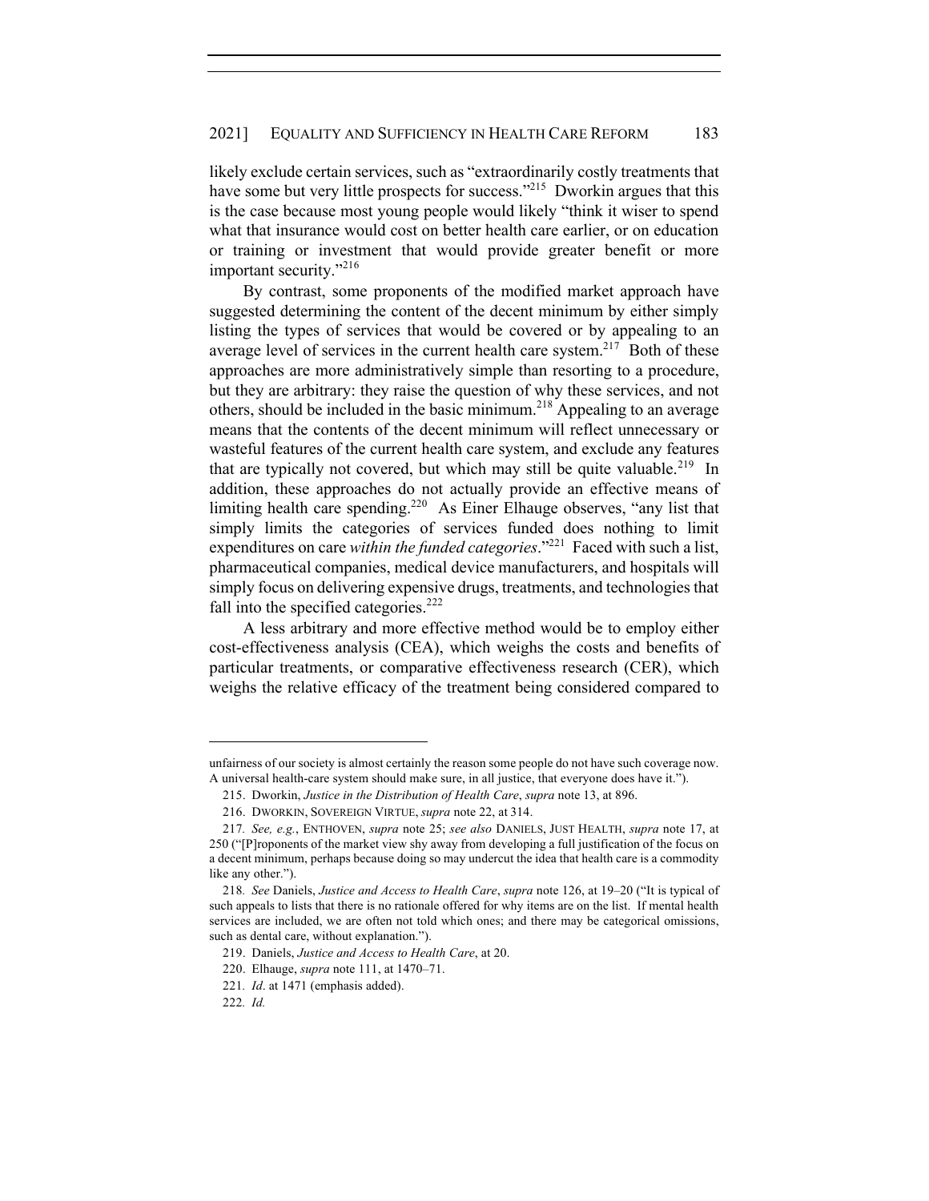likely exclude certain services, such as "extraordinarily costly treatments that have some but very little prospects for success."[215] Dworkin argues that this is the case because most young people would likely "think it wiser to spend what that insurance would cost on better health care earlier, or on education or training or investment that would provide greater benefit or more important security."[216]

By contrast, some proponents of the modified market approach have suggested determining the content of the decent minimum by either simply listing the types of services that would be covered or by appealing to an average level of services in the current health care system.[217] Both of these approaches are more administratively simple than resorting to a procedure, but they are arbitrary: they raise the question of why these services, and not others, should be included in the basic minimum.[218] Appealing to an average means that the contents of the decent minimum will reflect unnecessary or wasteful features of the current health care system, and exclude any features that are typically not covered, but which may still be quite valuable.[219] In addition, these approaches do not actually provide an effective means of limiting health care spending.[220] As Einer Elhauge observes, "any list that simply limits the categories of services funded does nothing to limit expenditures on care *within the funded categories*."[221] Faced with such a list, pharmaceutical companies, medical device manufacturers, and hospitals will simply focus on delivering expensive drugs, treatments, and technologies that fall into the specified categories.[222]

A less arbitrary and more effective method would be to employ either cost-effectiveness analysis (CEA), which weighs the costs and benefits of particular treatments, or comparative effectiveness research (CER), which weighs the relative efficacy of the treatment being considered compared to

---

unfairness of our society is almost certainly the reason some people do not have such coverage now. A universal health-care system should make sure, in all justice, that everyone does have it.").

215. Dworkin, *Justice in the Distribution of Health Care*, *supra* note 13, at 896.

216. DWORKIN, SOVEREIGN VIRTUE, *supra* note 22, at 314.

217. *See, e.g.*, ENTHOVEN, *supra* note 25; *see also* DANIELS, JUST HEALTH, *supra* note 17, at 250 ("[P]roponents of the market view shy away from developing a full justification of the focus on a decent minimum, perhaps because doing so may undercut the idea that health care is a commodity like any other.").

218. *See* Daniels, *Justice and Access to Health Care*, *supra* note 126, at 19–20 ("It is typical of such appeals to lists that there is no rationale offered for why items are on the list. If mental health services are included, we are often not told which ones; and there may be categorical omissions, such as dental care, without explanation.").

219. Daniels, *Justice and Access to Health Care*, at 20.

220. Elhauge, *supra* note 111, at 1470–71.

221. *Id*. at 1471 (emphasis added).

222. *Id.*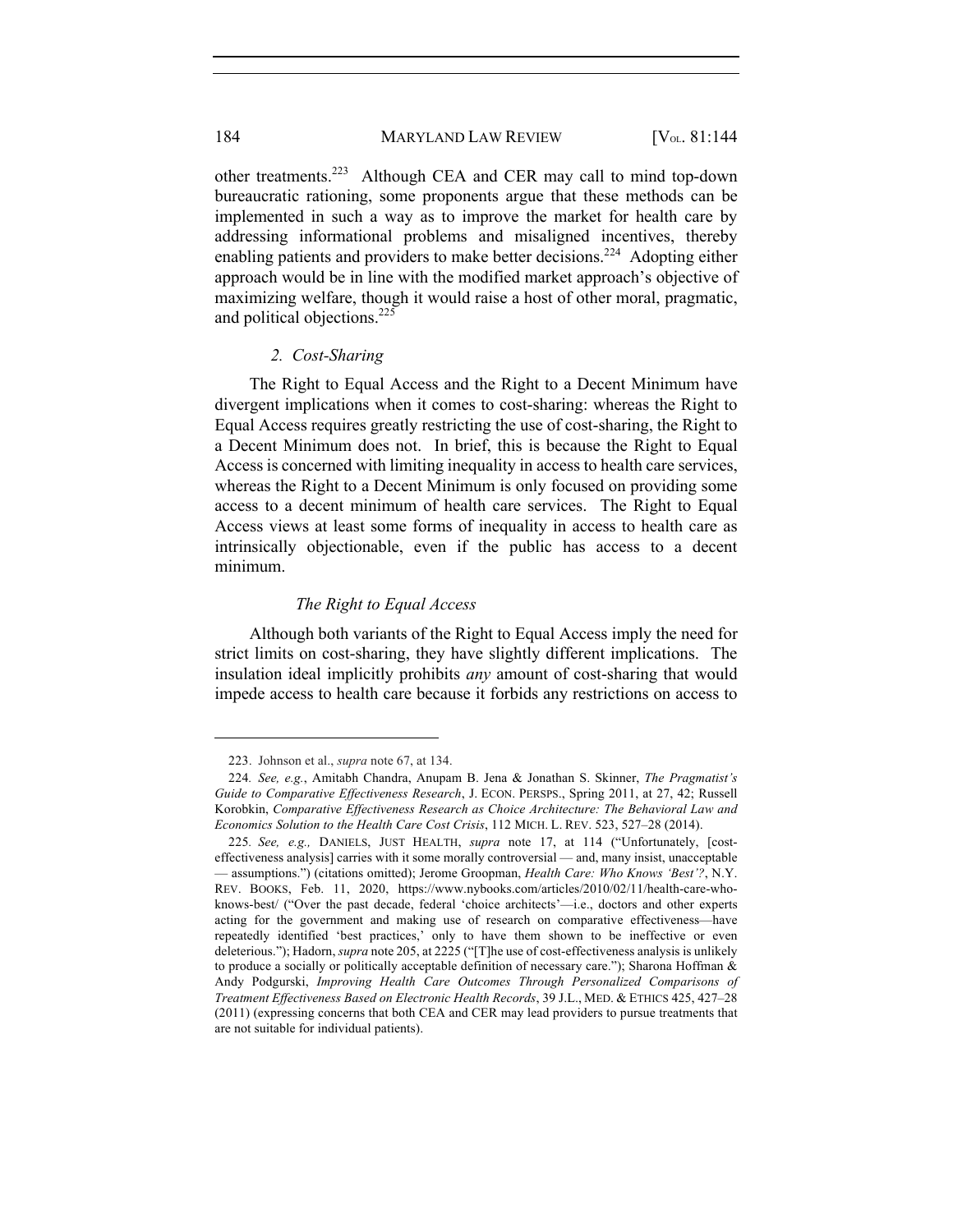other treatments.[223] Although CEA and CER may call to mind top-down bureaucratic rationing, some proponents argue that these methods can be implemented in such a way as to improve the market for health care by addressing informational problems and misaligned incentives, thereby enabling patients and providers to make better decisions.[224] Adopting either approach would be in line with the modified market approach's objective of maximizing welfare, though it would raise a host of other moral, pragmatic, and political objections.[225]

### *2. Cost-Sharing*

The Right to Equal Access and the Right to a Decent Minimum have divergent implications when it comes to cost-sharing: whereas the Right to Equal Access requires greatly restricting the use of cost-sharing, the Right to a Decent Minimum does not. In brief, this is because the Right to Equal Access is concerned with limiting inequality in access to health care services, whereas the Right to a Decent Minimum is only focused on providing some access to a decent minimum of health care services. The Right to Equal Access views at least some forms of inequality in access to health care as intrinsically objectionable, even if the public has access to a decent minimum.

#### *The Right to Equal Access*

Although both variants of the Right to Equal Access imply the need for strict limits on cost-sharing, they have slightly different implications. The insulation ideal implicitly prohibits *any* amount of cost-sharing that would impede access to health care because it forbids any restrictions on access to

---

223. Johnson et al., *supra* note 67, at 134.

224. *See, e.g.*, Amitabh Chandra, Anupam B. Jena & Jonathan S. Skinner, *The Pragmatist's Guide to Comparative Effectiveness Research*, J. ECON. PERSPS., Spring 2011, at 27, 42; Russell Korobkin, *Comparative Effectiveness Research as Choice Architecture: The Behavioral Law and Economics Solution to the Health Care Cost Crisis*, 112 MICH. L. REV. 523, 527–28 (2014).

225. *See, e.g.,* DANIELS, JUST HEALTH, *supra* note 17, at 114 ("Unfortunately, [cost-effectiveness analysis] carries with it some morally controversial — and, many insist, unacceptable — assumptions.") (citations omitted); Jerome Groopman, *Health Care: Who Knows 'Best'?*, N.Y. REV. BOOKS, Feb. 11, 2020, https://www.nybooks.com/articles/2010/02/11/health-care-who-knows-best/ ("Over the past decade, federal 'choice architects'—i.e., doctors and other experts acting for the government and making use of research on comparative effectiveness—have repeatedly identified 'best practices,' only to have them shown to be ineffective or even deleterious."); Hadorn, *supra* note 205, at 2225 ("[T]he use of cost-effectiveness analysis is unlikely to produce a socially or politically acceptable definition of necessary care."); Sharona Hoffman & Andy Podgurski, *Improving Health Care Outcomes Through Personalized Comparisons of Treatment Effectiveness Based on Electronic Health Records*, 39 J.L., MED. & ETHICS 425, 427–28 (2011) (expressing concerns that both CEA and CER may lead providers to pursue treatments that are not suitable for individual patients).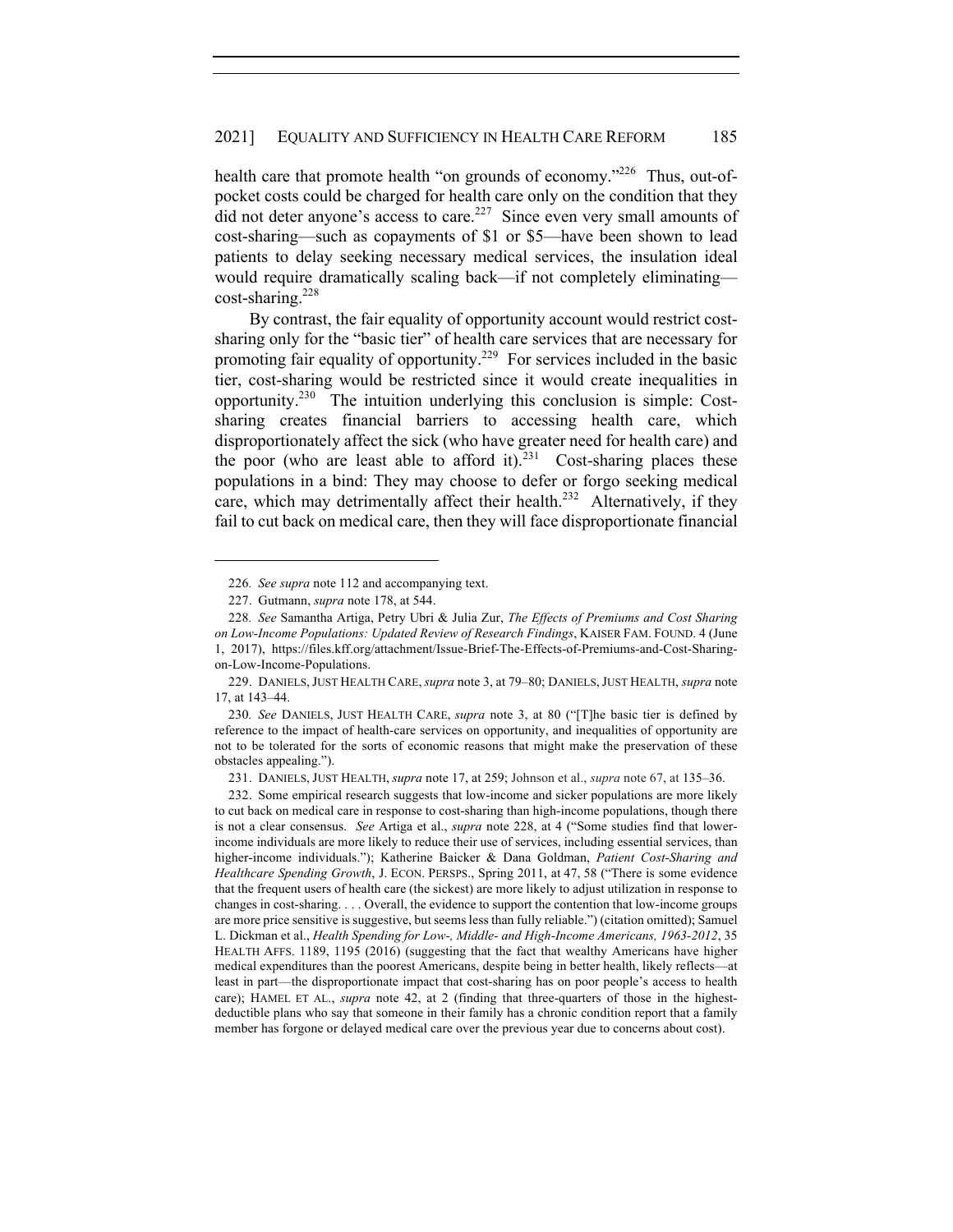health care that promote health "on grounds of economy."[226] Thus, out-of-pocket costs could be charged for health care only on the condition that they did not deter anyone's access to care.[227] Since even very small amounts of cost-sharing—such as copayments of $1 or $5—have been shown to lead patients to delay seeking necessary medical services, the insulation ideal would require dramatically scaling back—if not completely eliminating—cost-sharing.[228]

By contrast, the fair equality of opportunity account would restrict cost-sharing only for the "basic tier" of health care services that are necessary for promoting fair equality of opportunity.[229] For services included in the basic tier, cost-sharing would be restricted since it would create inequalities in opportunity.[230] The intuition underlying this conclusion is simple: Cost-sharing creates financial barriers to accessing health care, which disproportionately affect the sick (who have greater need for health care) and the poor (who are least able to afford it).[231] Cost-sharing places these populations in a bind: They may choose to defer or forgo seeking medical care, which may detrimentally affect their health.[232] Alternatively, if they fail to cut back on medical care, then they will face disproportionate financial

---

226. *See supra* note 112 and accompanying text.

227. Gutmann, *supra* note 178, at 544.

228. *See* Samantha Artiga, Petry Ubri & Julia Zur, *The Effects of Premiums and Cost Sharing on Low-Income Populations: Updated Review of Research Findings*, KAISER FAM. FOUND. 4 (June 1, 2017), https://files.kff.org/attachment/Issue-Brief-The-Effects-of-Premiums-and-Cost-Sharing-on-Low-Income-Populations.

229. DANIELS, JUST HEALTH CARE, *supra* note 3, at 79–80; DANIELS, JUST HEALTH, *supra* note 17, at 143–44.

230. *See* DANIELS, JUST HEALTH CARE, *supra* note 3, at 80 ("[T]he basic tier is defined by reference to the impact of health-care services on opportunity, and inequalities of opportunity are not to be tolerated for the sorts of economic reasons that might make the preservation of these obstacles appealing.").

231. DANIELS, JUST HEALTH, *supra* note 17, at 259; Johnson et al., *supra* note 67, at 135–36.

232. Some empirical research suggests that low-income and sicker populations are more likely to cut back on medical care in response to cost-sharing than high-income populations, though there is not a clear consensus. *See* Artiga et al., *supra* note 228, at 4 ("Some studies find that lower-income individuals are more likely to reduce their use of services, including essential services, than higher-income individuals."); Katherine Baicker & Dana Goldman, *Patient Cost-Sharing and Healthcare Spending Growth*, J. ECON. PERSPS., Spring 2011, at 47, 58 ("There is some evidence that the frequent users of health care (the sickest) are more likely to adjust utilization in response to changes in cost-sharing. . . . Overall, the evidence to support the contention that low-income groups are more price sensitive is suggestive, but seems less than fully reliable.") (citation omitted); Samuel L. Dickman et al., *Health Spending for Low-, Middle- and High-Income Americans, 1963-2012*, 35 HEALTH AFFS. 1189, 1195 (2016) (suggesting that the fact that wealthy Americans have higher medical expenditures than the poorest Americans, despite being in better health, likely reflects—at least in part—the disproportionate impact that cost-sharing has on poor people's access to health care); HAMEL ET AL., *supra* note 42, at 2 (finding that three-quarters of those in the highest-deductible plans who say that someone in their family has a chronic condition report that a family member has forgone or delayed medical care over the previous year due to concerns about cost).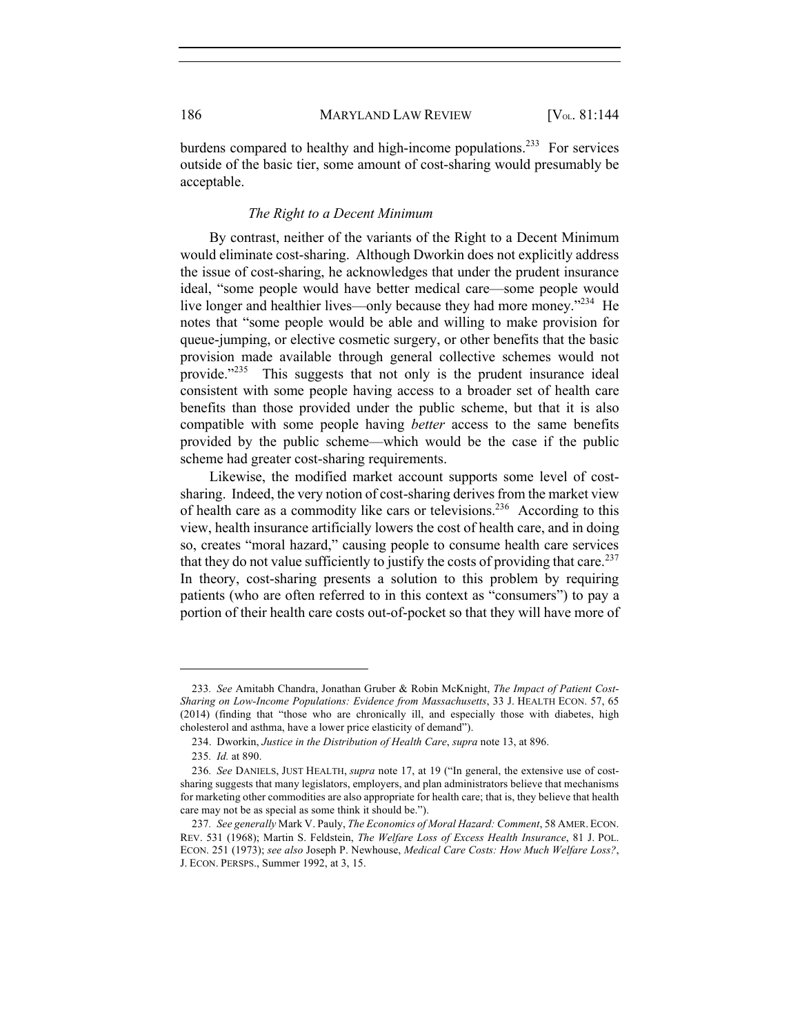burdens compared to healthy and high-income populations.[233] For services outside of the basic tier, some amount of cost-sharing would presumably be acceptable.

#### *The Right to a Decent Minimum*

By contrast, neither of the variants of the Right to a Decent Minimum would eliminate cost-sharing. Although Dworkin does not explicitly address the issue of cost-sharing, he acknowledges that under the prudent insurance ideal, "some people would have better medical care—some people would live longer and healthier lives—only because they had more money."[234] He notes that "some people would be able and willing to make provision for queue-jumping, or elective cosmetic surgery, or other benefits that the basic provision made available through general collective schemes would not provide."[235] This suggests that not only is the prudent insurance ideal consistent with some people having access to a broader set of health care benefits than those provided under the public scheme, but that it is also compatible with some people having *better* access to the same benefits provided by the public scheme—which would be the case if the public scheme had greater cost-sharing requirements.

Likewise, the modified market account supports some level of cost-sharing. Indeed, the very notion of cost-sharing derives from the market view of health care as a commodity like cars or televisions.[236] According to this view, health insurance artificially lowers the cost of health care, and in doing so, creates "moral hazard," causing people to consume health care services that they do not value sufficiently to justify the costs of providing that care.[237] In theory, cost-sharing presents a solution to this problem by requiring patients (who are often referred to in this context as "consumers") to pay a portion of their health care costs out-of-pocket so that they will have more of

---

233. *See* Amitabh Chandra, Jonathan Gruber & Robin McKnight, *The Impact of Patient Cost-Sharing on Low-Income Populations: Evidence from Massachusetts*, 33 J. HEALTH ECON. 57, 65 (2014) (finding that "those who are chronically ill, and especially those with diabetes, high cholesterol and asthma, have a lower price elasticity of demand").

234. Dworkin, *Justice in the Distribution of Health Care*, *supra* note 13, at 896.

235. *Id.* at 890.

236. *See* DANIELS, JUST HEALTH, *supra* note 17, at 19 ("In general, the extensive use of cost-sharing suggests that many legislators, employers, and plan administrators believe that mechanisms for marketing other commodities are also appropriate for health care; that is, they believe that health care may not be as special as some think it should be.").

237. *See generally* Mark V. Pauly, *The Economics of Moral Hazard: Comment*, 58 AMER. ECON. REV. 531 (1968); Martin S. Feldstein, *The Welfare Loss of Excess Health Insurance*, 81 J. POL. ECON. 251 (1973); *see also* Joseph P. Newhouse, *Medical Care Costs: How Much Welfare Loss?*, J. ECON. PERSPS., Summer 1992, at 3, 15.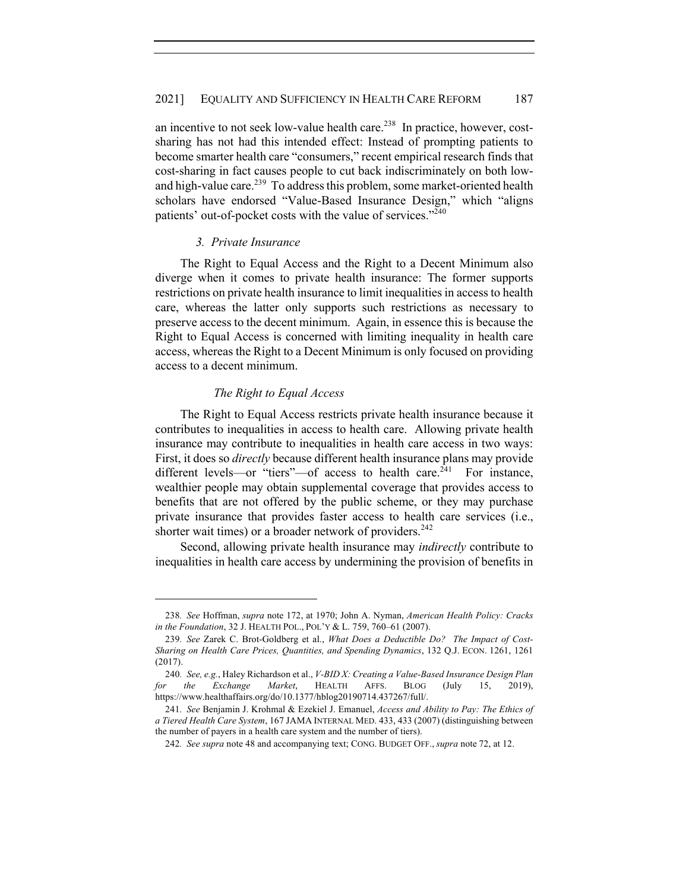an incentive to not seek low-value health care.[238] In practice, however, cost-sharing has not had this intended effect: Instead of prompting patients to become smarter health care "consumers," recent empirical research finds that cost-sharing in fact causes people to cut back indiscriminately on both low- and high-value care.[239] To address this problem, some market-oriented health scholars have endorsed "Value-Based Insurance Design," which "aligns patients' out-of-pocket costs with the value of services."[240]

### *3. Private Insurance*

The Right to Equal Access and the Right to a Decent Minimum also diverge when it comes to private health insurance: The former supports restrictions on private health insurance to limit inequalities in access to health care, whereas the latter only supports such restrictions as necessary to preserve access to the decent minimum. Again, in essence this is because the Right to Equal Access is concerned with limiting inequality in health care access, whereas the Right to a Decent Minimum is only focused on providing access to a decent minimum.

#### *The Right to Equal Access*

The Right to Equal Access restricts private health insurance because it contributes to inequalities in access to health care. Allowing private health insurance may contribute to inequalities in health care access in two ways: First, it does so *directly* because different health insurance plans may provide different levels—or "tiers"—of access to health care.[241] For instance, wealthier people may obtain supplemental coverage that provides access to benefits that are not offered by the public scheme, or they may purchase private insurance that provides faster access to health care services (i.e., shorter wait times) or a broader network of providers.[242]

Second, allowing private health insurance may *indirectly* contribute to inequalities in health care access by undermining the provision of benefits in

---

238. *See* Hoffman, *supra* note 172, at 1970; John A. Nyman, *American Health Policy: Cracks in the Foundation*, 32 J. HEALTH POL., POL'Y & L. 759, 760–61 (2007).

239. *See* Zarek C. Brot-Goldberg et al., *What Does a Deductible Do? The Impact of Cost-Sharing on Health Care Prices, Quantities, and Spending Dynamics*, 132 Q.J. ECON. 1261, 1261 (2017).

240. *See, e.g.*, Haley Richardson et al., *V-BID X: Creating a Value-Based Insurance Design Plan for the Exchange Market*, HEALTH AFFS. BLOG (July 15, 2019), https://www.healthaffairs.org/do/10.1377/hblog20190714.437267/full/.

241. *See* Benjamin J. Krohmal & Ezekiel J. Emanuel, *Access and Ability to Pay: The Ethics of a Tiered Health Care System*, 167 JAMA INTERNAL MED. 433, 433 (2007) (distinguishing between the number of payers in a health care system and the number of tiers).

242. *See supra* note 48 and accompanying text; CONG. BUDGET OFF., *supra* note 72, at 12.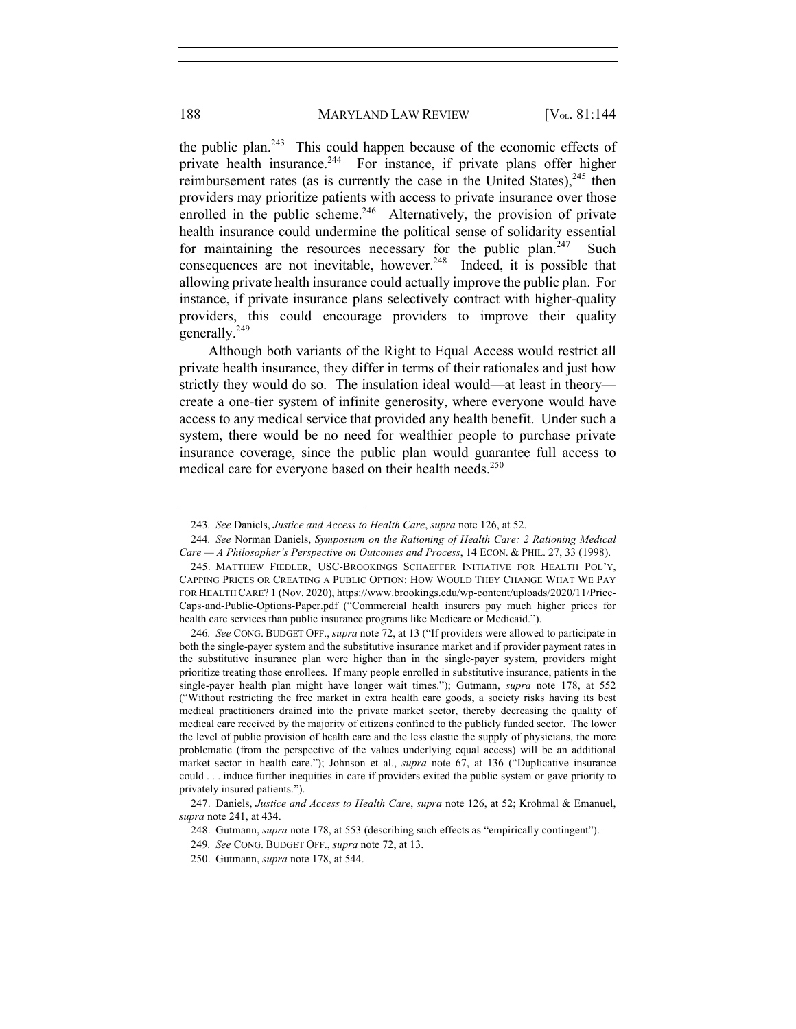the public plan.[243] This could happen because of the economic effects of private health insurance.[244] For instance, if private plans offer higher reimbursement rates (as is currently the case in the United States),[245] then providers may prioritize patients with access to private insurance over those enrolled in the public scheme.[246] Alternatively, the provision of private health insurance could undermine the political sense of solidarity essential for maintaining the resources necessary for the public plan.[247] Such consequences are not inevitable, however.[248] Indeed, it is possible that allowing private health insurance could actually improve the public plan. For instance, if private insurance plans selectively contract with higher-quality providers, this could encourage providers to improve their quality generally.[249]

Although both variants of the Right to Equal Access would restrict all private health insurance, they differ in terms of their rationales and just how strictly they would do so. The insulation ideal would—at least in theory—create a one-tier system of infinite generosity, where everyone would have access to any medical service that provided any health benefit. Under such a system, there would be no need for wealthier people to purchase private insurance coverage, since the public plan would guarantee full access to medical care for everyone based on their health needs.[250]

---

243. *See* Daniels, *Justice and Access to Health Care*, *supra* note 126, at 52.

244. *See* Norman Daniels, *Symposium on the Rationing of Health Care: 2 Rationing Medical Care — A Philosopher's Perspective on Outcomes and Process*, 14 ECON. & PHIL. 27, 33 (1998).

245. MATTHEW FIEDLER, USC-BROOKINGS SCHAEFFER INITIATIVE FOR HEALTH POL'Y, CAPPING PRICES OR CREATING A PUBLIC OPTION: HOW WOULD THEY CHANGE WHAT WE PAY FOR HEALTH CARE? 1 (Nov. 2020), https://www.brookings.edu/wp-content/uploads/2020/11/Price-Caps-and-Public-Options-Paper.pdf ("Commercial health insurers pay much higher prices for health care services than public insurance programs like Medicare or Medicaid.").

246. *See* CONG. BUDGET OFF., *supra* note 72, at 13 ("If providers were allowed to participate in both the single-payer system and the substitutive insurance market and if provider payment rates in the substitutive insurance plan were higher than in the single-payer system, providers might prioritize treating those enrollees. If many people enrolled in substitutive insurance, patients in the single-payer health plan might have longer wait times."); Gutmann, *supra* note 178, at 552 ("Without restricting the free market in extra health care goods, a society risks having its best medical practitioners drained into the private market sector, thereby decreasing the quality of medical care received by the majority of citizens confined to the publicly funded sector. The lower the level of public provision of health care and the less elastic the supply of physicians, the more problematic (from the perspective of the values underlying equal access) will be an additional market sector in health care."); Johnson et al., *supra* note 67, at 136 ("Duplicative insurance could . . . induce further inequities in care if providers exited the public system or gave priority to privately insured patients.").

247. Daniels, *Justice and Access to Health Care*, *supra* note 126, at 52; Krohmal & Emanuel, *supra* note 241, at 434.

248. Gutmann, *supra* note 178, at 553 (describing such effects as "empirically contingent").

249. *See* CONG. BUDGET OFF., *supra* note 72, at 13.

250. Gutmann, *supra* note 178, at 544.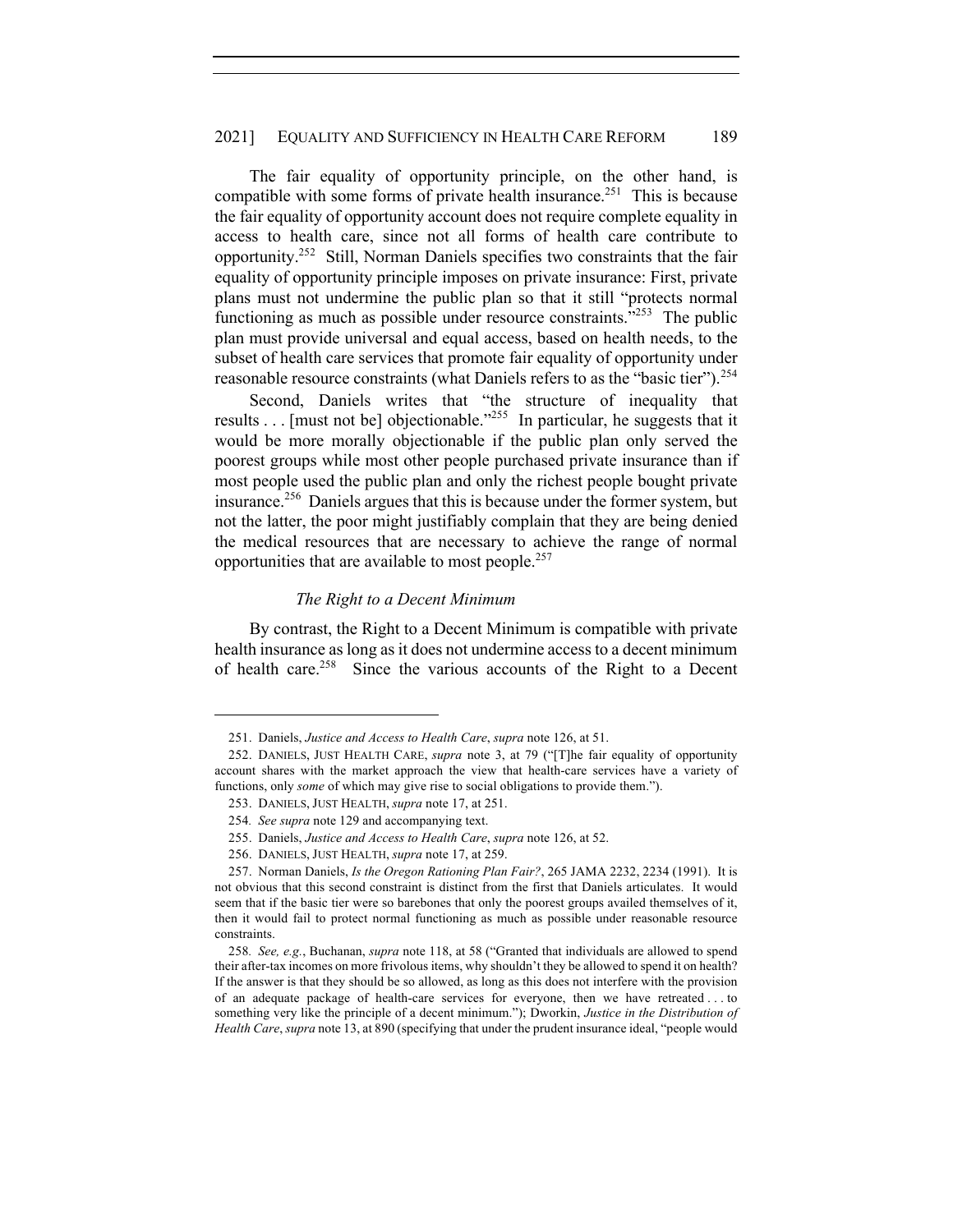The fair equality of opportunity principle, on the other hand, is compatible with some forms of private health insurance.[251] This is because the fair equality of opportunity account does not require complete equality in access to health care, since not all forms of health care contribute to opportunity.[252] Still, Norman Daniels specifies two constraints that the fair equality of opportunity principle imposes on private insurance: First, private plans must not undermine the public plan so that it still "protects normal functioning as much as possible under resource constraints."[253] The public plan must provide universal and equal access, based on health needs, to the subset of health care services that promote fair equality of opportunity under reasonable resource constraints (what Daniels refers to as the "basic tier").[254]

Second, Daniels writes that "the structure of inequality that results . . . [must not be] objectionable."[255] In particular, he suggests that it would be more morally objectionable if the public plan only served the poorest groups while most other people purchased private insurance than if most people used the public plan and only the richest people bought private insurance.[256] Daniels argues that this is because under the former system, but not the latter, the poor might justifiably complain that they are being denied the medical resources that are necessary to achieve the range of normal opportunities that are available to most people.[257]

*The Right to a Decent Minimum*

By contrast, the Right to a Decent Minimum is compatible with private health insurance as long as it does not undermine access to a decent minimum of health care.[258] Since the various accounts of the Right to a Decent

---

251. Daniels, *Justice and Access to Health Care*, *supra* note 126, at 51.

252. DANIELS, JUST HEALTH CARE, *supra* note 3, at 79 ("[T]he fair equality of opportunity account shares with the market approach the view that health-care services have a variety of functions, only *some* of which may give rise to social obligations to provide them.").

253. DANIELS, JUST HEALTH, *supra* note 17, at 251.

254. *See supra* note 129 and accompanying text.

255. Daniels, *Justice and Access to Health Care*, *supra* note 126, at 52.

256. DANIELS, JUST HEALTH, *supra* note 17, at 259.

257. Norman Daniels, *Is the Oregon Rationing Plan Fair?*, 265 JAMA 2232, 2234 (1991). It is not obvious that this second constraint is distinct from the first that Daniels articulates. It would seem that if the basic tier were so barebones that only the poorest groups availed themselves of it, then it would fail to protect normal functioning as much as possible under reasonable resource constraints.

258. *See, e.g.*, Buchanan, *supra* note 118, at 58 ("Granted that individuals are allowed to spend their after-tax incomes on more frivolous items, why shouldn't they be allowed to spend it on health? If the answer is that they should be so allowed, as long as this does not interfere with the provision of an adequate package of health-care services for everyone, then we have retreated . . . to something very like the principle of a decent minimum."); Dworkin, *Justice in the Distribution of Health Care*, *supra* note 13, at 890 (specifying that under the prudent insurance ideal, "people would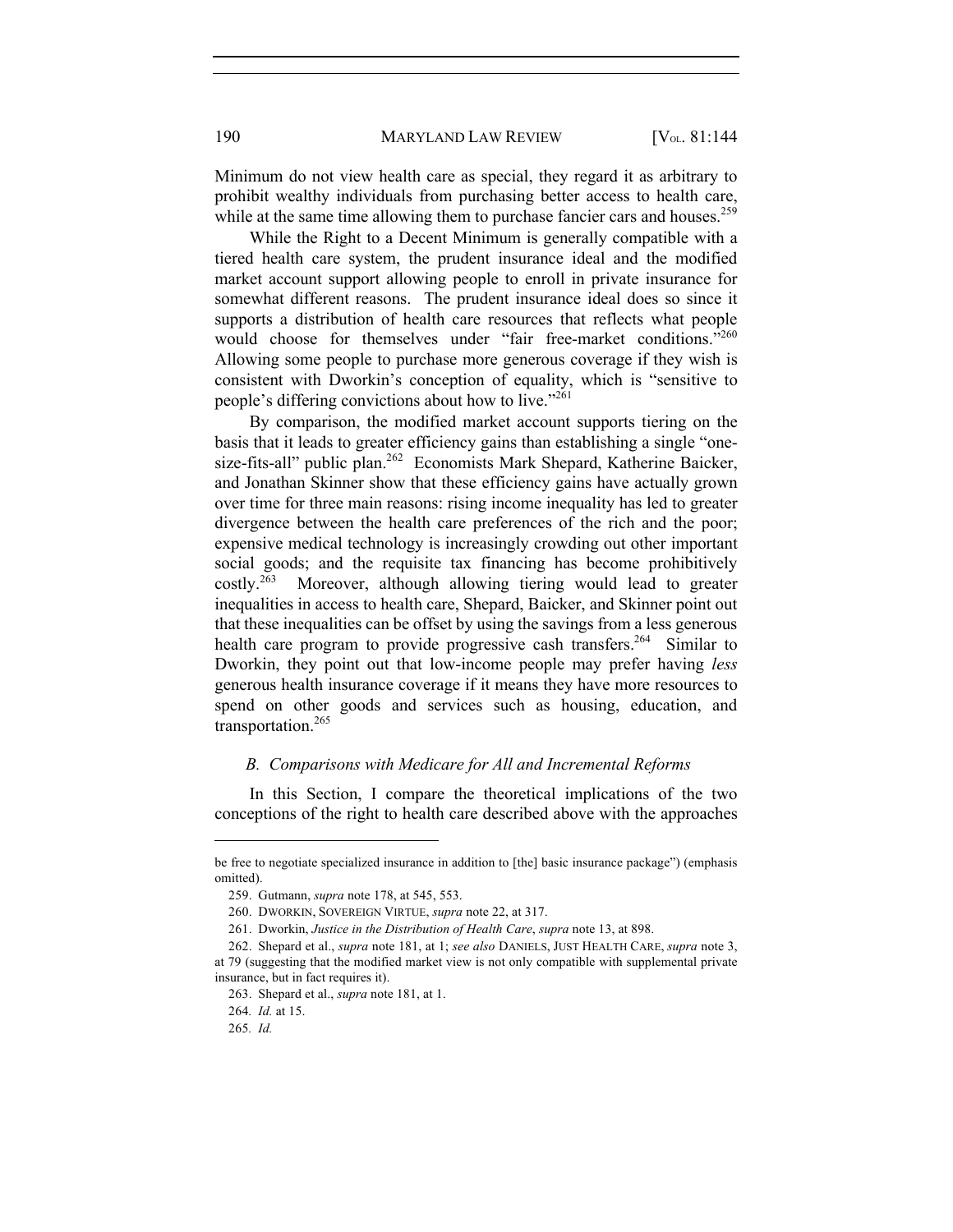Minimum do not view health care as special, they regard it as arbitrary to prohibit wealthy individuals from purchasing better access to health care, while at the same time allowing them to purchase fancier cars and houses.[259]

While the Right to a Decent Minimum is generally compatible with a tiered health care system, the prudent insurance ideal and the modified market account support allowing people to enroll in private insurance for somewhat different reasons. The prudent insurance ideal does so since it supports a distribution of health care resources that reflects what people would choose for themselves under "fair free-market conditions."[260] Allowing some people to purchase more generous coverage if they wish is consistent with Dworkin's conception of equality, which is "sensitive to people's differing convictions about how to live."[261]

By comparison, the modified market account supports tiering on the basis that it leads to greater efficiency gains than establishing a single "one-size-fits-all" public plan.[262] Economists Mark Shepard, Katherine Baicker, and Jonathan Skinner show that these efficiency gains have actually grown over time for three main reasons: rising income inequality has led to greater divergence between the health care preferences of the rich and the poor; expensive medical technology is increasingly crowding out other important social goods; and the requisite tax financing has become prohibitively costly.[263] Moreover, although allowing tiering would lead to greater inequalities in access to health care, Shepard, Baicker, and Skinner point out that these inequalities can be offset by using the savings from a less generous health care program to provide progressive cash transfers.[264] Similar to Dworkin, they point out that low-income people may prefer having *less* generous health insurance coverage if it means they have more resources to spend on other goods and services such as housing, education, and transportation.[265]

### *B. Comparisons with Medicare for All and Incremental Reforms*

In this Section, I compare the theoretical implications of the two conceptions of the right to health care described above with the approaches

---

be free to negotiate specialized insurance in addition to [the] basic insurance package") (emphasis omitted).

259. Gutmann, *supra* note 178, at 545, 553.

260. DWORKIN, SOVEREIGN VIRTUE, *supra* note 22, at 317.

261. Dworkin, *Justice in the Distribution of Health Care*, *supra* note 13, at 898.

262. Shepard et al., *supra* note 181, at 1; *see also* DANIELS, JUST HEALTH CARE, *supra* note 3, at 79 (suggesting that the modified market view is not only compatible with supplemental private insurance, but in fact requires it).

263. Shepard et al., *supra* note 181, at 1.

264. *Id.* at 15.

265. *Id.*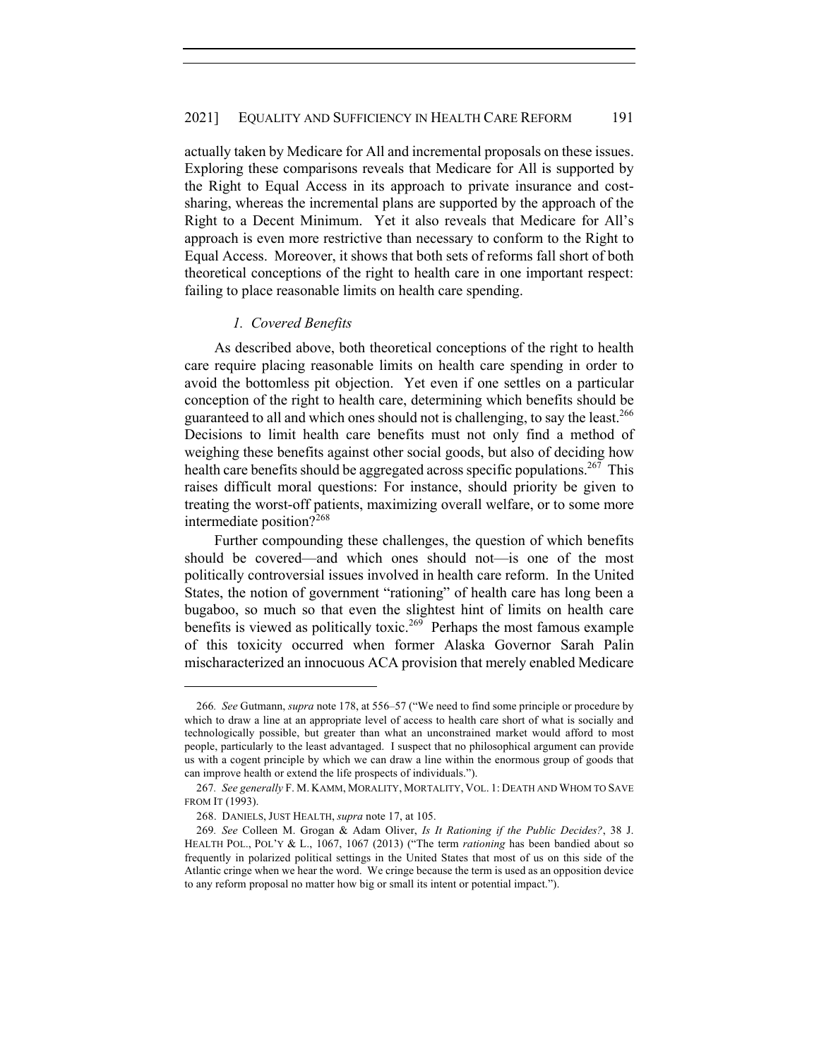actually taken by Medicare for All and incremental proposals on these issues. Exploring these comparisons reveals that Medicare for All is supported by the Right to Equal Access in its approach to private insurance and cost-sharing, whereas the incremental plans are supported by the approach of the Right to a Decent Minimum. Yet it also reveals that Medicare for All's approach is even more restrictive than necessary to conform to the Right to Equal Access. Moreover, it shows that both sets of reforms fall short of both theoretical conceptions of the right to health care in one important respect: failing to place reasonable limits on health care spending.

### *1. Covered Benefits*

As described above, both theoretical conceptions of the right to health care require placing reasonable limits on health care spending in order to avoid the bottomless pit objection. Yet even if one settles on a particular conception of the right to health care, determining which benefits should be guaranteed to all and which ones should not is challenging, to say the least.[266] Decisions to limit health care benefits must not only find a method of weighing these benefits against other social goods, but also of deciding how health care benefits should be aggregated across specific populations.[267] This raises difficult moral questions: For instance, should priority be given to treating the worst-off patients, maximizing overall welfare, or to some more intermediate position?[268]

Further compounding these challenges, the question of which benefits should be covered—and which ones should not—is one of the most politically controversial issues involved in health care reform. In the United States, the notion of government "rationing" of health care has long been a bugaboo, so much so that even the slightest hint of limits on health care benefits is viewed as politically toxic.[269] Perhaps the most famous example of this toxicity occurred when former Alaska Governor Sarah Palin mischaracterized an innocuous ACA provision that merely enabled Medicare

---

266. *See* Gutmann, *supra* note 178, at 556–57 ("We need to find some principle or procedure by which to draw a line at an appropriate level of access to health care short of what is socially and technologically possible, but greater than what an unconstrained market would afford to most people, particularly to the least advantaged. I suspect that no philosophical argument can provide us with a cogent principle by which we can draw a line within the enormous group of goods that can improve health or extend the life prospects of individuals.").

267. *See generally* F. M. KAMM, MORALITY, MORTALITY, VOL. 1: DEATH AND WHOM TO SAVE FROM IT (1993).

268. DANIELS, JUST HEALTH, *supra* note 17, at 105.

269. *See* Colleen M. Grogan & Adam Oliver, *Is It Rationing if the Public Decides?*, 38 J. HEALTH POL., POL'Y & L., 1067, 1067 (2013) ("The term *rationing* has been bandied about so frequently in polarized political settings in the United States that most of us on this side of the Atlantic cringe when we hear the word. We cringe because the term is used as an opposition device to any reform proposal no matter how big or small its intent or potential impact.").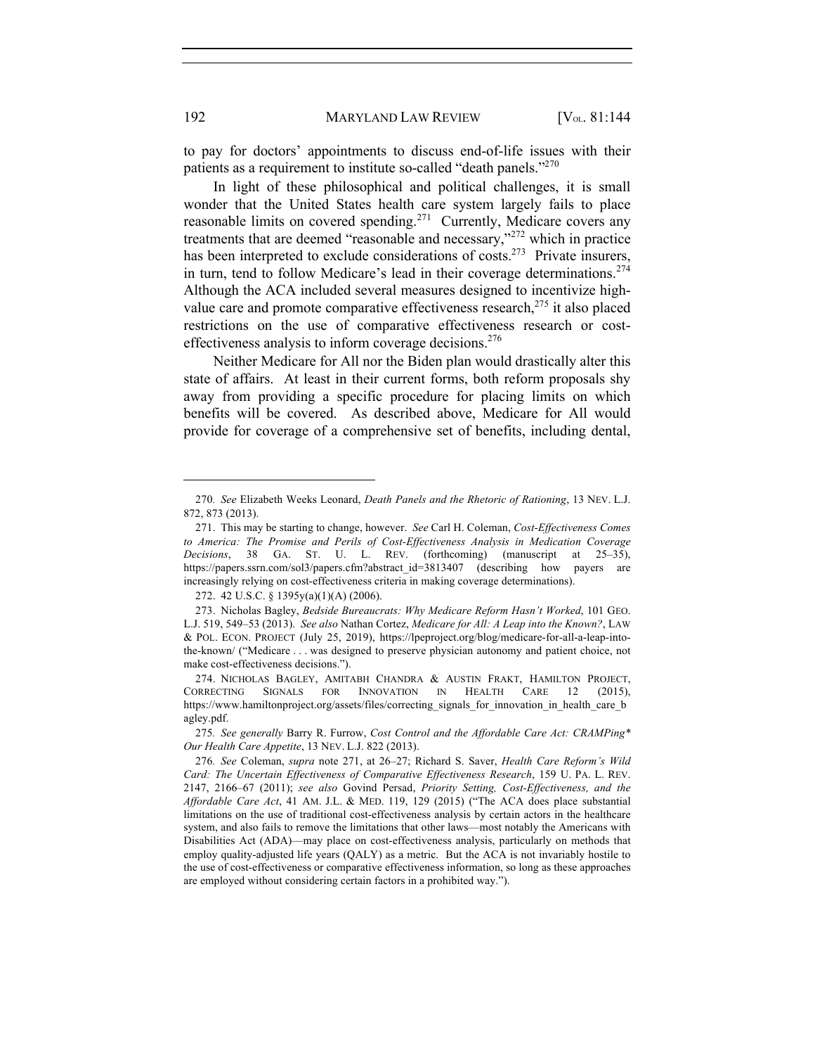to pay for doctors' appointments to discuss end-of-life issues with their patients as a requirement to institute so-called "death panels."[270]

In light of these philosophical and political challenges, it is small wonder that the United States health care system largely fails to place reasonable limits on covered spending.[271] Currently, Medicare covers any treatments that are deemed "reasonable and necessary,"[272] which in practice has been interpreted to exclude considerations of costs.[273] Private insurers, in turn, tend to follow Medicare's lead in their coverage determinations.[274] Although the ACA included several measures designed to incentivize high-value care and promote comparative effectiveness research,[275] it also placed restrictions on the use of comparative effectiveness research or cost-effectiveness analysis to inform coverage decisions.[276]

Neither Medicare for All nor the Biden plan would drastically alter this state of affairs. At least in their current forms, both reform proposals shy away from providing a specific procedure for placing limits on which benefits will be covered. As described above, Medicare for All would provide for coverage of a comprehensive set of benefits, including dental,

---

270. *See* Elizabeth Weeks Leonard, *Death Panels and the Rhetoric of Rationing*, 13 NEV. L.J. 872, 873 (2013).

271. This may be starting to change, however. *See* Carl H. Coleman, *Cost-Effectiveness Comes to America: The Promise and Perils of Cost-Effectiveness Analysis in Medication Coverage Decisions*, 38 GA. ST. U. L. REV. (forthcoming) (manuscript at 25–35), https://papers.ssrn.com/sol3/papers.cfm?abstract_id=3813407 (describing how payers are increasingly relying on cost-effectiveness criteria in making coverage determinations).

272. 42 U.S.C. § 1395y(a)(1)(A) (2006).

273. Nicholas Bagley, *Bedside Bureaucrats: Why Medicare Reform Hasn't Worked*, 101 GEO. L.J. 519, 549–53 (2013). *See also* Nathan Cortez, *Medicare for All: A Leap into the Known?*, LAW & POL. ECON. PROJECT (July 25, 2019), https://lpeproject.org/blog/medicare-for-all-a-leap-into-the-known/ ("Medicare . . . was designed to preserve physician autonomy and patient choice, not make cost-effectiveness decisions.").

274. NICHOLAS BAGLEY, AMITABH CHANDRA & AUSTIN FRAKT, HAMILTON PROJECT, CORRECTING SIGNALS FOR INNOVATION IN HEALTH CARE 12 (2015), https://www.hamiltonproject.org/assets/files/correcting_signals_for_innovation_in_health_care_bagley.pdf.

275. *See generally* Barry R. Furrow, *Cost Control and the Affordable Care Act: CRAMPing\* Our Health Care Appetite*, 13 NEV. L.J. 822 (2013).

276. *See* Coleman, *supra* note 271, at 26–27; Richard S. Saver, *Health Care Reform's Wild Card: The Uncertain Effectiveness of Comparative Effectiveness Research*, 159 U. PA. L. REV. 2147, 2166–67 (2011); *see also* Govind Persad, *Priority Setting, Cost-Effectiveness, and the Affordable Care Act*, 41 AM. J.L. & MED. 119, 129 (2015) ("The ACA does place substantial limitations on the use of traditional cost-effectiveness analysis by certain actors in the healthcare system, and also fails to remove the limitations that other laws—most notably the Americans with Disabilities Act (ADA)—may place on cost-effectiveness analysis, particularly on methods that employ quality-adjusted life years (QALY) as a metric. But the ACA is not invariably hostile to the use of cost-effectiveness or comparative effectiveness information, so long as these approaches are employed without considering certain factors in a prohibited way.").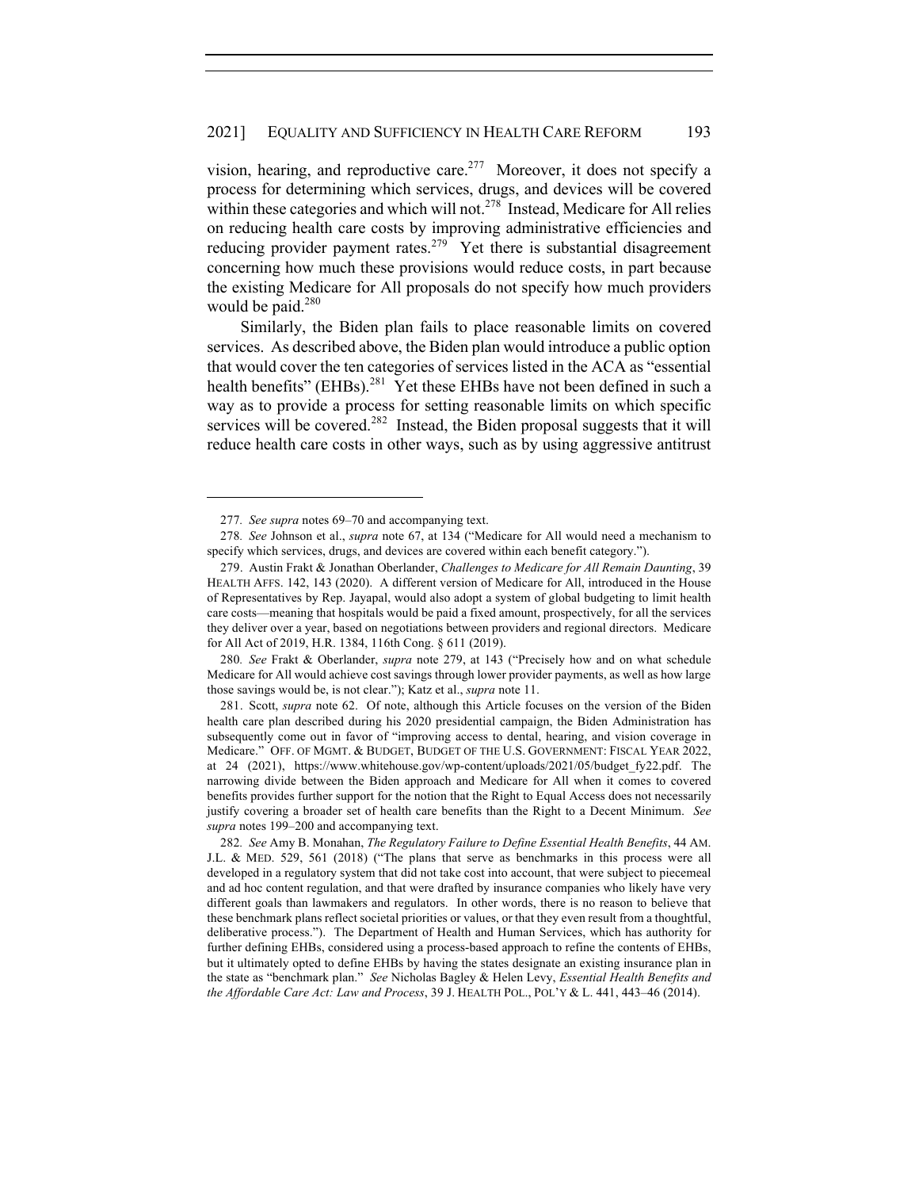vision, hearing, and reproductive care.[277] Moreover, it does not specify a process for determining which services, drugs, and devices will be covered within these categories and which will not.[278] Instead, Medicare for All relies on reducing health care costs by improving administrative efficiencies and reducing provider payment rates.[279] Yet there is substantial disagreement concerning how much these provisions would reduce costs, in part because the existing Medicare for All proposals do not specify how much providers would be paid.[280]

Similarly, the Biden plan fails to place reasonable limits on covered services. As described above, the Biden plan would introduce a public option that would cover the ten categories of services listed in the ACA as "essential health benefits" (EHBs).[281] Yet these EHBs have not been defined in such a way as to provide a process for setting reasonable limits on which specific services will be covered.[282] Instead, the Biden proposal suggests that it will reduce health care costs in other ways, such as by using aggressive antitrust

---

277. *See supra* notes 69–70 and accompanying text.

278. *See* Johnson et al., *supra* note 67, at 134 ("Medicare for All would need a mechanism to specify which services, drugs, and devices are covered within each benefit category.").

279. Austin Frakt & Jonathan Oberlander, *Challenges to Medicare for All Remain Daunting*, 39 HEALTH AFFS. 142, 143 (2020). A different version of Medicare for All, introduced in the House of Representatives by Rep. Jayapal, would also adopt a system of global budgeting to limit health care costs—meaning that hospitals would be paid a fixed amount, prospectively, for all the services they deliver over a year, based on negotiations between providers and regional directors. Medicare for All Act of 2019, H.R. 1384, 116th Cong. § 611 (2019).

280. *See* Frakt & Oberlander, *supra* note 279, at 143 ("Precisely how and on what schedule Medicare for All would achieve cost savings through lower provider payments, as well as how large those savings would be, is not clear."); Katz et al., *supra* note 11.

281. Scott, *supra* note 62. Of note, although this Article focuses on the version of the Biden health care plan described during his 2020 presidential campaign, the Biden Administration has subsequently come out in favor of "improving access to dental, hearing, and vision coverage in Medicare." OFF. OF MGMT. & BUDGET, BUDGET OF THE U.S. GOVERNMENT: FISCAL YEAR 2022, at 24 (2021), https://www.whitehouse.gov/wp-content/uploads/2021/05/budget_fy22.pdf. The narrowing divide between the Biden approach and Medicare for All when it comes to covered benefits provides further support for the notion that the Right to Equal Access does not necessarily justify covering a broader set of health care benefits than the Right to a Decent Minimum. *See supra* notes 199–200 and accompanying text.

282. *See* Amy B. Monahan, *The Regulatory Failure to Define Essential Health Benefits*, 44 AM. J.L. & MED. 529, 561 (2018) ("The plans that serve as benchmarks in this process were all developed in a regulatory system that did not take cost into account, that were subject to piecemeal and ad hoc content regulation, and that were drafted by insurance companies who likely have very different goals than lawmakers and regulators. In other words, there is no reason to believe that these benchmark plans reflect societal priorities or values, or that they even result from a thoughtful, deliberative process."). The Department of Health and Human Services, which has authority for further defining EHBs, considered using a process-based approach to refine the contents of EHBs, but it ultimately opted to define EHBs by having the states designate an existing insurance plan in the state as "benchmark plan." *See* Nicholas Bagley & Helen Levy, *Essential Health Benefits and the Affordable Care Act: Law and Process*, 39 J. HEALTH POL., POL'Y & L. 441, 443–46 (2014).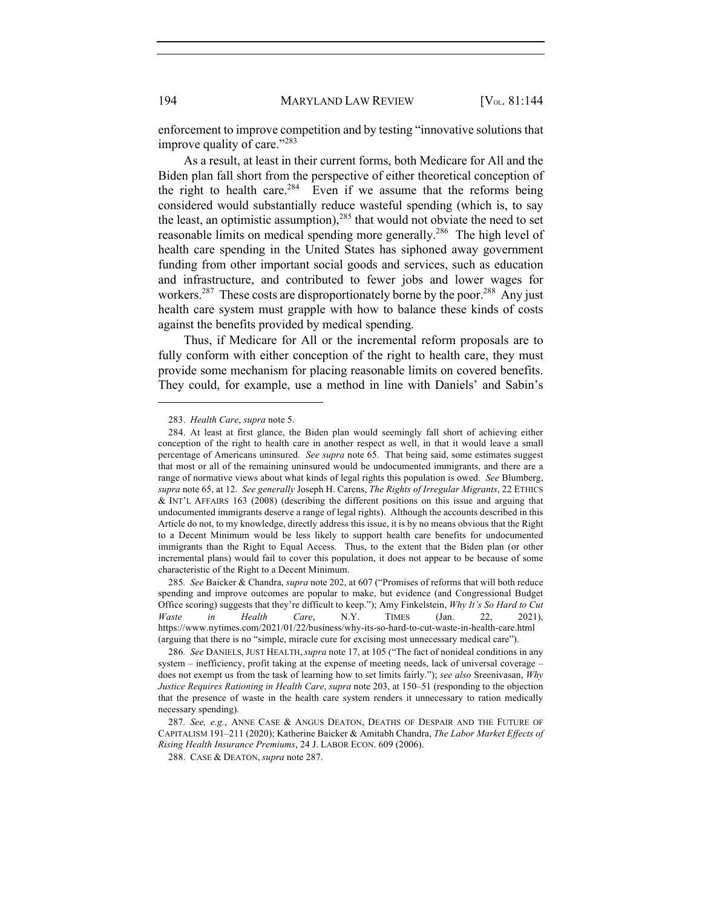enforcement to improve competition and by testing "innovative solutions that improve quality of care."[283]

As a result, at least in their current forms, both Medicare for All and the Biden plan fall short from the perspective of either theoretical conception of the right to health care.[284] Even if we assume that the reforms being considered would substantially reduce wasteful spending (which is, to say the least, an optimistic assumption),[285] that would not obviate the need to set reasonable limits on medical spending more generally.[286] The high level of health care spending in the United States has siphoned away government funding from other important social goods and services, such as education and infrastructure, and contributed to fewer jobs and lower wages for workers.[287] These costs are disproportionately borne by the poor.[288] Any just health care system must grapple with how to balance these kinds of costs against the benefits provided by medical spending.

Thus, if Medicare for All or the incremental reform proposals are to fully conform with either conception of the right to health care, they must provide some mechanism for placing reasonable limits on covered benefits. They could, for example, use a method in line with Daniels' and Sabin's

---

283. *Health Care*, *supra* note 5.

284. At least at first glance, the Biden plan would seemingly fall short of achieving either conception of the right to health care in another respect as well, in that it would leave a small percentage of Americans uninsured. *See supra* note 65. That being said, some estimates suggest that most or all of the remaining uninsured would be undocumented immigrants, and there are a range of normative views about what kinds of legal rights this population is owed. *See* Blumberg, *supra* note 65, at 12. *See generally* Joseph H. Carens, *The Rights of Irregular Migrants*, 22 ETHICS & INT'L AFFAIRS 163 (2008) (describing the different positions on this issue and arguing that undocumented immigrants deserve a range of legal rights). Although the accounts described in this Article do not, to my knowledge, directly address this issue, it is by no means obvious that the Right to a Decent Minimum would be less likely to support health care benefits for undocumented immigrants than the Right to Equal Access. Thus, to the extent that the Biden plan (or other incremental plans) would fail to cover this population, it does not appear to be because of some characteristic of the Right to a Decent Minimum.

285. *See* Baicker & Chandra, *supra* note 202, at 607 ("Promises of reforms that will both reduce spending and improve outcomes are popular to make, but evidence (and Congressional Budget Office scoring) suggests that they're difficult to keep."); Amy Finkelstein, *Why It's So Hard to Cut Waste in Health Care*, N.Y. TIMES (Jan. 22, 2021), https://www.nytimes.com/2021/01/22/business/why-its-so-hard-to-cut-waste-in-health-care.html (arguing that there is no "simple, miracle cure for excising most unnecessary medical care").

286. *See* DANIELS, JUST HEALTH, *supra* note 17, at 105 ("The fact of nonideal conditions in any system – inefficiency, profit taking at the expense of meeting needs, lack of universal coverage – does not exempt us from the task of learning how to set limits fairly."); *see also* Sreenivasan, *Why Justice Requires Rationing in Health Care*, *supra* note 203, at 150–51 (responding to the objection that the presence of waste in the health care system renders it unnecessary to ration medically necessary spending).

287. *See, e.g.*, ANNE CASE & ANGUS DEATON, DEATHS OF DESPAIR AND THE FUTURE OF CAPITALISM 191–211 (2020); Katherine Baicker & Amitabh Chandra, *The Labor Market Effects of Rising Health Insurance Premiums*, 24 J. LABOR ECON. 609 (2006).

288. CASE & DEATON, *supra* note 287.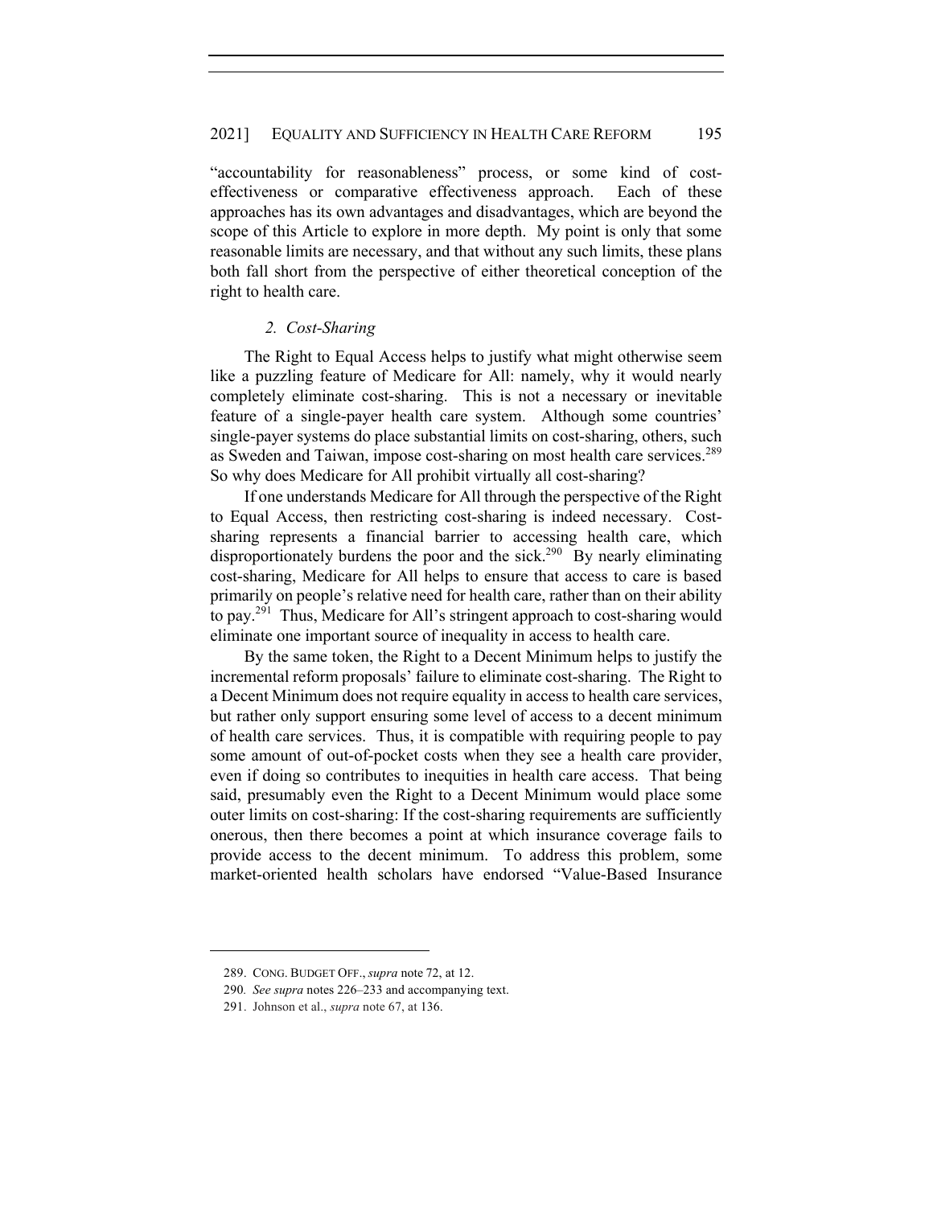"accountability for reasonableness" process, or some kind of cost-effectiveness or comparative effectiveness approach. Each of these approaches has its own advantages and disadvantages, which are beyond the scope of this Article to explore in more depth. My point is only that some reasonable limits are necessary, and that without any such limits, these plans both fall short from the perspective of either theoretical conception of the right to health care.

### *2. Cost-Sharing*

The Right to Equal Access helps to justify what might otherwise seem like a puzzling feature of Medicare for All: namely, why it would nearly completely eliminate cost-sharing. This is not a necessary or inevitable feature of a single-payer health care system. Although some countries' single-payer systems do place substantial limits on cost-sharing, others, such as Sweden and Taiwan, impose cost-sharing on most health care services.[289] So why does Medicare for All prohibit virtually all cost-sharing?

If one understands Medicare for All through the perspective of the Right to Equal Access, then restricting cost-sharing is indeed necessary. Cost-sharing represents a financial barrier to accessing health care, which disproportionately burdens the poor and the sick.[290] By nearly eliminating cost-sharing, Medicare for All helps to ensure that access to care is based primarily on people's relative need for health care, rather than on their ability to pay.[291] Thus, Medicare for All's stringent approach to cost-sharing would eliminate one important source of inequality in access to health care.

By the same token, the Right to a Decent Minimum helps to justify the incremental reform proposals' failure to eliminate cost-sharing. The Right to a Decent Minimum does not require equality in access to health care services, but rather only support ensuring some level of access to a decent minimum of health care services. Thus, it is compatible with requiring people to pay some amount of out-of-pocket costs when they see a health care provider, even if doing so contributes to inequities in health care access. That being said, presumably even the Right to a Decent Minimum would place some outer limits on cost-sharing: If the cost-sharing requirements are sufficiently onerous, then there becomes a point at which insurance coverage fails to provide access to the decent minimum. To address this problem, some market-oriented health scholars have endorsed "Value-Based Insurance

---

289. CONG. BUDGET OFF., *supra* note 72, at 12.

290. *See supra* notes 226–233 and accompanying text.

291. Johnson et al., *supra* note 67, at 136.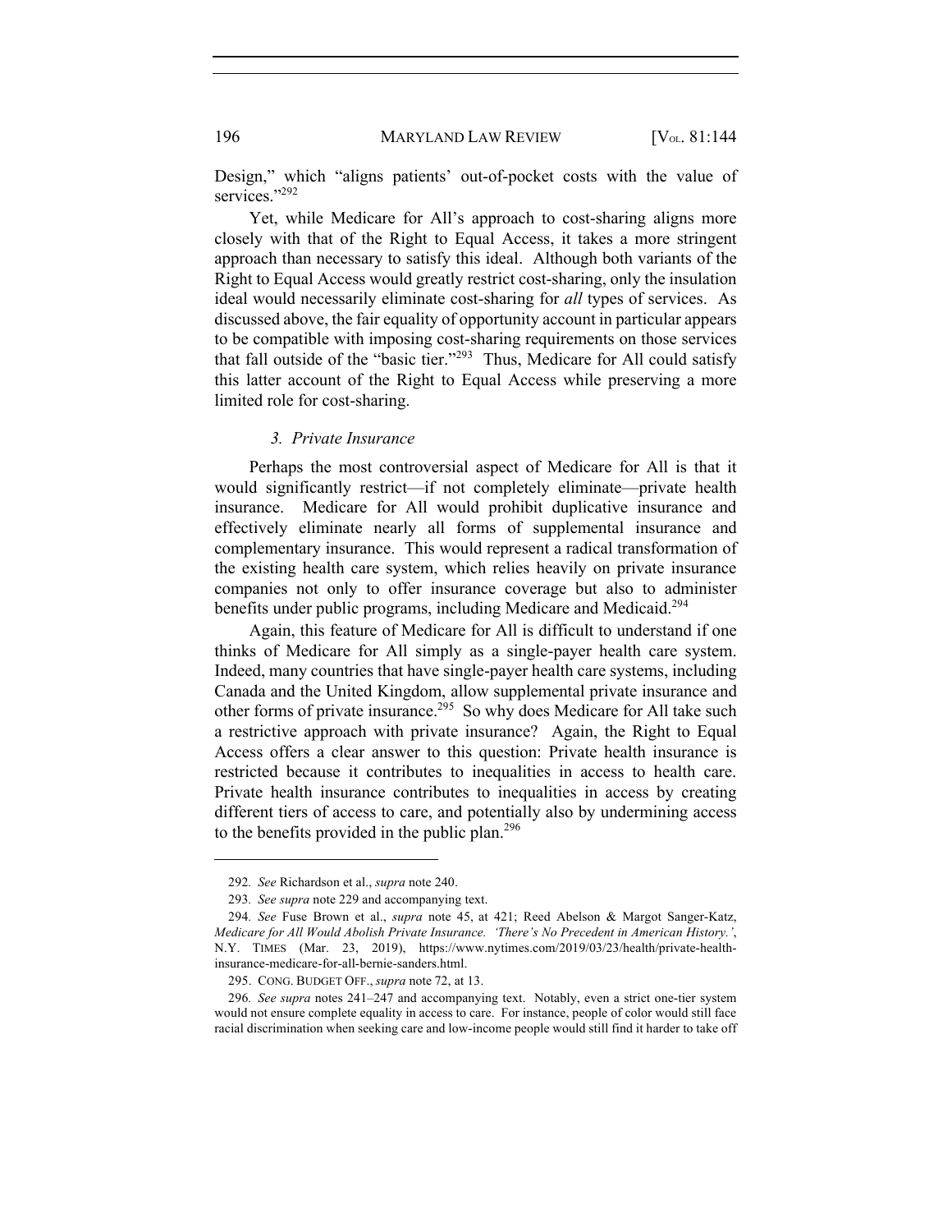Design," which "aligns patients' out-of-pocket costs with the value of services."[292]

Yet, while Medicare for All's approach to cost-sharing aligns more closely with that of the Right to Equal Access, it takes a more stringent approach than necessary to satisfy this ideal. Although both variants of the Right to Equal Access would greatly restrict cost-sharing, only the insulation ideal would necessarily eliminate cost-sharing for *all* types of services. As discussed above, the fair equality of opportunity account in particular appears to be compatible with imposing cost-sharing requirements on those services that fall outside of the "basic tier."[293] Thus, Medicare for All could satisfy this latter account of the Right to Equal Access while preserving a more limited role for cost-sharing.

### *3. Private Insurance*

Perhaps the most controversial aspect of Medicare for All is that it would significantly restrict—if not completely eliminate—private health insurance. Medicare for All would prohibit duplicative insurance and effectively eliminate nearly all forms of supplemental insurance and complementary insurance. This would represent a radical transformation of the existing health care system, which relies heavily on private insurance companies not only to offer insurance coverage but also to administer benefits under public programs, including Medicare and Medicaid.[294]

Again, this feature of Medicare for All is difficult to understand if one thinks of Medicare for All simply as a single-payer health care system. Indeed, many countries that have single-payer health care systems, including Canada and the United Kingdom, allow supplemental private insurance and other forms of private insurance.[295] So why does Medicare for All take such a restrictive approach with private insurance? Again, the Right to Equal Access offers a clear answer to this question: Private health insurance is restricted because it contributes to inequalities in access to health care. Private health insurance contributes to inequalities in access by creating different tiers of access to care, and potentially also by undermining access to the benefits provided in the public plan.[296]

---

292. *See* Richardson et al., *supra* note 240.

293. *See supra* note 229 and accompanying text.

294. *See* Fuse Brown et al., *supra* note 45, at 421; Reed Abelson & Margot Sanger-Katz, *Medicare for All Would Abolish Private Insurance. 'There's No Precedent in American History.'*, N.Y. TIMES (Mar. 23, 2019), https://www.nytimes.com/2019/03/23/health/private-health-insurance-medicare-for-all-bernie-sanders.html.

295. CONG. BUDGET OFF., *supra* note 72, at 13.

296. *See supra* notes 241–247 and accompanying text. Notably, even a strict one-tier system would not ensure complete equality in access to care. For instance, people of color would still face racial discrimination when seeking care and low-income people would still find it harder to take off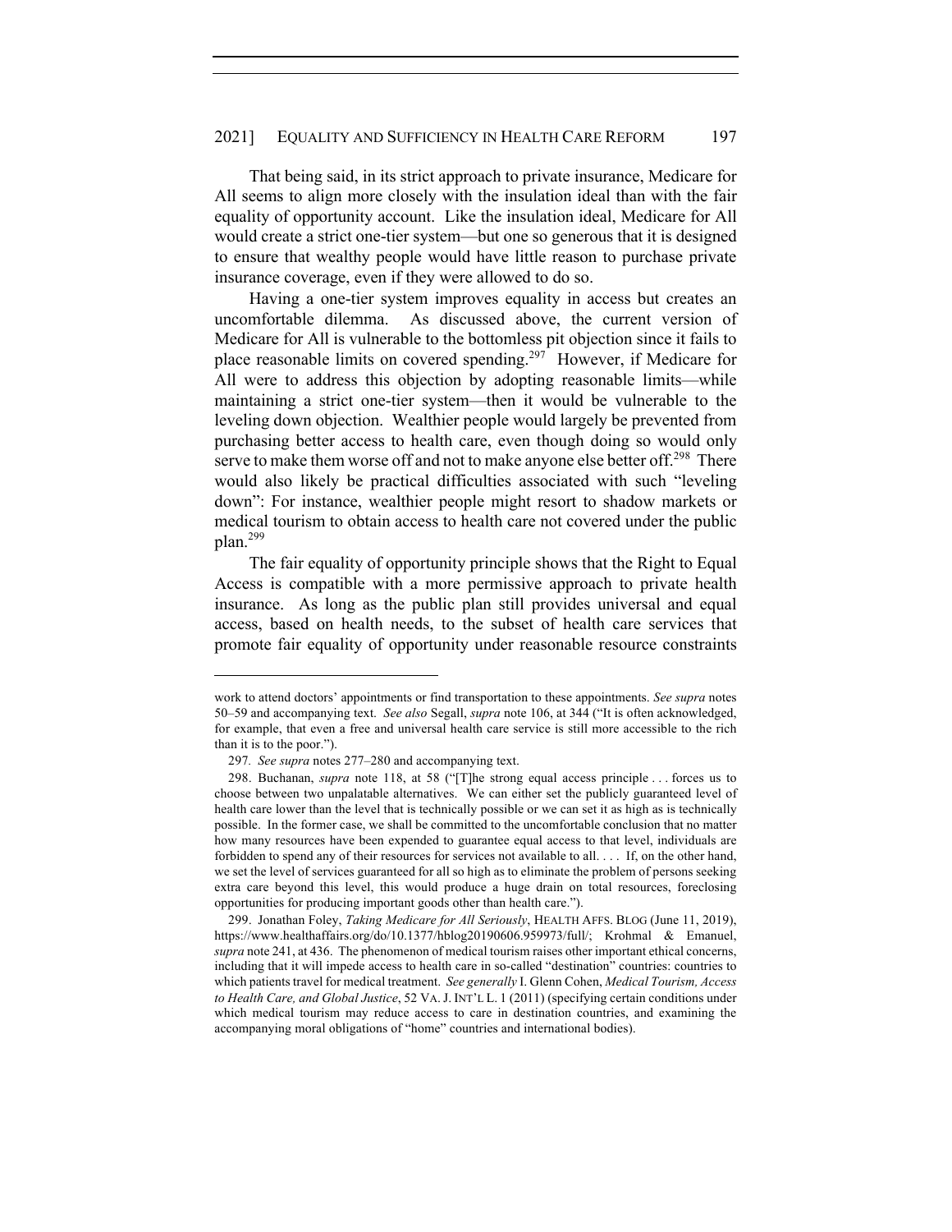That being said, in its strict approach to private insurance, Medicare for All seems to align more closely with the insulation ideal than with the fair equality of opportunity account. Like the insulation ideal, Medicare for All would create a strict one-tier system—but one so generous that it is designed to ensure that wealthy people would have little reason to purchase private insurance coverage, even if they were allowed to do so.

Having a one-tier system improves equality in access but creates an uncomfortable dilemma. As discussed above, the current version of Medicare for All is vulnerable to the bottomless pit objection since it fails to place reasonable limits on covered spending.[297] However, if Medicare for All were to address this objection by adopting reasonable limits—while maintaining a strict one-tier system—then it would be vulnerable to the leveling down objection. Wealthier people would largely be prevented from purchasing better access to health care, even though doing so would only serve to make them worse off and not to make anyone else better off.[298] There would also likely be practical difficulties associated with such "leveling down": For instance, wealthier people might resort to shadow markets or medical tourism to obtain access to health care not covered under the public plan.[299]

The fair equality of opportunity principle shows that the Right to Equal Access is compatible with a more permissive approach to private health insurance. As long as the public plan still provides universal and equal access, based on health needs, to the subset of health care services that promote fair equality of opportunity under reasonable resource constraints

---

work to attend doctors' appointments or find transportation to these appointments. *See supra* notes 50–59 and accompanying text. *See also* Segall, *supra* note 106, at 344 ("It is often acknowledged, for example, that even a free and universal health care service is still more accessible to the rich than it is to the poor.").

297. *See supra* notes 277–280 and accompanying text.

298. Buchanan, *supra* note 118, at 58 ("[T]he strong equal access principle . . . forces us to choose between two unpalatable alternatives. We can either set the publicly guaranteed level of health care lower than the level that is technically possible or we can set it as high as is technically possible. In the former case, we shall be committed to the uncomfortable conclusion that no matter how many resources have been expended to guarantee equal access to that level, individuals are forbidden to spend any of their resources for services not available to all. . . . If, on the other hand, we set the level of services guaranteed for all so high as to eliminate the problem of persons seeking extra care beyond this level, this would produce a huge drain on total resources, foreclosing opportunities for producing important goods other than health care.").

299. Jonathan Foley, *Taking Medicare for All Seriously*, HEALTH AFFS. BLOG (June 11, 2019), https://www.healthaffairs.org/do/10.1377/hblog20190606.959973/full/; Krohmal & Emanuel, *supra* note 241, at 436. The phenomenon of medical tourism raises other important ethical concerns, including that it will impede access to health care in so-called "destination" countries: countries to which patients travel for medical treatment. *See generally* I. Glenn Cohen, *Medical Tourism, Access to Health Care, and Global Justice*, 52 VA. J. INT'L L. 1 (2011) (specifying certain conditions under which medical tourism may reduce access to care in destination countries, and examining the accompanying moral obligations of "home" countries and international bodies).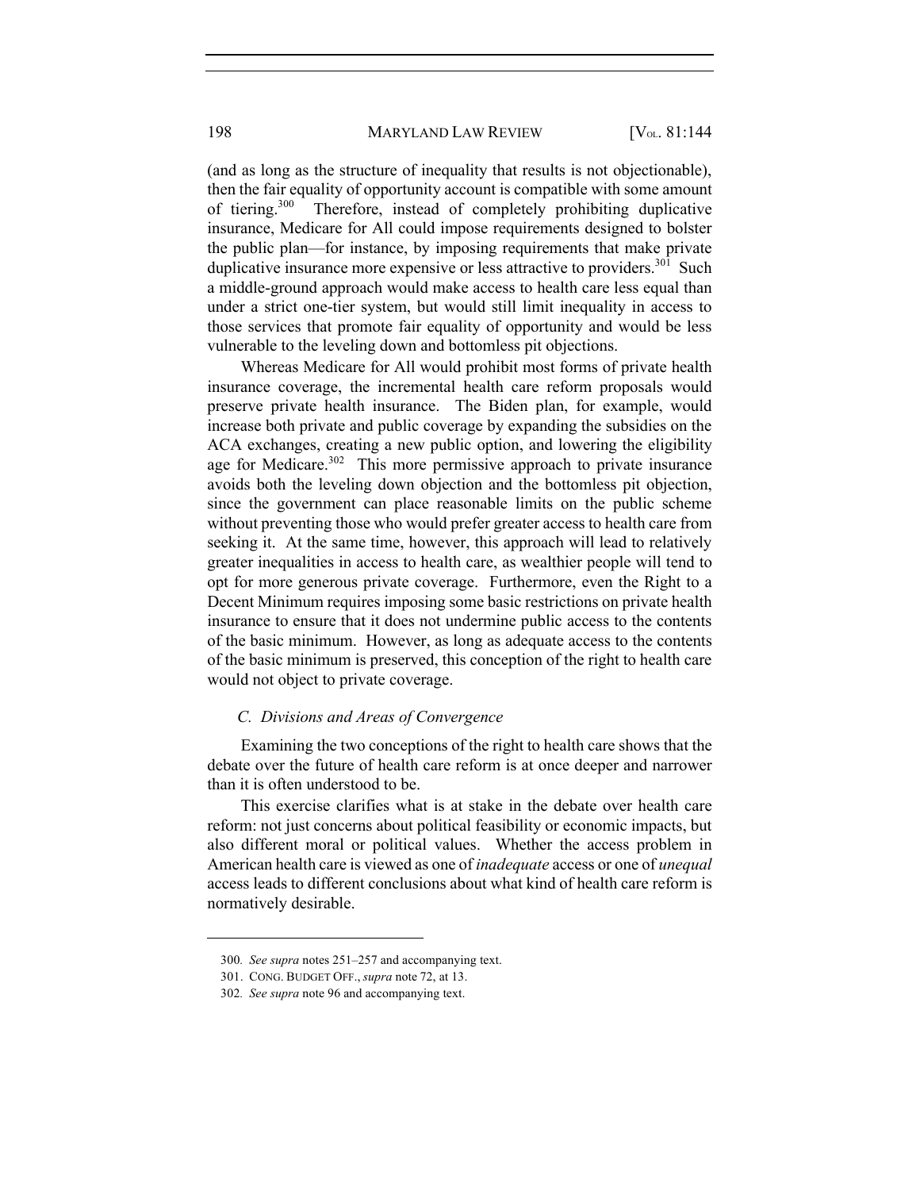(and as long as the structure of inequality that results is not objectionable), then the fair equality of opportunity account is compatible with some amount of tiering.[300] Therefore, instead of completely prohibiting duplicative insurance, Medicare for All could impose requirements designed to bolster the public plan—for instance, by imposing requirements that make private duplicative insurance more expensive or less attractive to providers.[301] Such a middle-ground approach would make access to health care less equal than under a strict one-tier system, but would still limit inequality in access to those services that promote fair equality of opportunity and would be less vulnerable to the leveling down and bottomless pit objections.

Whereas Medicare for All would prohibit most forms of private health insurance coverage, the incremental health care reform proposals would preserve private health insurance. The Biden plan, for example, would increase both private and public coverage by expanding the subsidies on the ACA exchanges, creating a new public option, and lowering the eligibility age for Medicare.[302] This more permissive approach to private insurance avoids both the leveling down objection and the bottomless pit objection, since the government can place reasonable limits on the public scheme without preventing those who would prefer greater access to health care from seeking it. At the same time, however, this approach will lead to relatively greater inequalities in access to health care, as wealthier people will tend to opt for more generous private coverage. Furthermore, even the Right to a Decent Minimum requires imposing some basic restrictions on private health insurance to ensure that it does not undermine public access to the contents of the basic minimum. However, as long as adequate access to the contents of the basic minimum is preserved, this conception of the right to health care would not object to private coverage.

### *C. Divisions and Areas of Convergence*

Examining the two conceptions of the right to health care shows that the debate over the future of health care reform is at once deeper and narrower than it is often understood to be.

This exercise clarifies what is at stake in the debate over health care reform: not just concerns about political feasibility or economic impacts, but also different moral or political values. Whether the access problem in American health care is viewed as one of *inadequate* access or one of *unequal* access leads to different conclusions about what kind of health care reform is normatively desirable.

---

300. *See supra* notes 251–257 and accompanying text.

301. CONG. BUDGET OFF., *supra* note 72, at 13.

302. *See supra* note 96 and accompanying text.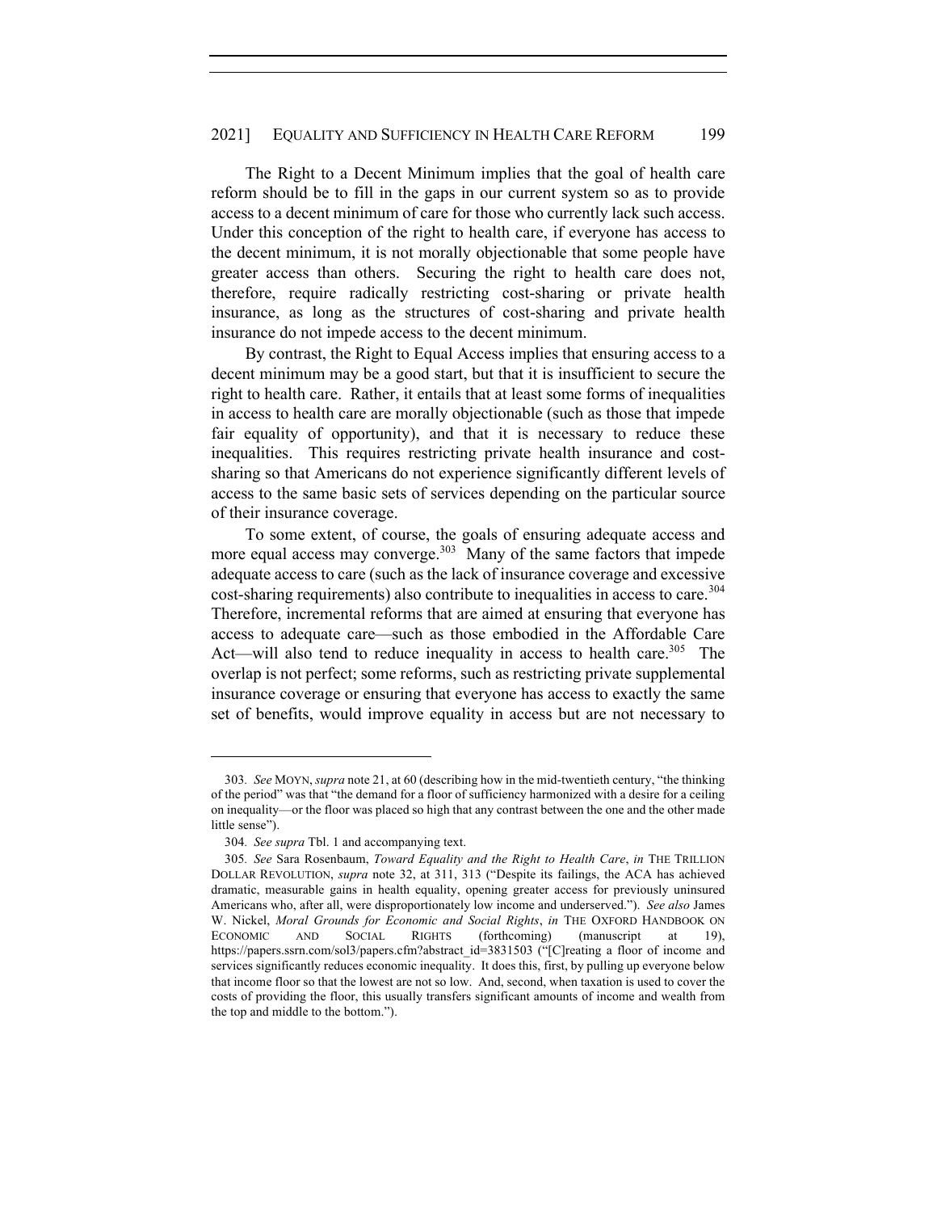The Right to a Decent Minimum implies that the goal of health care reform should be to fill in the gaps in our current system so as to provide access to a decent minimum of care for those who currently lack such access. Under this conception of the right to health care, if everyone has access to the decent minimum, it is not morally objectionable that some people have greater access than others. Securing the right to health care does not, therefore, require radically restricting cost-sharing or private health insurance, as long as the structures of cost-sharing and private health insurance do not impede access to the decent minimum.

By contrast, the Right to Equal Access implies that ensuring access to a decent minimum may be a good start, but that it is insufficient to secure the right to health care. Rather, it entails that at least some forms of inequalities in access to health care are morally objectionable (such as those that impede fair equality of opportunity), and that it is necessary to reduce these inequalities. This requires restricting private health insurance and cost-sharing so that Americans do not experience significantly different levels of access to the same basic sets of services depending on the particular source of their insurance coverage.

To some extent, of course, the goals of ensuring adequate access and more equal access may converge.[303] Many of the same factors that impede adequate access to care (such as the lack of insurance coverage and excessive cost-sharing requirements) also contribute to inequalities in access to care.[304] Therefore, incremental reforms that are aimed at ensuring that everyone has access to adequate care—such as those embodied in the Affordable Care Act—will also tend to reduce inequality in access to health care.[305] The overlap is not perfect; some reforms, such as restricting private supplemental insurance coverage or ensuring that everyone has access to exactly the same set of benefits, would improve equality in access but are not necessary to

---

303. *See* MOYN, *supra* note 21, at 60 (describing how in the mid-twentieth century, "the thinking of the period" was that "the demand for a floor of sufficiency harmonized with a desire for a ceiling on inequality—or the floor was placed so high that any contrast between the one and the other made little sense").

304. *See supra* Tbl. 1 and accompanying text.

305. *See* Sara Rosenbaum, *Toward Equality and the Right to Health Care*, *in* THE TRILLION DOLLAR REVOLUTION, *supra* note 32, at 311, 313 ("Despite its failings, the ACA has achieved dramatic, measurable gains in health equality, opening greater access for previously uninsured Americans who, after all, were disproportionately low income and underserved."). *See also* James W. Nickel, *Moral Grounds for Economic and Social Rights*, *in* THE OXFORD HANDBOOK ON ECONOMIC AND SOCIAL RIGHTS (forthcoming) (manuscript at 19), https://papers.ssrn.com/sol3/papers.cfm?abstract_id=3831503 ("[C]reating a floor of income and services significantly reduces economic inequality. It does this, first, by pulling up everyone below that income floor so that the lowest are not so low. And, second, when taxation is used to cover the costs of providing the floor, this usually transfers significant amounts of income and wealth from the top and middle to the bottom.").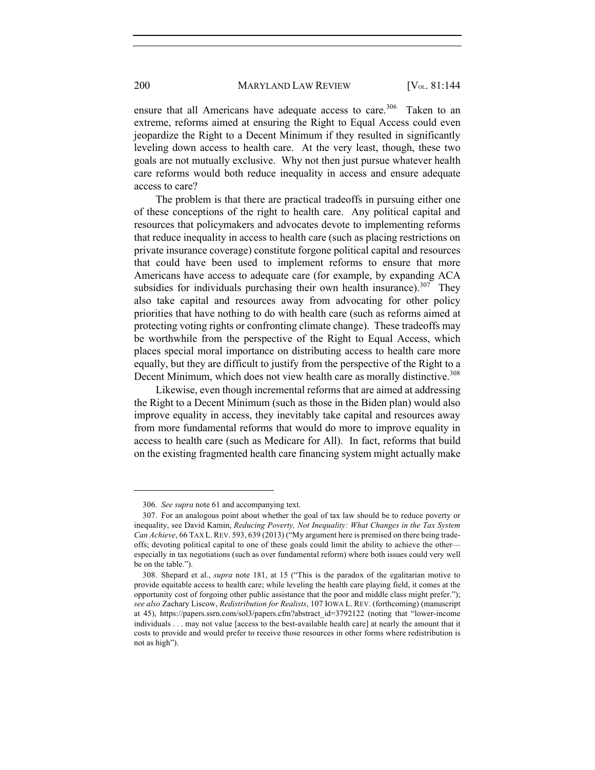ensure that all Americans have adequate access to care.[306] Taken to an extreme, reforms aimed at ensuring the Right to Equal Access could even jeopardize the Right to a Decent Minimum if they resulted in significantly leveling down access to health care. At the very least, though, these two goals are not mutually exclusive. Why not then just pursue whatever health care reforms would both reduce inequality in access and ensure adequate access to care?

The problem is that there are practical tradeoffs in pursuing either one of these conceptions of the right to health care. Any political capital and resources that policymakers and advocates devote to implementing reforms that reduce inequality in access to health care (such as placing restrictions on private insurance coverage) constitute forgone political capital and resources that could have been used to implement reforms to ensure that more Americans have access to adequate care (for example, by expanding ACA subsidies for individuals purchasing their own health insurance).[307] They also take capital and resources away from advocating for other policy priorities that have nothing to do with health care (such as reforms aimed at protecting voting rights or confronting climate change). These tradeoffs may be worthwhile from the perspective of the Right to Equal Access, which places special moral importance on distributing access to health care more equally, but they are difficult to justify from the perspective of the Right to a Decent Minimum, which does not view health care as morally distinctive.[308]

Likewise, even though incremental reforms that are aimed at addressing the Right to a Decent Minimum (such as those in the Biden plan) would also improve equality in access, they inevitably take capital and resources away from more fundamental reforms that would do more to improve equality in access to health care (such as Medicare for All). In fact, reforms that build on the existing fragmented health care financing system might actually make

---

306. *See supra* note 61 and accompanying text.

307. For an analogous point about whether the goal of tax law should be to reduce poverty or inequality, see David Kamin, *Reducing Poverty, Not Inequality: What Changes in the Tax System Can Achieve*, 66 TAX L. REV. 593, 639 (2013) ("My argument here is premised on there being trade-offs; devoting political capital to one of these goals could limit the ability to achieve the other—especially in tax negotiations (such as over fundamental reform) where both issues could very well be on the table.").

308. Shepard et al., *supra* note 181, at 15 ("This is the paradox of the egalitarian motive to provide equitable access to health care; while leveling the health care playing field, it comes at the opportunity cost of forgoing other public assistance that the poor and middle class might prefer."); *see also* Zachary Liscow, *Redistribution for Realists*, 107 IOWA L. REV. (forthcoming) (manuscript at 45), https://papers.ssrn.com/sol3/papers.cfm?abstract_id=3792122 (noting that "lower-income individuals . . . may not value [access to the best-available health care] at nearly the amount that it costs to provide and would prefer to receive those resources in other forms where redistribution is not as high").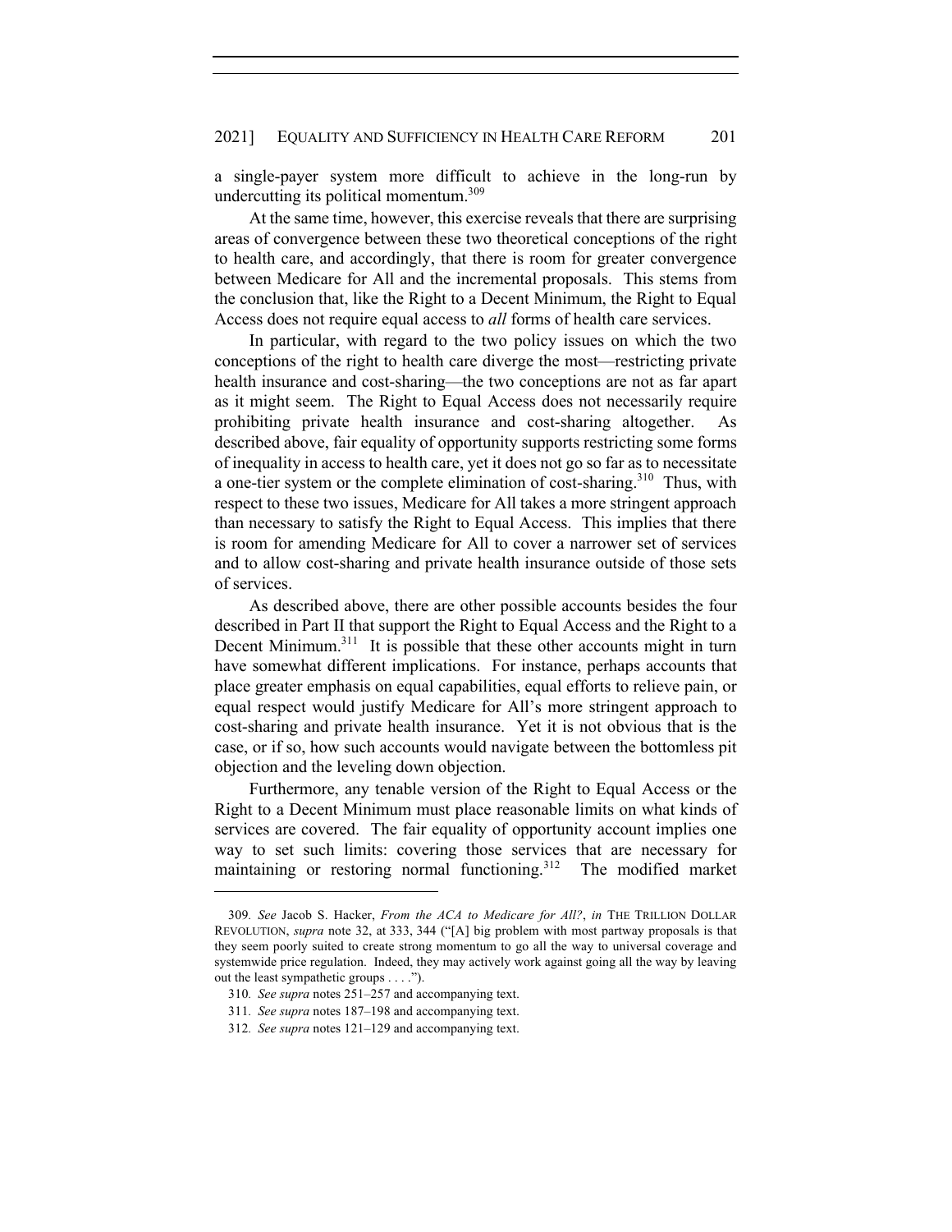a single-payer system more difficult to achieve in the long-run by undercutting its political momentum.[309]

At the same time, however, this exercise reveals that there are surprising areas of convergence between these two theoretical conceptions of the right to health care, and accordingly, that there is room for greater convergence between Medicare for All and the incremental proposals. This stems from the conclusion that, like the Right to a Decent Minimum, the Right to Equal Access does not require equal access to *all* forms of health care services.

In particular, with regard to the two policy issues on which the two conceptions of the right to health care diverge the most—restricting private health insurance and cost-sharing—the two conceptions are not as far apart as it might seem. The Right to Equal Access does not necessarily require prohibiting private health insurance and cost-sharing altogether. As described above, fair equality of opportunity supports restricting some forms of inequality in access to health care, yet it does not go so far as to necessitate a one-tier system or the complete elimination of cost-sharing.[310] Thus, with respect to these two issues, Medicare for All takes a more stringent approach than necessary to satisfy the Right to Equal Access. This implies that there is room for amending Medicare for All to cover a narrower set of services and to allow cost-sharing and private health insurance outside of those sets of services.

As described above, there are other possible accounts besides the four described in Part II that support the Right to Equal Access and the Right to a Decent Minimum.[311] It is possible that these other accounts might in turn have somewhat different implications. For instance, perhaps accounts that place greater emphasis on equal capabilities, equal efforts to relieve pain, or equal respect would justify Medicare for All's more stringent approach to cost-sharing and private health insurance. Yet it is not obvious that is the case, or if so, how such accounts would navigate between the bottomless pit objection and the leveling down objection.

Furthermore, any tenable version of the Right to Equal Access or the Right to a Decent Minimum must place reasonable limits on what kinds of services are covered. The fair equality of opportunity account implies one way to set such limits: covering those services that are necessary for maintaining or restoring normal functioning.[312] The modified market

---

309. *See* Jacob S. Hacker, *From the ACA to Medicare for All?*, *in* THE TRILLION DOLLAR REVOLUTION, *supra* note 32, at 333, 344 ("[A] big problem with most partway proposals is that they seem poorly suited to create strong momentum to go all the way to universal coverage and systemwide price regulation. Indeed, they may actively work against going all the way by leaving out the least sympathetic groups . . . .").

310. *See supra* notes 251–257 and accompanying text.

311. *See supra* notes 187–198 and accompanying text.

312. *See supra* notes 121–129 and accompanying text.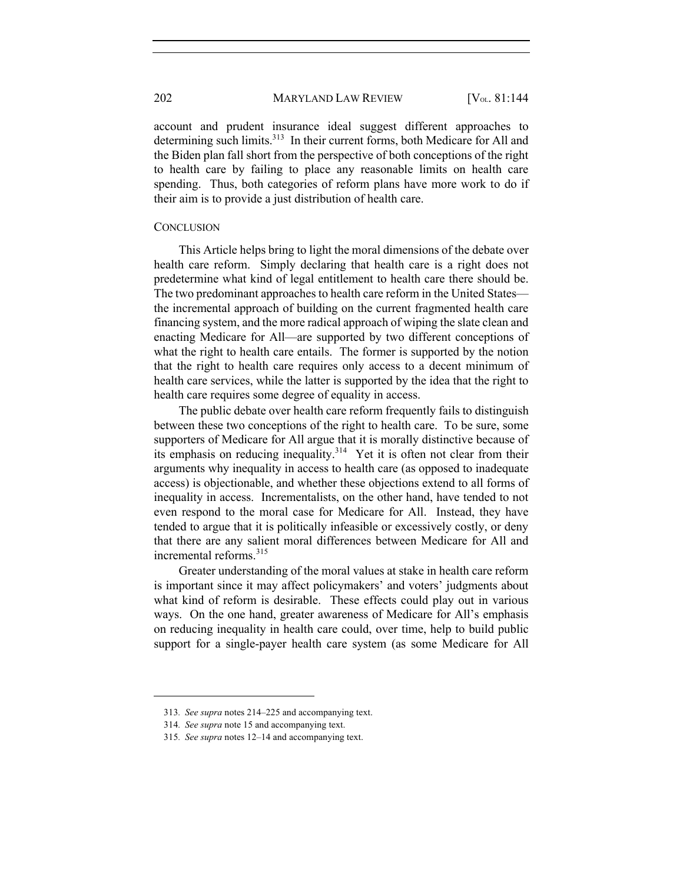account and prudent insurance ideal suggest different approaches to determining such limits.[313] In their current forms, both Medicare for All and the Biden plan fall short from the perspective of both conceptions of the right to health care by failing to place any reasonable limits on health care spending. Thus, both categories of reform plans have more work to do if their aim is to provide a just distribution of health care.

## CONCLUSION

This Article helps bring to light the moral dimensions of the debate over health care reform. Simply declaring that health care is a right does not predetermine what kind of legal entitlement to health care there should be. The two predominant approaches to health care reform in the United States—the incremental approach of building on the current fragmented health care financing system, and the more radical approach of wiping the slate clean and enacting Medicare for All—are supported by two different conceptions of what the right to health care entails. The former is supported by the notion that the right to health care requires only access to a decent minimum of health care services, while the latter is supported by the idea that the right to health care requires some degree of equality in access.

The public debate over health care reform frequently fails to distinguish between these two conceptions of the right to health care. To be sure, some supporters of Medicare for All argue that it is morally distinctive because of its emphasis on reducing inequality.[314] Yet it is often not clear from their arguments why inequality in access to health care (as opposed to inadequate access) is objectionable, and whether these objections extend to all forms of inequality in access. Incrementalists, on the other hand, have tended to not even respond to the moral case for Medicare for All. Instead, they have tended to argue that it is politically infeasible or excessively costly, or deny that there are any salient moral differences between Medicare for All and incremental reforms.[315]

Greater understanding of the moral values at stake in health care reform is important since it may affect policymakers' and voters' judgments about what kind of reform is desirable. These effects could play out in various ways. On the one hand, greater awareness of Medicare for All's emphasis on reducing inequality in health care could, over time, help to build public support for a single-payer health care system (as some Medicare for All

---

313. *See supra* notes 214–225 and accompanying text.

314. *See supra* note 15 and accompanying text.

315. *See supra* notes 12–14 and accompanying text.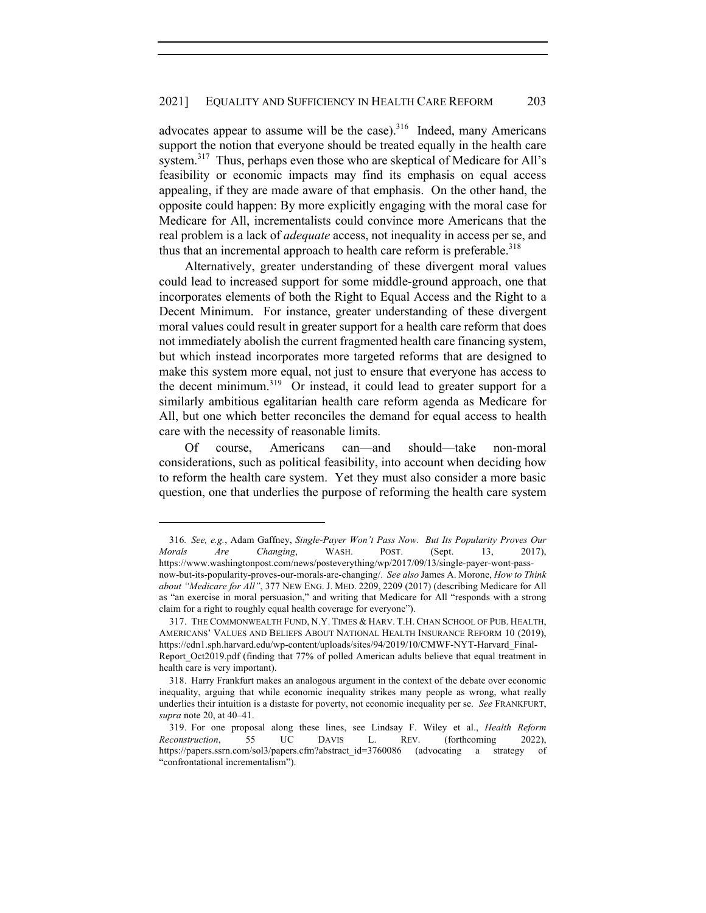advocates appear to assume will be the case).[316] Indeed, many Americans support the notion that everyone should be treated equally in the health care system.[317] Thus, perhaps even those who are skeptical of Medicare for All's feasibility or economic impacts may find its emphasis on equal access appealing, if they are made aware of that emphasis. On the other hand, the opposite could happen: By more explicitly engaging with the moral case for Medicare for All, incrementalists could convince more Americans that the real problem is a lack of *adequate* access, not inequality in access per se, and thus that an incremental approach to health care reform is preferable.[318]

Alternatively, greater understanding of these divergent moral values could lead to increased support for some middle-ground approach, one that incorporates elements of both the Right to Equal Access and the Right to a Decent Minimum. For instance, greater understanding of these divergent moral values could result in greater support for a health care reform that does not immediately abolish the current fragmented health care financing system, but which instead incorporates more targeted reforms that are designed to make this system more equal, not just to ensure that everyone has access to the decent minimum.[319] Or instead, it could lead to greater support for a similarly ambitious egalitarian health care reform agenda as Medicare for All, but one which better reconciles the demand for equal access to health care with the necessity of reasonable limits.

Of course, Americans can—and should—take non-moral considerations, such as political feasibility, into account when deciding how to reform the health care system. Yet they must also consider a more basic question, one that underlies the purpose of reforming the health care system

---

316. *See, e.g.*, Adam Gaffney, *Single-Payer Won't Pass Now. But Its Popularity Proves Our Morals Are Changing*, WASH. POST. (Sept. 13, 2017), https://www.washingtonpost.com/news/posteverything/wp/2017/09/13/single-payer-wont-pass-now-but-its-popularity-proves-our-morals-are-changing/. *See also* James A. Morone, *How to Think about "Medicare for All"*, 377 NEW ENG. J. MED. 2209, 2209 (2017) (describing Medicare for All as "an exercise in moral persuasion," and writing that Medicare for All "responds with a strong claim for a right to roughly equal health coverage for everyone").

317. THE COMMONWEALTH FUND, N.Y. TIMES & HARV. T.H. CHAN SCHOOL OF PUB. HEALTH, AMERICANS' VALUES AND BELIEFS ABOUT NATIONAL HEALTH INSURANCE REFORM 10 (2019), https://cdn1.sph.harvard.edu/wp-content/uploads/sites/94/2019/10/CMWF-NYT-Harvard_Final-Report_Oct2019.pdf (finding that 77% of polled American adults believe that equal treatment in health care is very important).

318. Harry Frankfurt makes an analogous argument in the context of the debate over economic inequality, arguing that while economic inequality strikes many people as wrong, what really underlies their intuition is a distaste for poverty, not economic inequality per se. *See* FRANKFURT, *supra* note 20, at 40–41.

319. For one proposal along these lines, see Lindsay F. Wiley et al., *Health Reform Reconstruction*, 55 UC DAVIS L. REV. (forthcoming 2022), https://papers.ssrn.com/sol3/papers.cfm?abstract_id=3760086 (advocating a strategy of "confrontational incrementalism").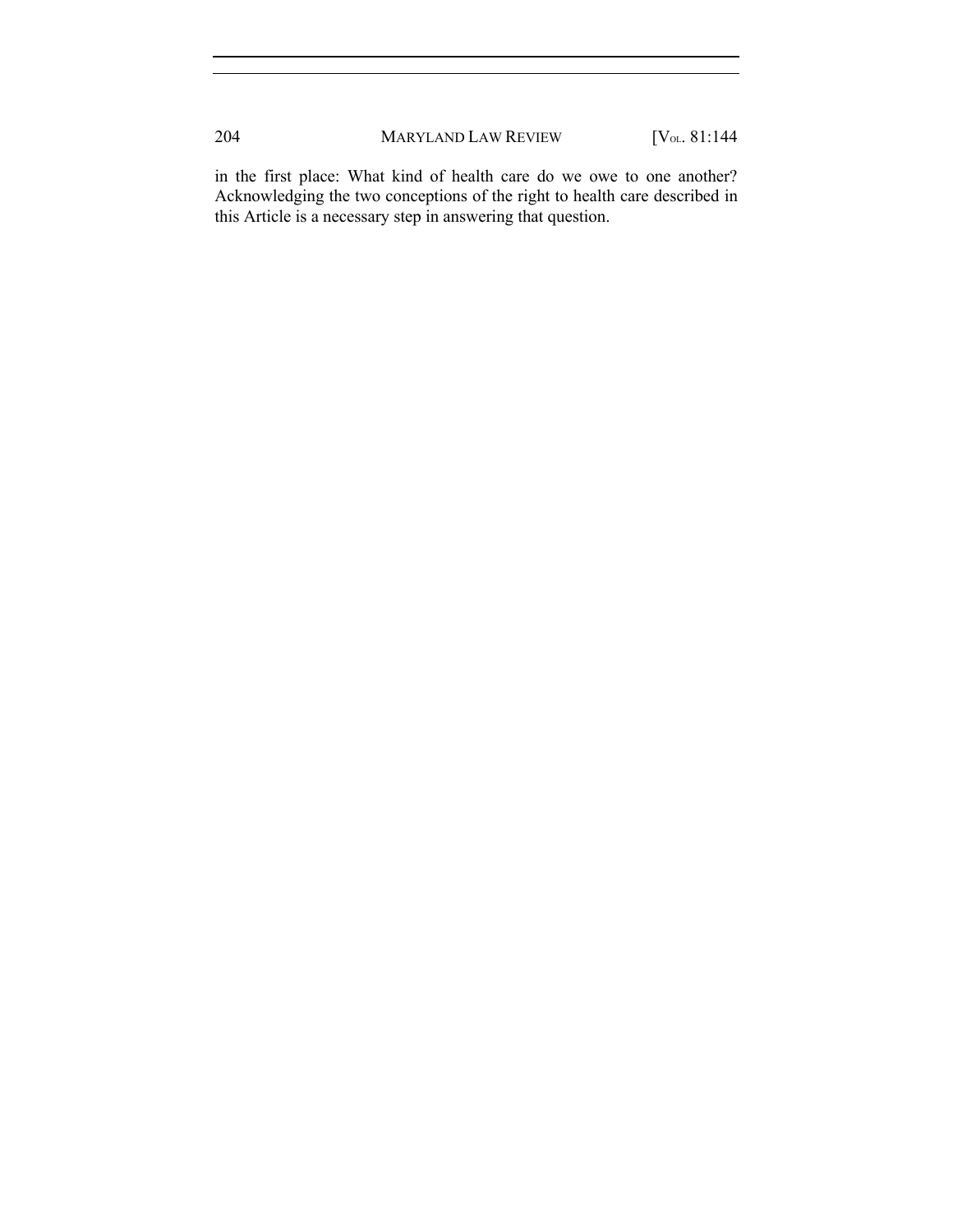in the first place: What kind of health care do we owe to one another? Acknowledging the two conceptions of the right to health care described in this Article is a necessary step in answering that question.